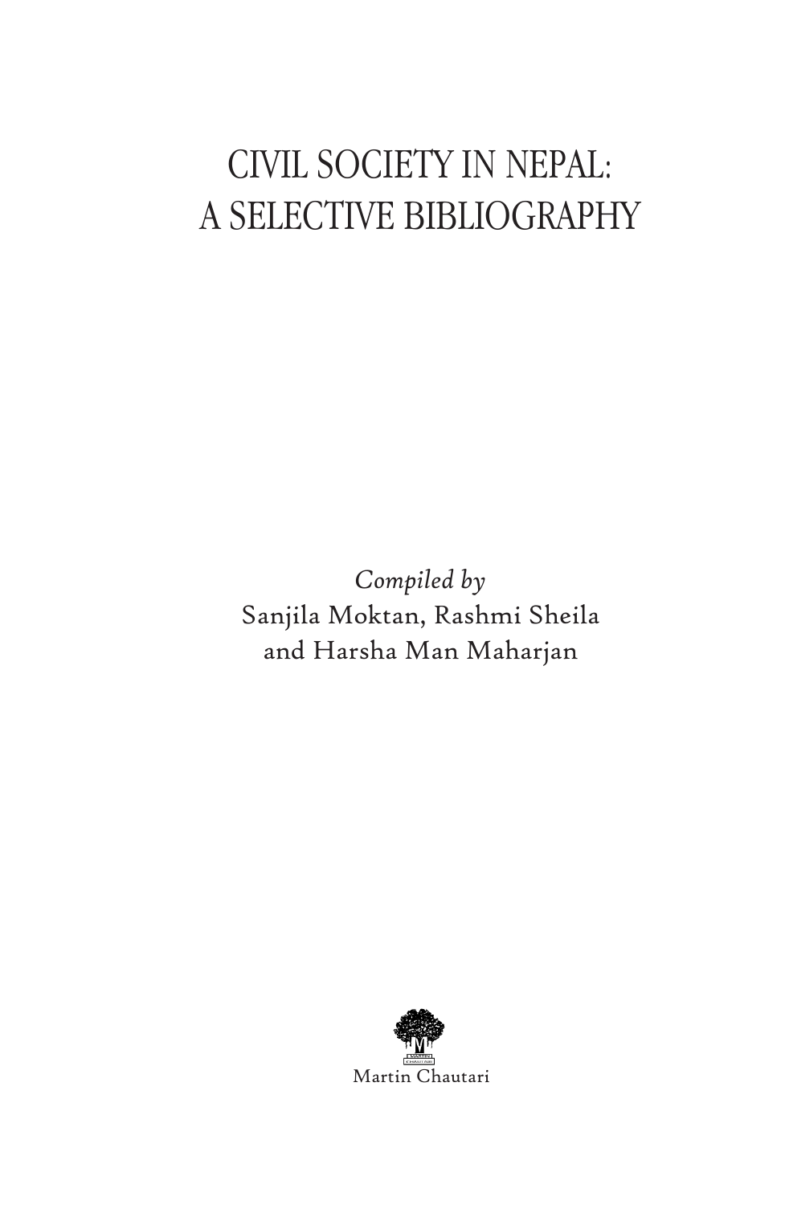# CIVIL SOCIETY IN NEPAL: A SELECTIVE BIBLIOGRAPHY

*Compiled by*

Sanjila Moktan, Rashmi Sheila and Harsha Man Maharjan

Martin Chautari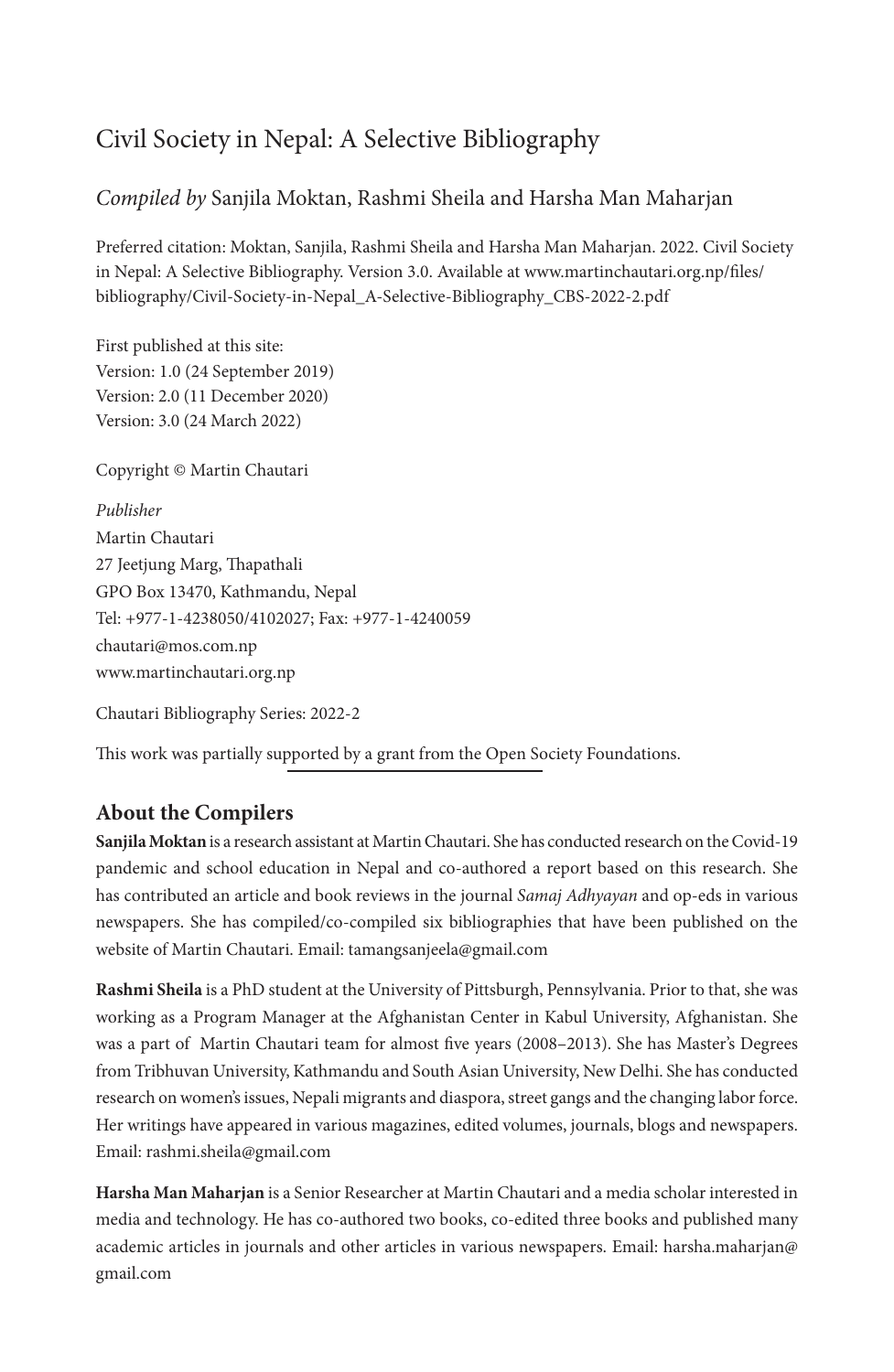# Civil Society in Nepal: A Selective Bibliography

*Compiled by* Sanjila Moktan, Rashmi Sheila and Harsha Man Maharjan

Preferred citation: Moktan, Sanjila, Rashmi Sheila and Harsha Man Maharjan. 2022. Civil Society in Nepal: A Selective Bibliography. Version 3.0. Available at www.martinchautari.org.np/files/bibliography/Civil-Society-in-Nepal_A-Selective-Bibliography_CBS-2022-2.pdf

First published at this site:
Version: 1.0 (24 September 2019)
Version: 2.0 (11 December 2020)
Version: 3.0 (24 March 2022)

Copyright © Martin Chautari

*Publisher*
Martin Chautari
27 Jeetjung Marg, Thapathali
GPO Box 13470, Kathmandu, Nepal
Tel: +977-1-4238050/4102027; Fax: +977-1-4240059
chautari@mos.com.np
www.martinchautari.org.np

Chautari Bibliography Series: 2022-2

This work was partially supported by a grant from the Open Society Foundations.

## About the Compilers

**Sanjila Moktan** is a research assistant at Martin Chautari. She has conducted research on the Covid-19 pandemic and school education in Nepal and co-authored a report based on this research. She has contributed an article and book reviews in the journal *Samaj Adhyayan* and op-eds in various newspapers. She has compiled/co-compiled six bibliographies that have been published on the website of Martin Chautari. Email: tamangsanjeela@gmail.com

**Rashmi Sheila** is a PhD student at the University of Pittsburgh, Pennsylvania. Prior to that, she was working as a Program Manager at the Afghanistan Center in Kabul University, Afghanistan. She was a part of Martin Chautari team for almost five years (2008–2013). She has Master's Degrees from Tribhuvan University, Kathmandu and South Asian University, New Delhi. She has conducted research on women's issues, Nepali migrants and diaspora, street gangs and the changing labor force. Her writings have appeared in various magazines, edited volumes, journals, blogs and newspapers. Email: rashmi.sheila@gmail.com

**Harsha Man Maharjan** is a Senior Researcher at Martin Chautari and a media scholar interested in media and technology. He has co-authored two books, co-edited three books and published many academic articles in journals and other articles in various newspapers. Email: harsha.maharjan@gmail.com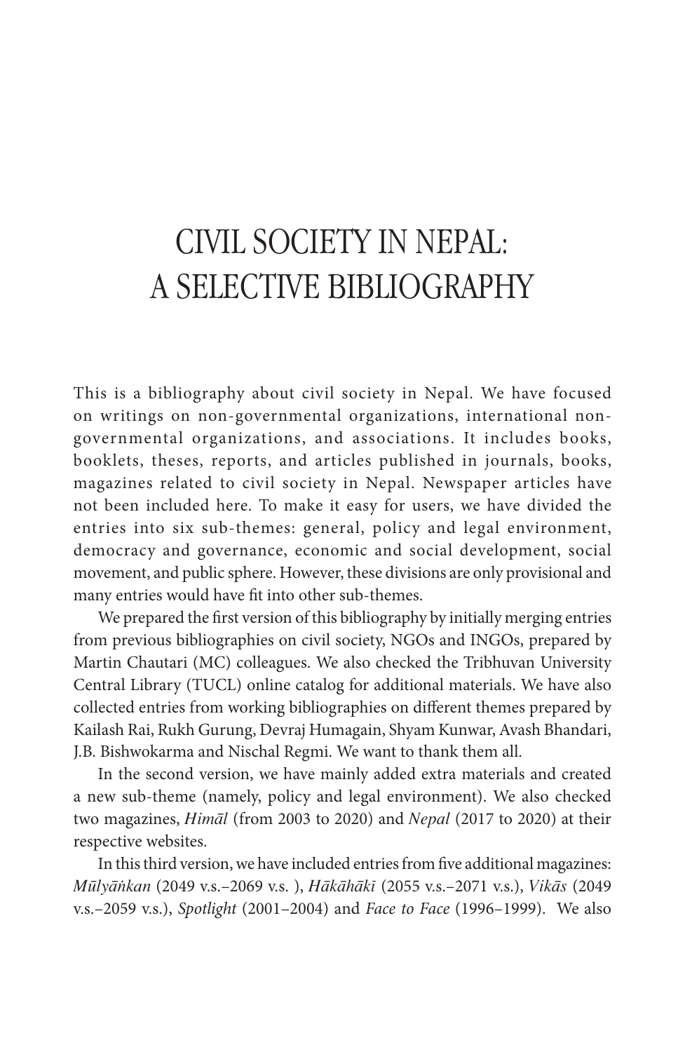# CIVIL SOCIETY IN NEPAL: A SELECTIVE BIBLIOGRAPHY

This is a bibliography about civil society in Nepal. We have focused on writings on non-governmental organizations, international non-governmental organizations, and associations. It includes books, booklets, theses, reports, and articles published in journals, books, magazines related to civil society in Nepal. Newspaper articles have not been included here. To make it easy for users, we have divided the entries into six sub-themes: general, policy and legal environment, democracy and governance, economic and social development, social movement, and public sphere. However, these divisions are only provisional and many entries would have fit into other sub-themes.

We prepared the first version of this bibliography by initially merging entries from previous bibliographies on civil society, NGOs and INGOs, prepared by Martin Chautari (MC) colleagues. We also checked the Tribhuvan University Central Library (TUCL) online catalog for additional materials. We have also collected entries from working bibliographies on different themes prepared by Kailash Rai, Rukh Gurung, Devraj Humagain, Shyam Kunwar, Avash Bhandari, J.B. Bishwokarma and Nischal Regmi. We want to thank them all.

In the second version, we have mainly added extra materials and created a new sub-theme (namely, policy and legal environment). We also checked two magazines, *Himāl* (from 2003 to 2020) and *Nepal* (2017 to 2020) at their respective websites.

In this third version, we have included entries from five additional magazines: *Mūlyāṅkan* (2049 v.s.–2069 v.s. ), *Hākāhākī* (2055 v.s.–2071 v.s.), *Vikās* (2049 v.s.–2059 v.s.), *Spotlight* (2001–2004) and *Face to Face* (1996–1999). We also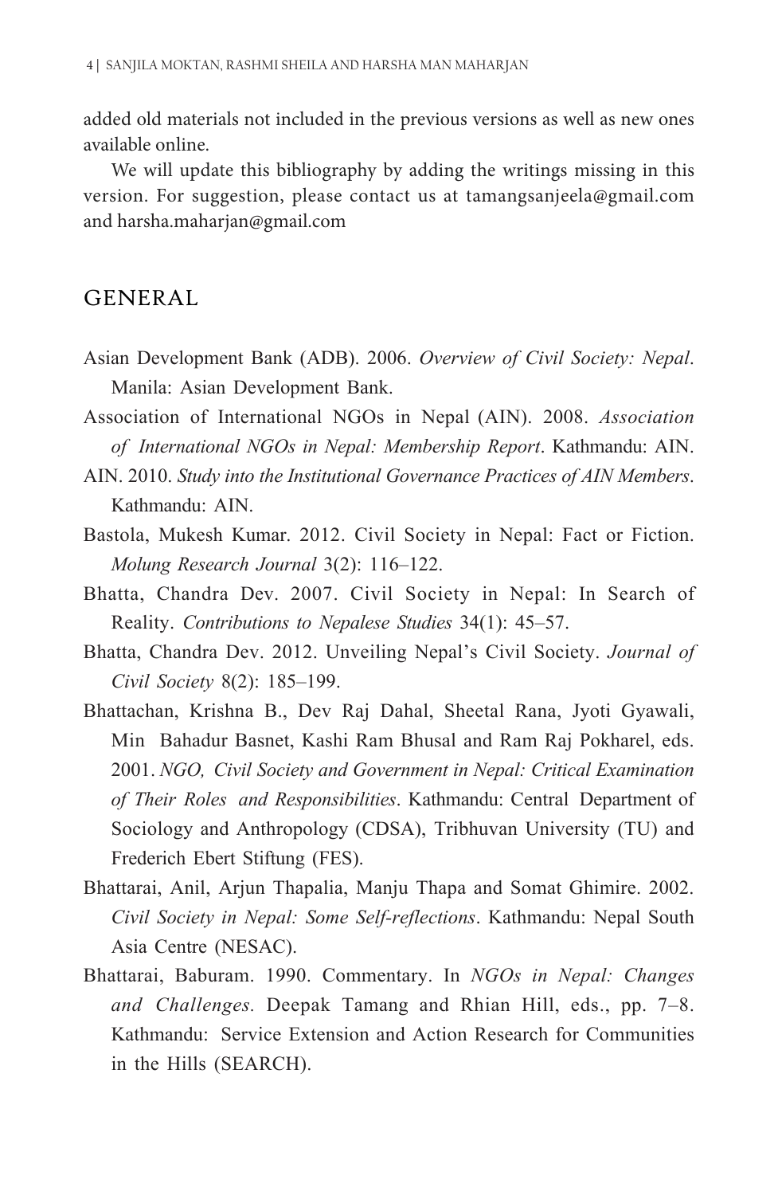added old materials not included in the previous versions as well as new ones available online.

We will update this bibliography by adding the writings missing in this version. For suggestion, please contact us at tamangsanjeela@gmail.com and harsha.maharjan@gmail.com

## GENERAL

Asian Development Bank (ADB). 2006. *Overview of Civil Society: Nepal*. Manila: Asian Development Bank.

Association of International NGOs in Nepal (AIN). 2008. *Association of International NGOs in Nepal: Membership Report*. Kathmandu: AIN.

AIN. 2010. *Study into the Institutional Governance Practices of AIN Members*. Kathmandu: AIN.

Bastola, Mukesh Kumar. 2012. Civil Society in Nepal: Fact or Fiction. *Molung Research Journal* 3(2): 116–122.

Bhatta, Chandra Dev. 2007. Civil Society in Nepal: In Search of Reality. *Contributions to Nepalese Studies* 34(1): 45–57.

Bhatta, Chandra Dev. 2012. Unveiling Nepal's Civil Society. *Journal of Civil Society* 8(2): 185–199.

Bhattachan, Krishna B., Dev Raj Dahal, Sheetal Rana, Jyoti Gyawali, Min Bahadur Basnet, Kashi Ram Bhusal and Ram Raj Pokharel, eds. 2001. *NGO, Civil Society and Government in Nepal: Critical Examination of Their Roles and Responsibilities*. Kathmandu: Central Department of Sociology and Anthropology (CDSA), Tribhuvan University (TU) and Frederich Ebert Stiftung (FES).

Bhattarai, Anil, Arjun Thapalia, Manju Thapa and Somat Ghimire. 2002. *Civil Society in Nepal: Some Self-reflections*. Kathmandu: Nepal South Asia Centre (NESAC).

Bhattarai, Baburam. 1990. Commentary. In *NGOs in Nepal: Changes and Challenges.* Deepak Tamang and Rhian Hill, eds., pp. 7–8. Kathmandu: Service Extension and Action Research for Communities in the Hills (SEARCH).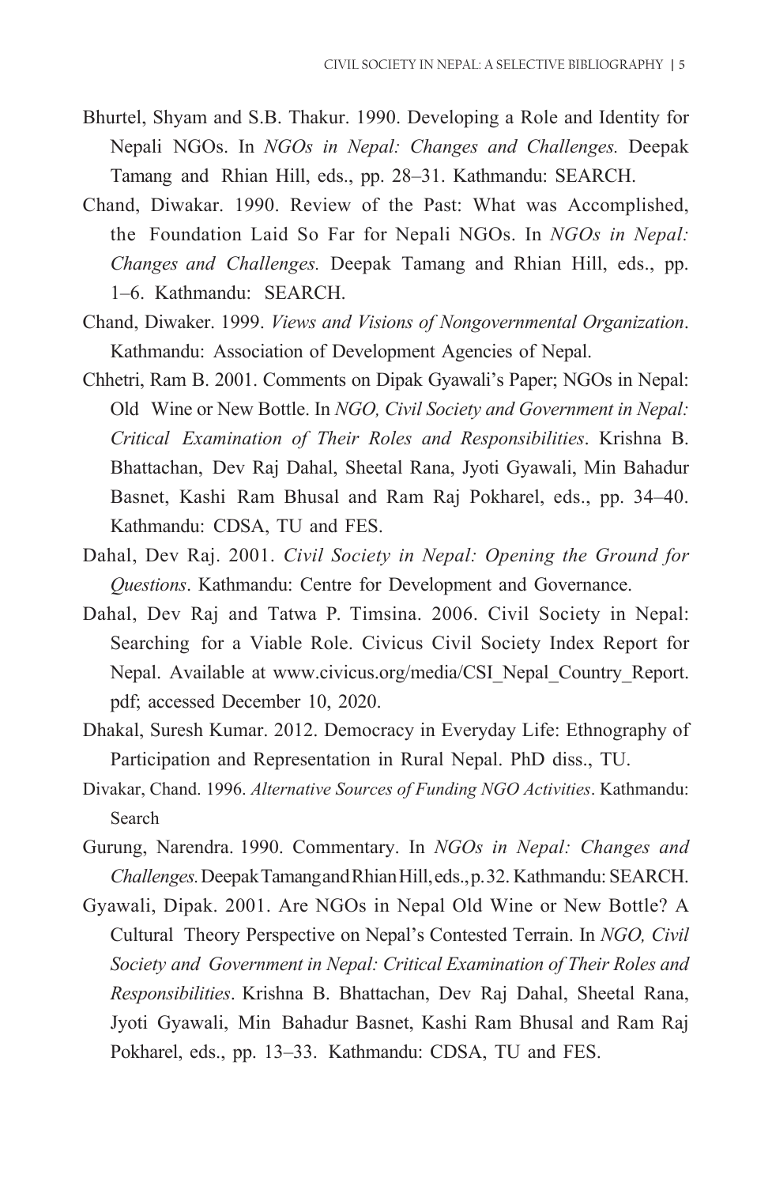Bhurtel, Shyam and S.B. Thakur. 1990. Developing a Role and Identity for Nepali NGOs. In *NGOs in Nepal: Changes and Challenges.* Deepak Tamang and Rhian Hill, eds., pp. 28–31. Kathmandu: SEARCH.

Chand, Diwakar. 1990. Review of the Past: What was Accomplished, the Foundation Laid So Far for Nepali NGOs. In *NGOs in Nepal: Changes and Challenges.* Deepak Tamang and Rhian Hill, eds., pp. 1–6. Kathmandu: SEARCH.

Chand, Diwaker. 1999. *Views and Visions of Nongovernmental Organization*. Kathmandu: Association of Development Agencies of Nepal.

Chhetri, Ram B. 2001. Comments on Dipak Gyawali's Paper; NGOs in Nepal: Old Wine or New Bottle. In *NGO, Civil Society and Government in Nepal: Critical Examination of Their Roles and Responsibilities*. Krishna B. Bhattachan, Dev Raj Dahal, Sheetal Rana, Jyoti Gyawali, Min Bahadur Basnet, Kashi Ram Bhusal and Ram Raj Pokharel, eds., pp. 34–40. Kathmandu: CDSA, TU and FES.

Dahal, Dev Raj. 2001. *Civil Society in Nepal: Opening the Ground for Questions*. Kathmandu: Centre for Development and Governance.

Dahal, Dev Raj and Tatwa P. Timsina. 2006. Civil Society in Nepal: Searching for a Viable Role. Civicus Civil Society Index Report for Nepal. Available at www.civicus.org/media/CSI_Nepal_Country_Report.pdf; accessed December 10, 2020.

Dhakal, Suresh Kumar. 2012. Democracy in Everyday Life: Ethnography of Participation and Representation in Rural Nepal. PhD diss., TU.

Divakar, Chand. 1996. *Alternative Sources of Funding NGO Activities*. Kathmandu: Search

Gurung, Narendra. 1990. Commentary. In *NGOs in Nepal: Changes and Challenges.* Deepak Tamang and Rhian Hill, eds., p. 32. Kathmandu: SEARCH.

Gyawali, Dipak. 2001. Are NGOs in Nepal Old Wine or New Bottle? A Cultural Theory Perspective on Nepal's Contested Terrain. In *NGO, Civil Society and Government in Nepal: Critical Examination of Their Roles and Responsibilities*. Krishna B. Bhattachan, Dev Raj Dahal, Sheetal Rana, Jyoti Gyawali, Min Bahadur Basnet, Kashi Ram Bhusal and Ram Raj Pokharel, eds., pp. 13–33. Kathmandu: CDSA, TU and FES.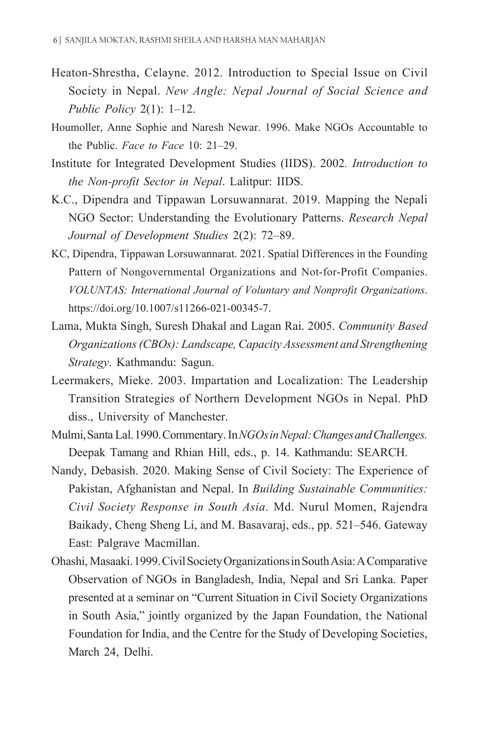Heaton-Shrestha, Celayne. 2012. Introduction to Special Issue on Civil Society in Nepal. *New Angle: Nepal Journal of Social Science and Public Policy* 2(1): 1–12.

Houmoller, Anne Sophie and Naresh Newar. 1996. Make NGOs Accountable to the Public. *Face to Face* 10: 21–29.

Institute for Integrated Development Studies (IIDS). 2002*. Introduction to the Non-profit Sector in Nepal*. Lalitpur: IIDS.

K.C., Dipendra and Tippawan Lorsuwannarat. 2019. Mapping the Nepali NGO Sector: Understanding the Evolutionary Patterns. *Research Nepal Journal of Development Studies* 2(2): 72–89.

KC, Dipendra, Tippawan Lorsuwannarat. 2021. Spatial Differences in the Founding Pattern of Nongovernmental Organizations and Not-for-Profit Companies. *VOLUNTAS: International Journal of Voluntary and Nonprofit Organizations*. https://doi.org/10.1007/s11266-021-00345-7.

Lama, Mukta Singh, Suresh Dhakal and Lagan Rai. 2005. *Community Based Organizations (CBOs): Landscape, Capacity Assessment and Strengthening Strategy*. Kathmandu: Sagun.

Leermakers, Mieke. 2003. Impartation and Localization: The Leadership Transition Strategies of Northern Development NGOs in Nepal. PhD diss., University of Manchester.

Mulmi, Santa Lal. 1990. Commentary. In *NGOs in Nepal: Changes and Challenges.* Deepak Tamang and Rhian Hill, eds., p. 14. Kathmandu: SEARCH.

Nandy, Debasish. 2020. Making Sense of Civil Society: The Experience of Pakistan, Afghanistan and Nepal. In *Building Sustainable Communities: Civil Society Response in South Asia*. Md. Nurul Momen, Rajendra Baikady, Cheng Sheng Li, and M. Basavaraj, eds., pp. 521–546. Gateway East: Palgrave Macmillan.

Ohashi, Masaaki. 1999. Civil Society Organizations in South Asia: A Comparative Observation of NGOs in Bangladesh, India, Nepal and Sri Lanka. Paper presented at a seminar on "Current Situation in Civil Society Organizations in South Asia," jointly organized by the Japan Foundation, the National Foundation for India, and the Centre for the Study of Developing Societies, March 24, Delhi.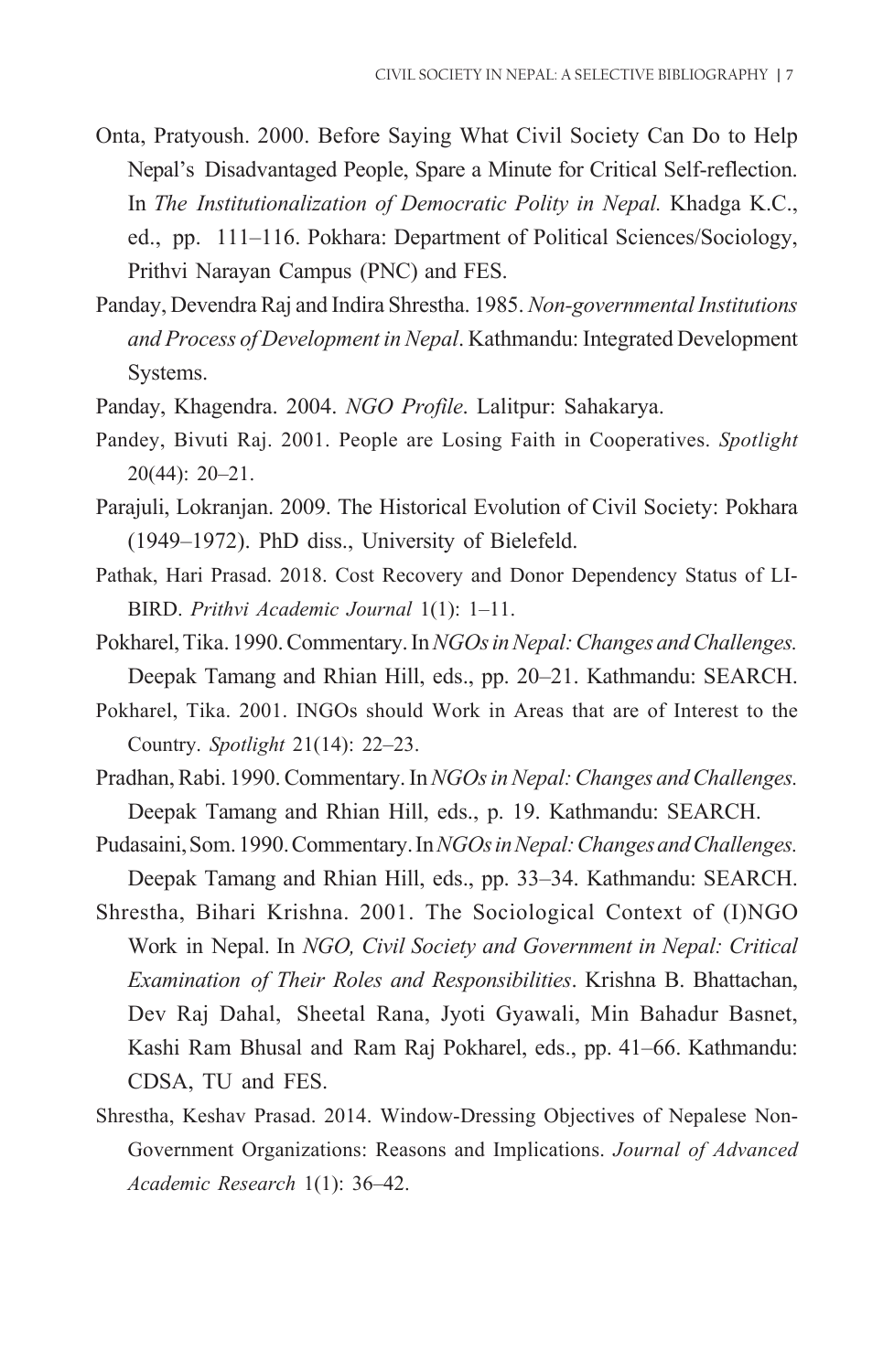Onta, Pratyoush. 2000. Before Saying What Civil Society Can Do to Help Nepal's Disadvantaged People, Spare a Minute for Critical Self-reflection. In *The Institutionalization of Democratic Polity in Nepal.* Khadga K.C., ed., pp. 111–116. Pokhara: Department of Political Sciences/Sociology, Prithvi Narayan Campus (PNC) and FES.

Panday, Devendra Raj and Indira Shrestha. 1985. *Non-governmental Institutions and Process of Development in Nepal*. Kathmandu: Integrated Development Systems.

Panday, Khagendra. 2004. *NGO Profile*. Lalitpur: Sahakarya.

Pandey, Bivuti Raj. 2001. People are Losing Faith in Cooperatives. *Spotlight* 20(44): 20–21.

Parajuli, Lokranjan. 2009. The Historical Evolution of Civil Society: Pokhara (1949–1972). PhD diss., University of Bielefeld.

Pathak, Hari Prasad. 2018. Cost Recovery and Donor Dependency Status of LI-BIRD. *Prithvi Academic Journal* 1(1): 1–11.

Pokharel, Tika. 1990. Commentary. In *NGOs in Nepal: Changes and Challenges.* Deepak Tamang and Rhian Hill, eds., pp. 20–21. Kathmandu: SEARCH.

Pokharel, Tika. 2001. INGOs should Work in Areas that are of Interest to the Country. *Spotlight* 21(14): 22–23.

Pradhan, Rabi. 1990. Commentary. In *NGOs in Nepal: Changes and Challenges.* Deepak Tamang and Rhian Hill, eds., p. 19. Kathmandu: SEARCH.

Pudasaini, Som. 1990. Commentary. In *NGOs in Nepal: Changes and Challenges.* Deepak Tamang and Rhian Hill, eds., pp. 33–34. Kathmandu: SEARCH.

Shrestha, Bihari Krishna. 2001. The Sociological Context of (I)NGO Work in Nepal. In *NGO, Civil Society and Government in Nepal: Critical Examination of Their Roles and Responsibilities*. Krishna B. Bhattachan, Dev Raj Dahal, Sheetal Rana, Jyoti Gyawali, Min Bahadur Basnet, Kashi Ram Bhusal and Ram Raj Pokharel, eds., pp. 41–66. Kathmandu: CDSA, TU and FES.

Shrestha, Keshav Prasad. 2014. Window-Dressing Objectives of Nepalese Non-Government Organizations: Reasons and Implications. *Journal of Advanced Academic Research* 1(1): 36–42.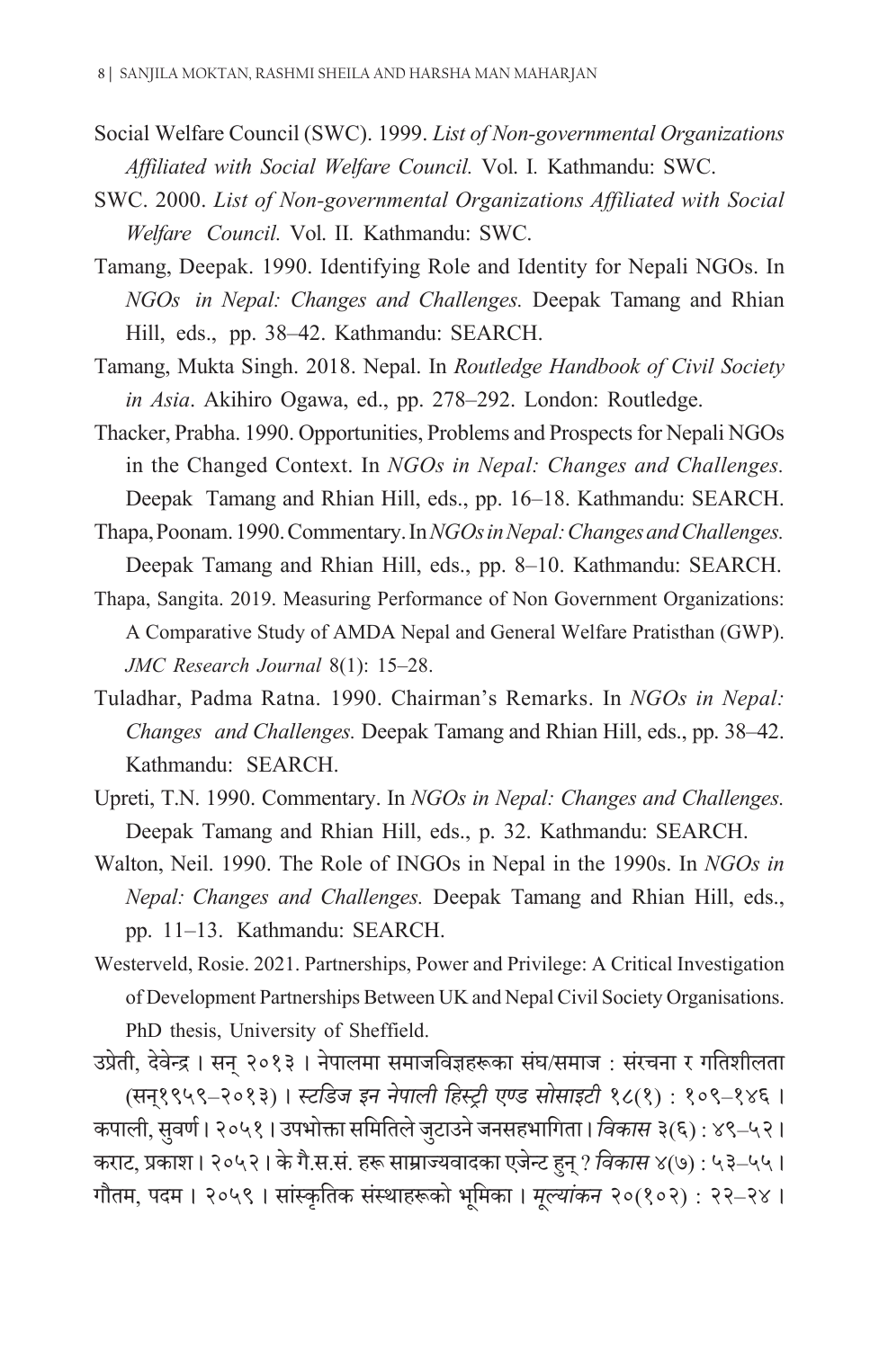Social Welfare Council (SWC). 1999. *List of Non-governmental Organizations Affiliated with Social Welfare Council.* Vol. I. Kathmandu: SWC.

SWC. 2000. *List of Non-governmental Organizations Affiliated with Social Welfare Council.* Vol. II. Kathmandu: SWC.

Tamang, Deepak. 1990. Identifying Role and Identity for Nepali NGOs. In *NGOs in Nepal: Changes and Challenges.* Deepak Tamang and Rhian Hill, eds., pp. 38–42. Kathmandu: SEARCH.

Tamang, Mukta Singh. 2018. Nepal. In *Routledge Handbook of Civil Society in Asia*. Akihiro Ogawa, ed., pp. 278–292. London: Routledge.

Thacker, Prabha. 1990. Opportunities, Problems and Prospects for Nepali NGOs in the Changed Context. In *NGOs in Nepal: Changes and Challenges.* Deepak Tamang and Rhian Hill, eds., pp. 16–18. Kathmandu: SEARCH.

Thapa, Poonam. 1990. Commentary. In *NGOs in Nepal: Changes and Challenges.* Deepak Tamang and Rhian Hill, eds., pp. 8–10. Kathmandu: SEARCH.

Thapa, Sangita. 2019. Measuring Performance of Non Government Organizations: A Comparative Study of AMDA Nepal and General Welfare Pratisthan (GWP). *JMC Research Journal* 8(1): 15–28.

Tuladhar, Padma Ratna. 1990. Chairman's Remarks. In *NGOs in Nepal: Changes and Challenges.* Deepak Tamang and Rhian Hill, eds., pp. 38–42. Kathmandu: SEARCH.

Upreti, T.N. 1990. Commentary. In *NGOs in Nepal: Changes and Challenges.* Deepak Tamang and Rhian Hill, eds., p. 32. Kathmandu: SEARCH.

Walton, Neil. 1990. The Role of INGOs in Nepal in the 1990s. In *NGOs in Nepal: Changes and Challenges.* Deepak Tamang and Rhian Hill, eds., pp. 11–13. Kathmandu: SEARCH.

Westerveld, Rosie. 2021. Partnerships, Power and Privilege: A Critical Investigation of Development Partnerships Between UK and Nepal Civil Society Organisations. PhD thesis, University of Sheffield.

उप्रेती, देवेन्द्र । सन् २०१३ । नेपालमा समाजविज्ञहरूका संघ/समाज : संरचना र गतिशीलता (सन्१९५९–२०१३) । *स्टडिज इन नेपाली हिस्ट्री एण्ड सोसाइटी* १८(१) : १०९–१४६ ।

कपाली, सुवर्ण । २०५१ । उपभोक्ता समितिले जुटाउने जनसहभागिता । *विकास* ३(६) : ४९–५२ ।

कराट, प्रकाश । २०५२ । के गै.स.सं. हरू साम्राज्यवादका एजेन्ट हुन् ? *विकास* ४(७) : ५३–५५ ।

गौतम, पदम । २०५९ । सांस्कृतिक संस्थाहरूको भूमिका । *मूल्यांकन* २०(१०२) : २२–२४ ।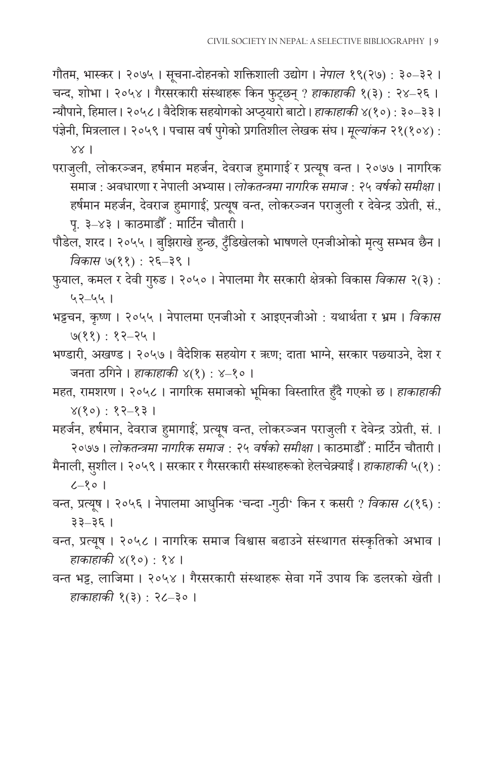गौतम, भास्कर । २०७५ । सूचना-दोहनको शक्तिशाली उद्योग । *नेपाल* १९(२७) : ३०–३२ ।

चन्द, शोभा । २०५४ । गैरसरकारी संस्थाहरू किन फुट्छन् ? *हाकाहाकी* १(३) : २४–२६ ।

न्यौपाने, हिमाल । २०५८ । वैदेशिक सहयोगको अप्ठ्यारो बाटो । *हाकाहाकी* ४(१०) : ३०–३३ ।

पंज्ञेनी, मित्रलाल । २०५९ । पचास वर्ष पुगेको प्रगतिशील लेखक संघ । *मूल्यांकन* २१(१०४) : ४४ ।

पराजुली, लोकरञ्जन, हर्षमान महर्जन, देवराज हुमागाईं र प्रत्यूष वन्त । २०७७ । नागरिक समाज : अवधारणा र नेपाली अभ्यास । *लोकतन्त्रमा नागरिक समाज : २५ वर्षको समीक्षा* । हर्षमान महर्जन, देवराज हुमागाईं, प्रत्यूष वन्त, लोकरञ्जन पराजुली र देवेन्द्र उप्रेती, सं., पृ. ३–४३ । काठमाडौँ : मार्टिन चौतारी ।

पौडेल, शरद । २०५५ । बुझिराखे हुन्छ, टुँडिखेलको भाषणले एनजीओको मृत्यु सम्भव छैन । *विकास* ७(११) : २६–३९ ।

फुयाल, कमल र देवी गुरुङ । २०५० । नेपालमा गैर सरकारी क्षेत्रको विकास *विकास* २(३) : ५२–५५ ।

भट्टचन, कृष्ण । २०५५ । नेपालमा एनजीओ र आइएनजीओ : यथार्थता र भ्रम । *विकास* ७(११) : १२–२५ ।

भण्डारी, अखण्ड । २०५७ । वैदेशिक सहयोग र ऋण; दाता भाग्ने, सरकार पछ्याउने, देश र जनता ठगिने । *हाकाहाकी* ४(१) : ४–१० ।

महत, रामशरण । २०५८ । नागरिक समाजको भूमिका विस्तारित हुँदै गएको छ । *हाकाहाकी* ४(१०) : १२–१३ ।

महर्जन, हर्षमान, देवराज हुमागाईं, प्रत्यूष वन्त, लोकरञ्जन पराजुली र देवेन्द्र उप्रेती, सं. । २०७७ । *लोकतन्त्रमा नागरिक समाज : २५ वर्षको समीक्षा* । काठमाडौँ : मार्टिन चौतारी ।

मैनाली, सुशील । २०५९ । सरकार र गैरसरकारी संस्थाहरूको हेलचेक्र्याइँ । *हाकाहाकी* ५(१) : ८–१० ।

वन्त, प्रत्यूष । २०५६ । नेपालमा आधुनिक 'चन्दा -गुठी' किन र कसरी ? *विकास* ८(१६) : ३३–३६ ।

वन्त, प्रत्यूष । २०५८ । नागरिक समाज विश्वास बढाउने संस्थागत संस्कृतिको अभाव । *हाकाहाकी* ४(१०) : १४ ।

वन्त भट्ट, लाजिमा । २०५४ । गैरसरकारी संस्थाहरू सेवा गर्ने उपाय कि डलरको खेती । *हाकाहाकी* १(३) : २८–३० ।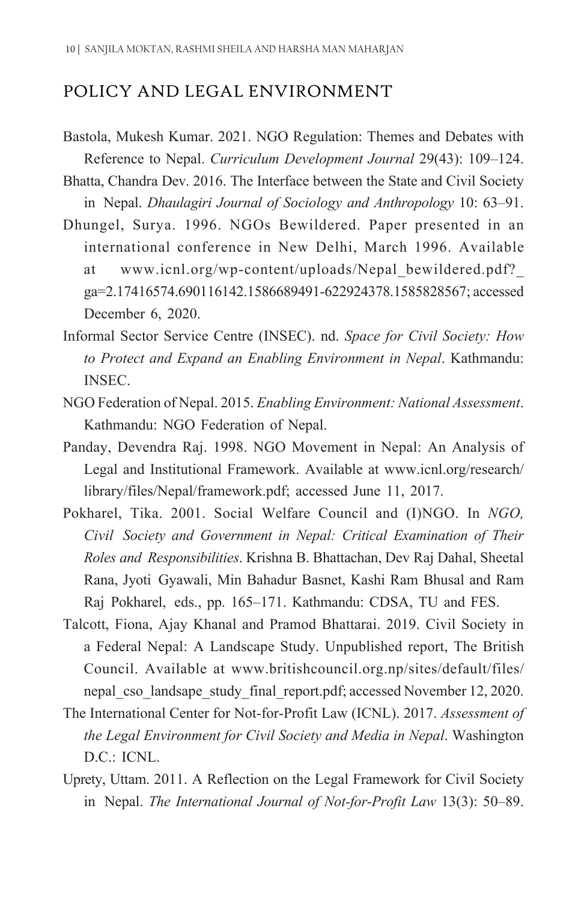## POLICY AND LEGAL ENVIRONMENT

Bastola, Mukesh Kumar. 2021. NGO Regulation: Themes and Debates with Reference to Nepal. *Curriculum Development Journal* 29(43): 109–124.

Bhatta, Chandra Dev. 2016. The Interface between the State and Civil Society in Nepal. *Dhaulagiri Journal of Sociology and Anthropology* 10: 63–91.

Dhungel, Surya. 1996. NGOs Bewildered. Paper presented in an international conference in New Delhi, March 1996. Available at www.icnl.org/wp-content/uploads/Nepal_bewildered.pdf?_ga=2.17416574.690116142.1586689491-622924378.1585828567; accessed December 6, 2020.

Informal Sector Service Centre (INSEC). nd. *Space for Civil Society: How to Protect and Expand an Enabling Environment in Nepal*. Kathmandu: INSEC.

NGO Federation of Nepal. 2015. *Enabling Environment: National Assessment*. Kathmandu: NGO Federation of Nepal.

Panday, Devendra Raj. 1998. NGO Movement in Nepal: An Analysis of Legal and Institutional Framework. Available at www.icnl.org/research/library/files/Nepal/framework.pdf; accessed June 11, 2017.

Pokharel, Tika. 2001. Social Welfare Council and (I)NGO. In *NGO, Civil Society and Government in Nepal: Critical Examination of Their Roles and Responsibilities*. Krishna B. Bhattachan, Dev Raj Dahal, Sheetal Rana, Jyoti Gyawali, Min Bahadur Basnet, Kashi Ram Bhusal and Ram Raj Pokharel, eds., pp. 165–171. Kathmandu: CDSA, TU and FES.

Talcott, Fiona, Ajay Khanal and Pramod Bhattarai. 2019. Civil Society in a Federal Nepal: A Landscape Study. Unpublished report, The British Council. Available at www.britishcouncil.org.np/sites/default/files/nepal_cso_landsape_study_final_report.pdf; accessed November 12, 2020.

The International Center for Not-for-Profit Law (ICNL). 2017. *Assessment of the Legal Environment for Civil Society and Media in Nepal*. Washington D.C.: ICNL.

Uprety, Uttam. 2011. A Reflection on the Legal Framework for Civil Society in Nepal. *The International Journal of Not-for-Profit Law* 13(3): 50–89.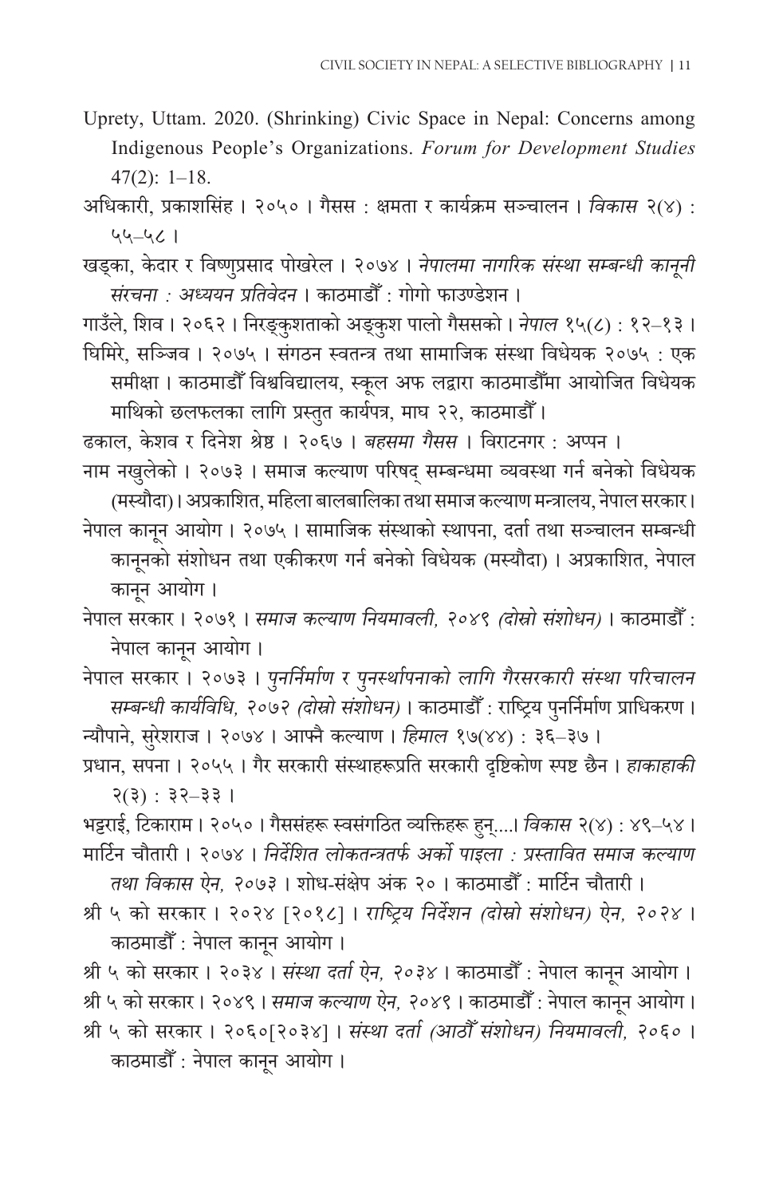Uprety, Uttam. 2020. (Shrinking) Civic Space in Nepal: Concerns among Indigenous People's Organizations. *Forum for Development Studies* 47(2): 1–18.

अधिकारी, प्रकाशसिंह । २०५० । गैसस : क्षमता र कार्यक्रम सञ्चालन । *विकास* २(४) : ५५–५८ ।

खड्का, केदार र विष्णुप्रसाद पोखरेल । २०७४ । *नेपालमा नागरिक संस्था सम्बन्धी कानूनी संरचना : अध्ययन प्रतिवेदन* । काठमाडौँ : गोगो फाउण्डेशन ।

गाउँले, शिव । २०६२ । निरङ्कुशताको अङ्कुश पालो गैससको । *नेपाल* १५(८) : १२–१३ ।

घिमिरे, सञ्जिव । २०७५ । संगठन स्वतन्त्र तथा सामाजिक संस्था विधेयक २०७५ : एक समीक्षा । काठमाडौँ विश्वविद्यालय, स्कूल अफ लद्वारा काठमाडौँमा आयोजित विधेयक माथिको छलफलका लागि प्रस्तुत कार्यपत्र, माघ २२, काठमाडौँ ।

ढकाल, केशव र दिनेश श्रेष्ठ । २०६७ । *बहसमा गैसस* । विराटनगर : अप्पन ।

नाम नखुलेको । २०७३ । समाज कल्याण परिषद् सम्बन्धमा व्यवस्था गर्न बनेको विधेयक (मस्यौदा) । अप्रकाशित, महिला बालबालिका तथा समाज कल्याण मन्त्रालय, नेपाल सरकार ।

नेपाल कानून आयोग । २०७५ । सामाजिक संस्थाको स्थापना, दर्ता तथा सञ्चालन सम्बन्धी कानूनको संशोधन तथा एकीकरण गर्न बनेको विधेयक (मस्यौदा) । अप्रकाशित, नेपाल कानून आयोग ।

नेपाल सरकार । २०७१ । *समाज कल्याण नियमावली, २०४९ (दोस्रो संशोधन)* । काठमाडौँ : नेपाल कानून आयोग ।

नेपाल सरकार । २०७३ । *पुनर्निर्माण र पुनर्स्थापनाको लागि गैरसरकारी संस्था परिचालन सम्बन्धी कार्यविधि, २०७२ (दोस्रो संशोधन)* । काठमाडौँ : राष्ट्रिय पुनर्निर्माण प्राधिकरण ।

न्यौपाने, सुरेशराज । २०७४ । आफ्नै कल्याण । *हिमाल* १७(४४) : ३६–३७ ।

प्रधान, सपना । २०५५ । गैर सरकारी संस्थाहरूप्रति सरकारी दृष्टिकोण स्पष्ट छैन । *हाकाहाकी* २(३) : ३२–३३ ।

भट्टराई, टिकाराम । २०५० । गैससंहरू स्वसंगठित व्यक्तिहरू हुन्....। *विकास* २(४) : ४९–५४ ।

मार्टिन चौतारी । २०७४ । *निर्देशित लोकतन्त्रतर्फ अर्को पाइला : प्रस्तावित समाज कल्याण तथा विकास ऐन, २०७३* । शोध-संक्षेप अंक २० । काठमाडौँ : मार्टिन चौतारी ।

श्री ५ को सरकार । २०२४ [२०१८] । *राष्ट्रिय निर्देशन (दोस्रो संशोधन) ऐन, २०२४* । काठमाडौँ : नेपाल कानून आयोग ।

श्री ५ को सरकार । २०३४ । *संस्था दर्ता ऐन, २०३४* । काठमाडौँ : नेपाल कानून आयोग ।

श्री ५ को सरकार । २०४९ । *समाज कल्याण ऐन, २०४९* । काठमाडौँ : नेपाल कानून आयोग ।

श्री ५ को सरकार । २०६०[२०३४] । *संस्था दर्ता (आठौँ संशोधन) नियमावली, २०६०* । काठमाडौँ : नेपाल कानून आयोग ।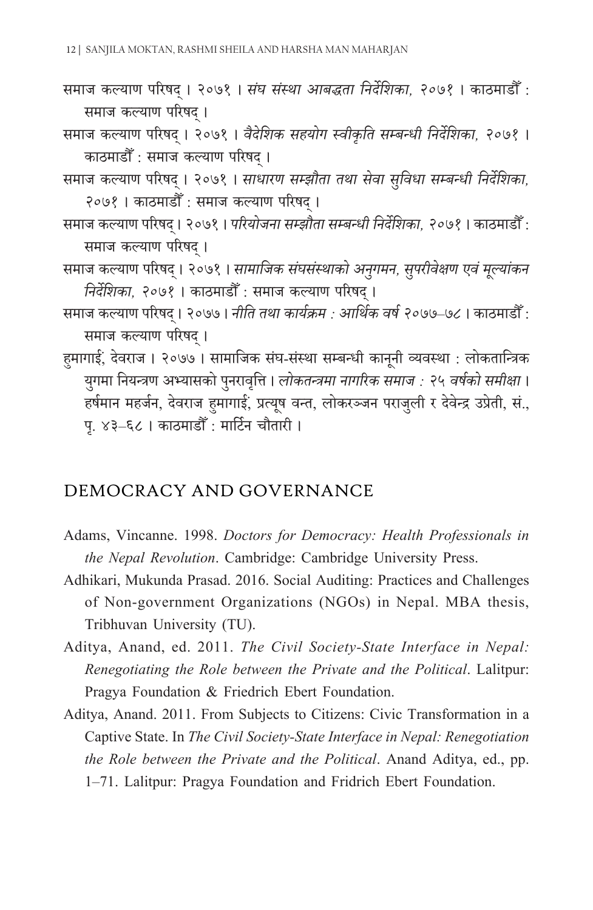समाज कल्याण परिषद् । २०७१ । *संघ संस्था आबद्धता निर्देशिका, २०७१* । काठमाडौँ : समाज कल्याण परिषद् ।

समाज कल्याण परिषद् । २०७१ । *वैदेशिक सहयोग स्वीकृति सम्बन्धी निर्देशिका, २०७१* । काठमाडौँ : समाज कल्याण परिषद् ।

समाज कल्याण परिषद् । २०७१ । *साधारण सम्झौता तथा सेवा सुविधा सम्बन्धी निर्देशिका, २०७१* । काठमाडौँ : समाज कल्याण परिषद् ।

समाज कल्याण परिषद् । २०७१ । *परियोजना सम्झौता सम्बन्धी निर्देशिका, २०७१* । काठमाडौँ : समाज कल्याण परिषद् ।

समाज कल्याण परिषद् । २०७१ । *सामाजिक संघसंस्थाको अनुगमन, सुपरीवेक्षण एवं मूल्यांकन निर्देशिका, २०७१* । काठमाडौँ : समाज कल्याण परिषद् ।

समाज कल्याण परिषद् । २०७७ । *नीति तथा कार्यक्रम : आर्थिक वर्ष २०७७–७८* । काठमाडौँ : समाज कल्याण परिषद् ।

हुमागाईं, देवराज । २०७७ । सामाजिक संघ-संस्था सम्बन्धी कानूनी व्यवस्था : लोकतान्त्रिक युगमा नियन्त्रण अभ्यासको पुनरावृत्ति । *लोकतन्त्रमा नागरिक समाज : २५ वर्षको समीक्षा* । हर्षमान महर्जन, देवराज हुमागाईं, प्रत्यूष वन्त, लोकरञ्जन पराजुली र देवेन्द्र उप्रेती, सं., पृ. ४३–६८ । काठमाडौँ : मार्टिन चौतारी ।

## DEMOCRACY AND GOVERNANCE

Adams, Vincanne. 1998. *Doctors for Democracy: Health Professionals in the Nepal Revolution*. Cambridge: Cambridge University Press.

Adhikari, Mukunda Prasad. 2016. Social Auditing: Practices and Challenges of Non-government Organizations (NGOs) in Nepal. MBA thesis, Tribhuvan University (TU).

Aditya, Anand, ed. 2011. *The Civil Society-State Interface in Nepal: Renegotiating the Role between the Private and the Political*. Lalitpur: Pragya Foundation & Friedrich Ebert Foundation.

Aditya, Anand. 2011. From Subjects to Citizens: Civic Transformation in a Captive State. In *The Civil Society-State Interface in Nepal: Renegotiation the Role between the Private and the Political*. Anand Aditya, ed., pp. 1–71. Lalitpur: Pragya Foundation and Fridrich Ebert Foundation.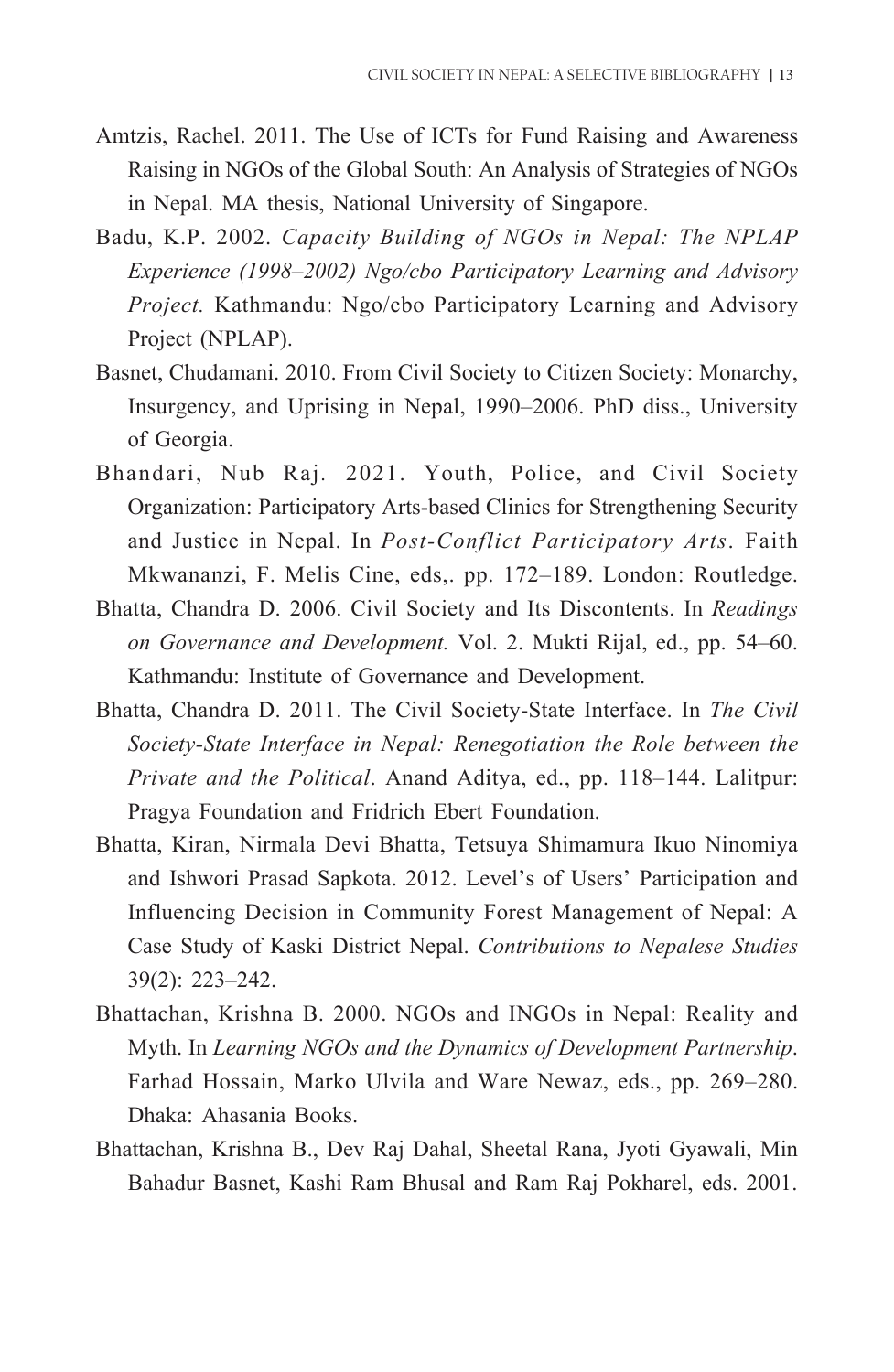Amtzis, Rachel. 2011. The Use of ICTs for Fund Raising and Awareness Raising in NGOs of the Global South: An Analysis of Strategies of NGOs in Nepal. MA thesis, National University of Singapore.

Badu, K.P. 2002. *Capacity Building of NGOs in Nepal: The NPLAP Experience (1998–2002) Ngo/cbo Participatory Learning and Advisory Project.* Kathmandu: Ngo/cbo Participatory Learning and Advisory Project (NPLAP).

Basnet, Chudamani. 2010. From Civil Society to Citizen Society: Monarchy, Insurgency, and Uprising in Nepal, 1990–2006. PhD diss., University of Georgia.

Bhandari, Nub Raj. 2021. Youth, Police, and Civil Society Organization: Participatory Arts-based Clinics for Strengthening Security and Justice in Nepal. In *Post-Conflict Participatory Arts*. Faith Mkwananzi, F. Melis Cine, eds,. pp. 172–189. London: Routledge.

Bhatta, Chandra D. 2006. Civil Society and Its Discontents. In *Readings on Governance and Development.* Vol. 2. Mukti Rijal, ed., pp. 54–60. Kathmandu: Institute of Governance and Development.

Bhatta, Chandra D. 2011. The Civil Society-State Interface. In *The Civil Society-State Interface in Nepal: Renegotiation the Role between the Private and the Political*. Anand Aditya, ed., pp. 118–144. Lalitpur: Pragya Foundation and Fridrich Ebert Foundation.

Bhatta, Kiran, Nirmala Devi Bhatta, Tetsuya Shimamura Ikuo Ninomiya and Ishwori Prasad Sapkota. 2012. Level's of Users' Participation and Influencing Decision in Community Forest Management of Nepal: A Case Study of Kaski District Nepal. *Contributions to Nepalese Studies* 39(2): 223–242.

Bhattachan, Krishna B. 2000. NGOs and INGOs in Nepal: Reality and Myth. In *Learning NGOs and the Dynamics of Development Partnership*. Farhad Hossain, Marko Ulvila and Ware Newaz, eds., pp. 269–280. Dhaka: Ahasania Books.

Bhattachan, Krishna B., Dev Raj Dahal, Sheetal Rana, Jyoti Gyawali, Min Bahadur Basnet, Kashi Ram Bhusal and Ram Raj Pokharel, eds. 2001.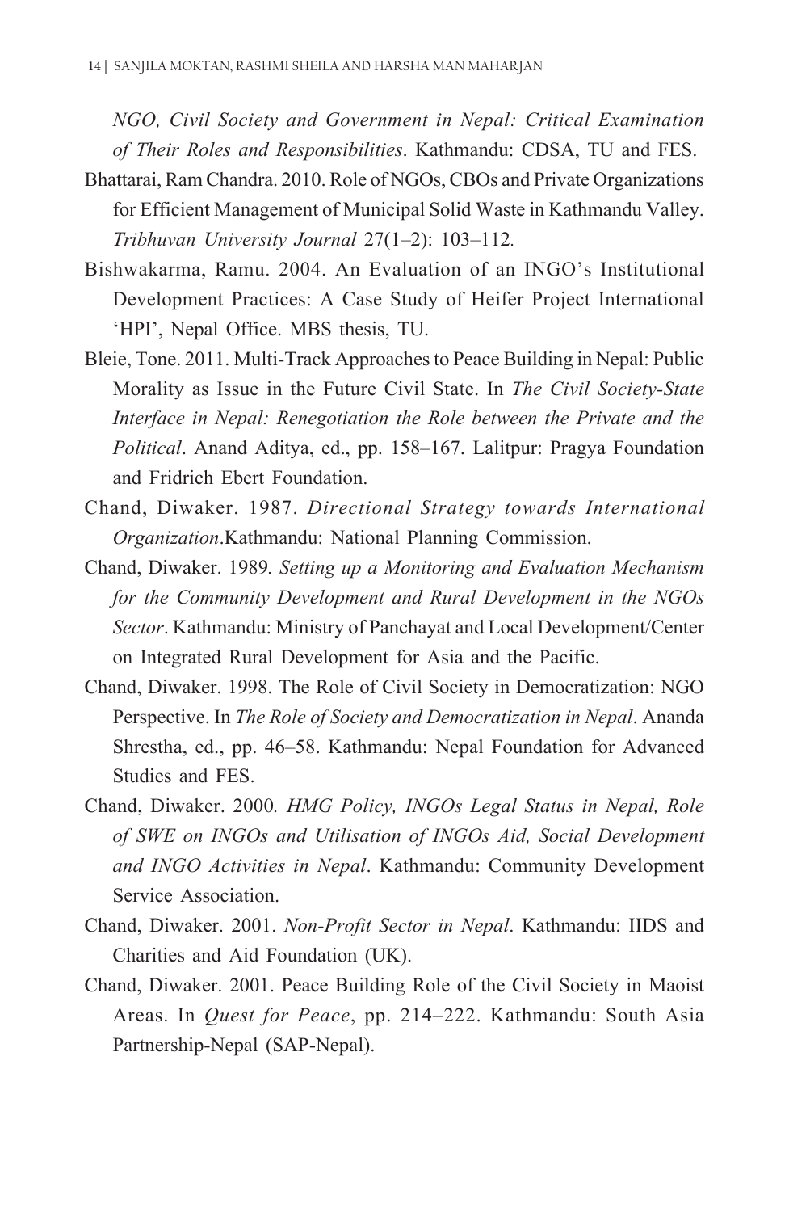*NGO, Civil Society and Government in Nepal: Critical Examination of Their Roles and Responsibilities*. Kathmandu: CDSA, TU and FES.

Bhattarai, Ram Chandra. 2010. Role of NGOs, CBOs and Private Organizations for Efficient Management of Municipal Solid Waste in Kathmandu Valley. *Tribhuvan University Journal* 27(1–2): 103–112.

Bishwakarma, Ramu. 2004. An Evaluation of an INGO's Institutional Development Practices: A Case Study of Heifer Project International 'HPI', Nepal Office. MBS thesis, TU.

Bleie, Tone. 2011. Multi-Track Approaches to Peace Building in Nepal: Public Morality as Issue in the Future Civil State. In *The Civil Society-State Interface in Nepal: Renegotiation the Role between the Private and the Political*. Anand Aditya, ed., pp. 158–167. Lalitpur: Pragya Foundation and Fridrich Ebert Foundation.

Chand, Diwaker. 1987. *Directional Strategy towards International Organization*.Kathmandu: National Planning Commission.

Chand, Diwaker. 1989*. Setting up a Monitoring and Evaluation Mechanism for the Community Development and Rural Development in the NGOs Sector*. Kathmandu: Ministry of Panchayat and Local Development/Center on Integrated Rural Development for Asia and the Pacific.

Chand, Diwaker. 1998. The Role of Civil Society in Democratization: NGO Perspective. In *The Role of Society and Democratization in Nepal*. Ananda Shrestha, ed., pp. 46–58. Kathmandu: Nepal Foundation for Advanced Studies and FES.

Chand, Diwaker. 2000*. HMG Policy, INGOs Legal Status in Nepal, Role of SWE on INGOs and Utilisation of INGOs Aid, Social Development and INGO Activities in Nepal*. Kathmandu: Community Development Service Association.

Chand, Diwaker. 2001. *Non-Profit Sector in Nepal*. Kathmandu: IIDS and Charities and Aid Foundation (UK).

Chand, Diwaker. 2001. Peace Building Role of the Civil Society in Maoist Areas. In *Quest for Peace*, pp. 214–222. Kathmandu: South Asia Partnership-Nepal (SAP-Nepal).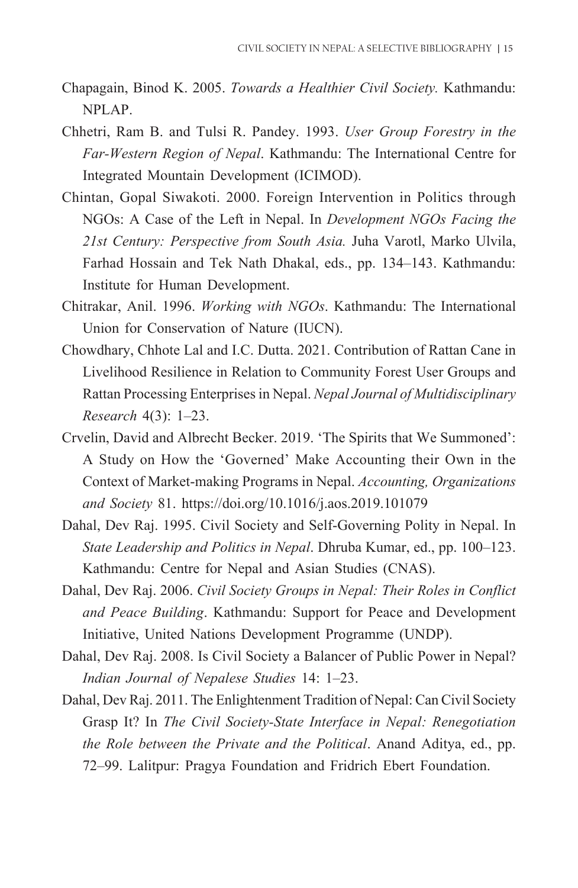Chapagain, Binod K. 2005. *Towards a Healthier Civil Society.* Kathmandu: NPLAP.

Chhetri, Ram B. and Tulsi R. Pandey. 1993. *User Group Forestry in the Far-Western Region of Nepal*. Kathmandu: The International Centre for Integrated Mountain Development (ICIMOD).

Chintan, Gopal Siwakoti. 2000. Foreign Intervention in Politics through NGOs: A Case of the Left in Nepal. In *Development NGOs Facing the 21st Century: Perspective from South Asia.* Juha Varotl, Marko Ulvila, Farhad Hossain and Tek Nath Dhakal, eds., pp. 134–143. Kathmandu: Institute for Human Development.

Chitrakar, Anil. 1996. *Working with NGOs*. Kathmandu: The International Union for Conservation of Nature (IUCN).

Chowdhary, Chhote Lal and I.C. Dutta. 2021. Contribution of Rattan Cane in Livelihood Resilience in Relation to Community Forest User Groups and Rattan Processing Enterprises in Nepal. *Nepal Journal of Multidisciplinary Research* 4(3): 1–23.

Crvelin, David and Albrecht Becker. 2019. 'The Spirits that We Summoned': A Study on How the 'Governed' Make Accounting their Own in the Context of Market-making Programs in Nepal. *Accounting, Organizations and Society* 81. https://doi.org/10.1016/j.aos.2019.101079

Dahal, Dev Raj. 1995. Civil Society and Self-Governing Polity in Nepal. In *State Leadership and Politics in Nepal*. Dhruba Kumar, ed., pp. 100–123. Kathmandu: Centre for Nepal and Asian Studies (CNAS).

Dahal, Dev Raj. 2006. *Civil Society Groups in Nepal: Their Roles in Conflict and Peace Building*. Kathmandu: Support for Peace and Development Initiative, United Nations Development Programme (UNDP).

Dahal, Dev Raj. 2008. Is Civil Society a Balancer of Public Power in Nepal? *Indian Journal of Nepalese Studies* 14: 1–23.

Dahal, Dev Raj. 2011. The Enlightenment Tradition of Nepal: Can Civil Society Grasp It? In *The Civil Society-State Interface in Nepal: Renegotiation the Role between the Private and the Political*. Anand Aditya, ed., pp. 72–99. Lalitpur: Pragya Foundation and Fridrich Ebert Foundation.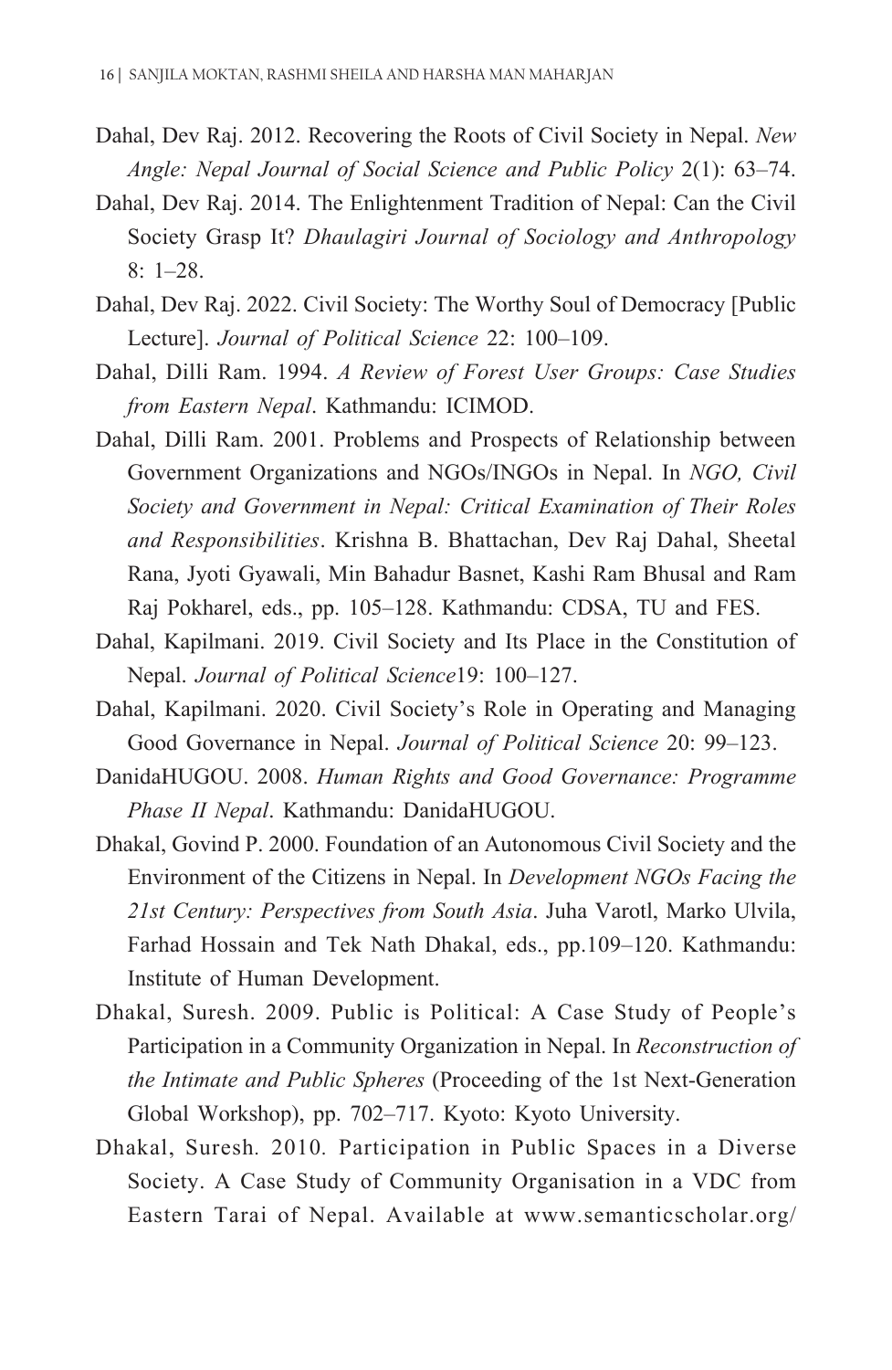Dahal, Dev Raj. 2012. Recovering the Roots of Civil Society in Nepal. *New Angle: Nepal Journal of Social Science and Public Policy* 2(1): 63–74.

Dahal, Dev Raj. 2014. The Enlightenment Tradition of Nepal: Can the Civil Society Grasp It? *Dhaulagiri Journal of Sociology and Anthropology* 8: 1–28.

Dahal, Dev Raj. 2022. Civil Society: The Worthy Soul of Democracy [Public Lecture]. *Journal of Political Science* 22: 100–109.

Dahal, Dilli Ram. 1994. *A Review of Forest User Groups: Case Studies from Eastern Nepal*. Kathmandu: ICIMOD.

Dahal, Dilli Ram. 2001. Problems and Prospects of Relationship between Government Organizations and NGOs/INGOs in Nepal. In *NGO, Civil Society and Government in Nepal: Critical Examination of Their Roles and Responsibilities*. Krishna B. Bhattachan, Dev Raj Dahal, Sheetal Rana, Jyoti Gyawali, Min Bahadur Basnet, Kashi Ram Bhusal and Ram Raj Pokharel, eds., pp. 105–128. Kathmandu: CDSA, TU and FES.

Dahal, Kapilmani. 2019. Civil Society and Its Place in the Constitution of Nepal. *Journal of Political Science*19: 100–127.

Dahal, Kapilmani. 2020. Civil Society's Role in Operating and Managing Good Governance in Nepal. *Journal of Political Science* 20: 99–123.

DanidaHUGOU. 2008. *Human Rights and Good Governance: Programme Phase II Nepal*. Kathmandu: DanidaHUGOU.

Dhakal, Govind P. 2000. Foundation of an Autonomous Civil Society and the Environment of the Citizens in Nepal. In *Development NGOs Facing the 21st Century: Perspectives from South Asia*. Juha Varotl, Marko Ulvila, Farhad Hossain and Tek Nath Dhakal, eds., pp.109–120. Kathmandu: Institute of Human Development.

Dhakal, Suresh. 2009. Public is Political: A Case Study of People's Participation in a Community Organization in Nepal. In *Reconstruction of the Intimate and Public Spheres* (Proceeding of the 1st Next-Generation Global Workshop), pp. 702–717. Kyoto: Kyoto University.

Dhakal, Suresh. 2010. Participation in Public Spaces in a Diverse Society. A Case Study of Community Organisation in a VDC from Eastern Tarai of Nepal. Available at www.semanticscholar.org/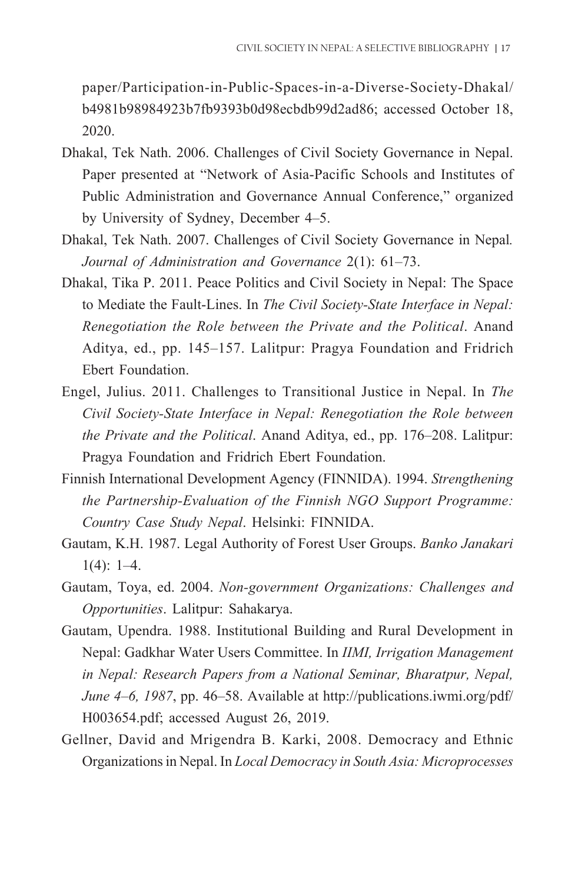paper/Participation-in-Public-Spaces-in-a-Diverse-Society-Dhakal/b4981b98984923b7fb9393b0d98ecbdb99d2ad86; accessed October 18, 2020.

Dhakal, Tek Nath. 2006. Challenges of Civil Society Governance in Nepal. Paper presented at "Network of Asia-Pacific Schools and Institutes of Public Administration and Governance Annual Conference," organized by University of Sydney, December 4–5.

Dhakal, Tek Nath. 2007. Challenges of Civil Society Governance in Nepal. *Journal of Administration and Governance* 2(1): 61–73.

Dhakal, Tika P. 2011. Peace Politics and Civil Society in Nepal: The Space to Mediate the Fault-Lines. In *The Civil Society-State Interface in Nepal: Renegotiation the Role between the Private and the Political*. Anand Aditya, ed., pp. 145–157. Lalitpur: Pragya Foundation and Fridrich Ebert Foundation.

Engel, Julius. 2011. Challenges to Transitional Justice in Nepal. In *The Civil Society-State Interface in Nepal: Renegotiation the Role between the Private and the Political*. Anand Aditya, ed., pp. 176–208. Lalitpur: Pragya Foundation and Fridrich Ebert Foundation.

Finnish International Development Agency (FINNIDA). 1994. *Strengthening the Partnership-Evaluation of the Finnish NGO Support Programme: Country Case Study Nepal*. Helsinki: FINNIDA.

Gautam, K.H. 1987. Legal Authority of Forest User Groups. *Banko Janakari* 1(4): 1–4.

Gautam, Toya, ed. 2004. *Non-government Organizations: Challenges and Opportunities*. Lalitpur: Sahakarya.

Gautam, Upendra. 1988. Institutional Building and Rural Development in Nepal: Gadkhar Water Users Committee. In *IIMI, Irrigation Management in Nepal: Research Papers from a National Seminar, Bharatpur, Nepal, June 4–6, 1987*, pp. 46–58. Available at http://publications.iwmi.org/pdf/H003654.pdf; accessed August 26, 2019.

Gellner, David and Mrigendra B. Karki, 2008. Democracy and Ethnic Organizations in Nepal. In *Local Democracy in South Asia: Microprocesses*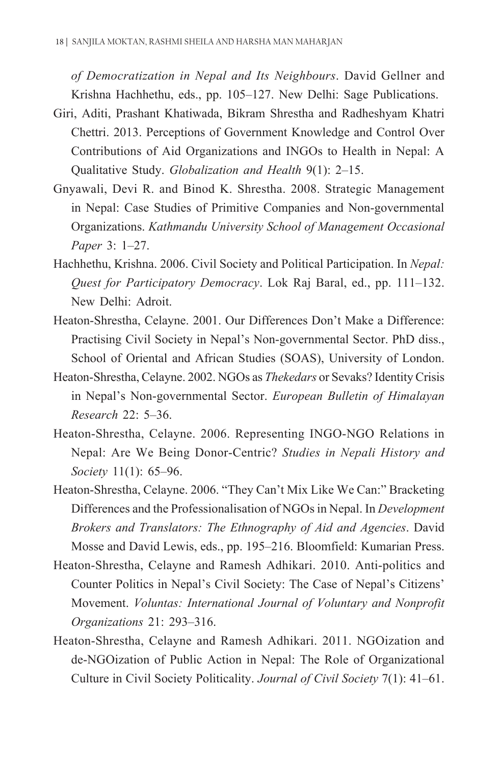*of Democratization in Nepal and Its Neighbours*. David Gellner and Krishna Hachhethu, eds., pp. 105–127. New Delhi: Sage Publications.

Giri, Aditi, Prashant Khatiwada, Bikram Shrestha and Radheshyam Khatri Chettri. 2013. Perceptions of Government Knowledge and Control Over Contributions of Aid Organizations and INGOs to Health in Nepal: A Qualitative Study. *Globalization and Health* 9(1): 2–15.

Gnyawali, Devi R. and Binod K. Shrestha. 2008. Strategic Management in Nepal: Case Studies of Primitive Companies and Non-governmental Organizations. *Kathmandu University School of Management Occasional Paper* 3: 1–27.

Hachhethu, Krishna. 2006. Civil Society and Political Participation. In *Nepal: Quest for Participatory Democracy*. Lok Raj Baral, ed., pp. 111–132. New Delhi: Adroit.

Heaton-Shrestha, Celayne. 2001. Our Differences Don't Make a Difference: Practising Civil Society in Nepal's Non-governmental Sector. PhD diss., School of Oriental and African Studies (SOAS), University of London.

Heaton-Shrestha, Celayne. 2002. NGOs as *Thekedars* or Sevaks? Identity Crisis in Nepal's Non-governmental Sector. *European Bulletin of Himalayan Research* 22: 5–36.

Heaton-Shrestha, Celayne. 2006. Representing INGO-NGO Relations in Nepal: Are We Being Donor-Centric? *Studies in Nepali History and Society* 11(1): 65–96.

Heaton-Shrestha, Celayne. 2006. "They Can't Mix Like We Can:" Bracketing Differences and the Professionalisation of NGOs in Nepal. In *Development Brokers and Translators: The Ethnography of Aid and Agencies*. David Mosse and David Lewis, eds., pp. 195–216. Bloomfield: Kumarian Press.

Heaton-Shrestha, Celayne and Ramesh Adhikari. 2010. Anti-politics and Counter Politics in Nepal's Civil Society: The Case of Nepal's Citizens' Movement. *Voluntas: International Journal of Voluntary and Nonprofit Organizations* 21: 293–316.

Heaton-Shrestha, Celayne and Ramesh Adhikari. 2011. NGOization and de-NGOization of Public Action in Nepal: The Role of Organizational Culture in Civil Society Politicality. *Journal of Civil Society* 7(1): 41–61.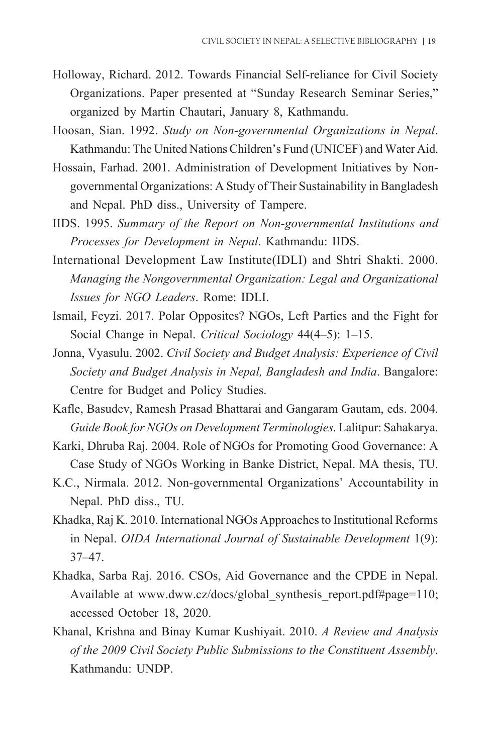Holloway, Richard. 2012. Towards Financial Self-reliance for Civil Society Organizations. Paper presented at "Sunday Research Seminar Series," organized by Martin Chautari, January 8, Kathmandu.

Hoosan, Sian. 1992. *Study on Non-governmental Organizations in Nepal*. Kathmandu: The United Nations Children's Fund (UNICEF) and Water Aid.

Hossain, Farhad. 2001. Administration of Development Initiatives by Non-governmental Organizations: A Study of Their Sustainability in Bangladesh and Nepal. PhD diss., University of Tampere.

IIDS. 1995. *Summary of the Report on Non-governmental Institutions and Processes for Development in Nepal*. Kathmandu: IIDS.

International Development Law Institute(IDLI) and Shtri Shakti. 2000. *Managing the Nongovernmental Organization: Legal and Organizational Issues for NGO Leaders*. Rome: IDLI.

Ismail, Feyzi. 2017. Polar Opposites? NGOs, Left Parties and the Fight for Social Change in Nepal. *Critical Sociology* 44(4–5): 1–15.

Jonna, Vyasulu. 2002. *Civil Society and Budget Analysis: Experience of Civil Society and Budget Analysis in Nepal, Bangladesh and India*. Bangalore: Centre for Budget and Policy Studies.

Kafle, Basudev, Ramesh Prasad Bhattarai and Gangaram Gautam, eds. 2004. *Guide Book for NGOs on Development Terminologies*. Lalitpur: Sahakarya.

Karki, Dhruba Raj. 2004. Role of NGOs for Promoting Good Governance: A Case Study of NGOs Working in Banke District, Nepal. MA thesis, TU.

K.C., Nirmala. 2012. Non-governmental Organizations' Accountability in Nepal. PhD diss., TU.

Khadka, Raj K. 2010. International NGOs Approaches to Institutional Reforms in Nepal. *OIDA International Journal of Sustainable Development* 1(9): 37–47.

Khadka, Sarba Raj. 2016. CSOs, Aid Governance and the CPDE in Nepal. Available at www.dww.cz/docs/global_synthesis_report.pdf#page=110; accessed October 18, 2020.

Khanal, Krishna and Binay Kumar Kushiyait. 2010. *A Review and Analysis of the 2009 Civil Society Public Submissions to the Constituent Assembly*. Kathmandu: UNDP.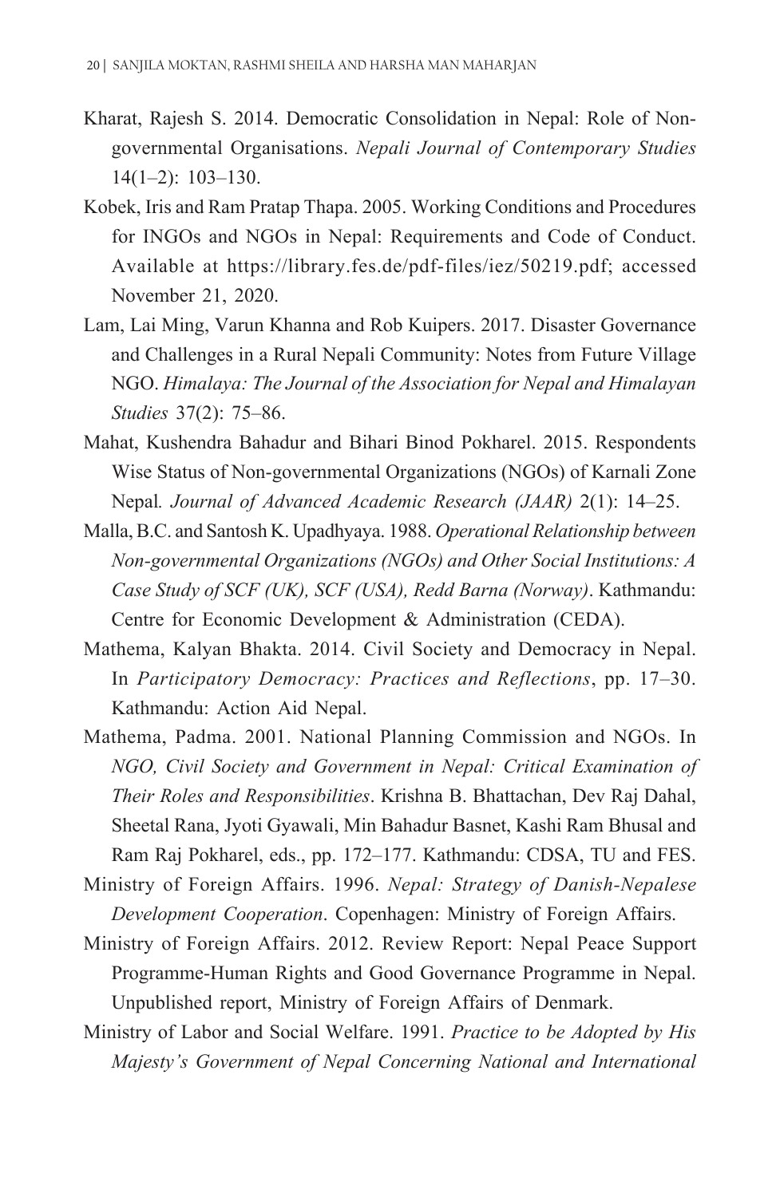Kharat, Rajesh S. 2014. Democratic Consolidation in Nepal: Role of Non-governmental Organisations. *Nepali Journal of Contemporary Studies* 14(1–2): 103–130.

Kobek, Iris and Ram Pratap Thapa. 2005. Working Conditions and Procedures for INGOs and NGOs in Nepal: Requirements and Code of Conduct. Available at https://library.fes.de/pdf-files/iez/50219.pdf; accessed November 21, 2020.

Lam, Lai Ming, Varun Khanna and Rob Kuipers. 2017. Disaster Governance and Challenges in a Rural Nepali Community: Notes from Future Village NGO. *Himalaya: The Journal of the Association for Nepal and Himalayan Studies* 37(2): 75–86.

Mahat, Kushendra Bahadur and Bihari Binod Pokharel. 2015. Respondents Wise Status of Non-governmental Organizations (NGOs) of Karnali Zone Nepal. *Journal of Advanced Academic Research (JAAR)* 2(1): 14–25.

Malla, B.C. and Santosh K. Upadhyaya. 1988. *Operational Relationship between Non-governmental Organizations (NGOs) and Other Social Institutions: A Case Study of SCF (UK), SCF (USA), Redd Barna (Norway)*. Kathmandu: Centre for Economic Development & Administration (CEDA).

Mathema, Kalyan Bhakta. 2014. Civil Society and Democracy in Nepal. In *Participatory Democracy: Practices and Reflections*, pp. 17–30. Kathmandu: Action Aid Nepal.

Mathema, Padma. 2001. National Planning Commission and NGOs. In *NGO, Civil Society and Government in Nepal: Critical Examination of Their Roles and Responsibilities*. Krishna B. Bhattachan, Dev Raj Dahal, Sheetal Rana, Jyoti Gyawali, Min Bahadur Basnet, Kashi Ram Bhusal and Ram Raj Pokharel, eds., pp. 172–177. Kathmandu: CDSA, TU and FES.

Ministry of Foreign Affairs. 1996. *Nepal: Strategy of Danish-Nepalese Development Cooperation*. Copenhagen: Ministry of Foreign Affairs.

Ministry of Foreign Affairs. 2012. Review Report: Nepal Peace Support Programme-Human Rights and Good Governance Programme in Nepal. Unpublished report, Ministry of Foreign Affairs of Denmark.

Ministry of Labor and Social Welfare. 1991. *Practice to be Adopted by His Majesty's Government of Nepal Concerning National and International*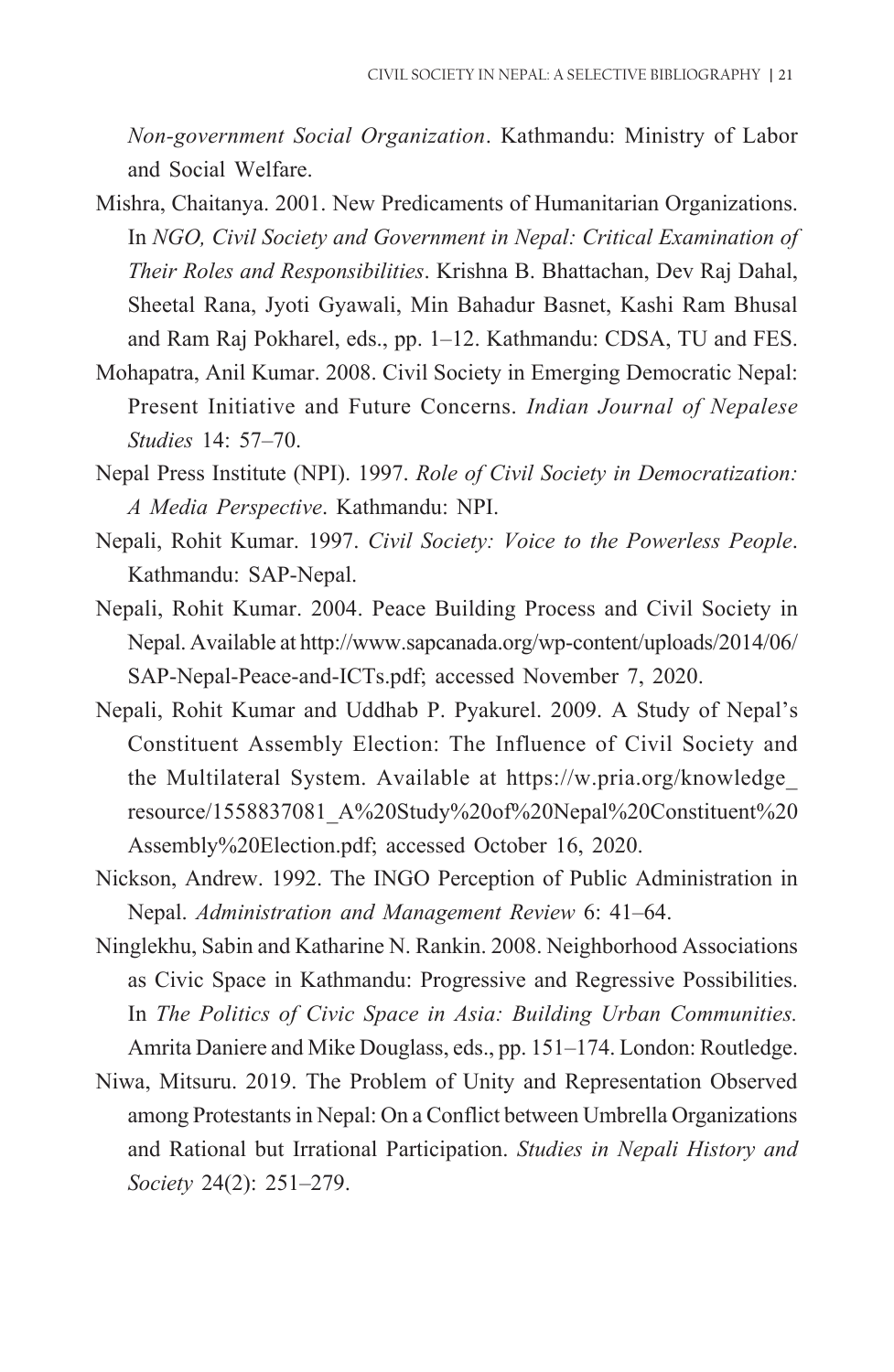*Non-government Social Organization*. Kathmandu: Ministry of Labor and Social Welfare.

Mishra, Chaitanya. 2001. New Predicaments of Humanitarian Organizations. In *NGO, Civil Society and Government in Nepal: Critical Examination of Their Roles and Responsibilities*. Krishna B. Bhattachan, Dev Raj Dahal, Sheetal Rana, Jyoti Gyawali, Min Bahadur Basnet, Kashi Ram Bhusal and Ram Raj Pokharel, eds., pp. 1–12. Kathmandu: CDSA, TU and FES.

Mohapatra, Anil Kumar. 2008. Civil Society in Emerging Democratic Nepal: Present Initiative and Future Concerns. *Indian Journal of Nepalese Studies* 14: 57–70.

Nepal Press Institute (NPI). 1997. *Role of Civil Society in Democratization: A Media Perspective*. Kathmandu: NPI.

Nepali, Rohit Kumar. 1997. *Civil Society: Voice to the Powerless People*. Kathmandu: SAP-Nepal.

Nepali, Rohit Kumar. 2004. Peace Building Process and Civil Society in Nepal. Available at http://www.sapcanada.org/wp-content/uploads/2014/06/SAP-Nepal-Peace-and-ICTs.pdf; accessed November 7, 2020.

Nepali, Rohit Kumar and Uddhab P. Pyakurel. 2009. A Study of Nepal's Constituent Assembly Election: The Influence of Civil Society and the Multilateral System. Available at https://w.pria.org/knowledge_resource/1558837081_A%20Study%20of%20Nepal%20Constituent%20Assembly%20Election.pdf; accessed October 16, 2020.

Nickson, Andrew. 1992. The INGO Perception of Public Administration in Nepal. *Administration and Management Review* 6: 41–64.

Ninglekhu, Sabin and Katharine N. Rankin. 2008. Neighborhood Associations as Civic Space in Kathmandu: Progressive and Regressive Possibilities. In *The Politics of Civic Space in Asia: Building Urban Communities.* Amrita Daniere and Mike Douglass, eds., pp. 151–174. London: Routledge.

Niwa, Mitsuru. 2019. The Problem of Unity and Representation Observed among Protestants in Nepal: On a Conflict between Umbrella Organizations and Rational but Irrational Participation. *Studies in Nepali History and Society* 24(2): 251–279.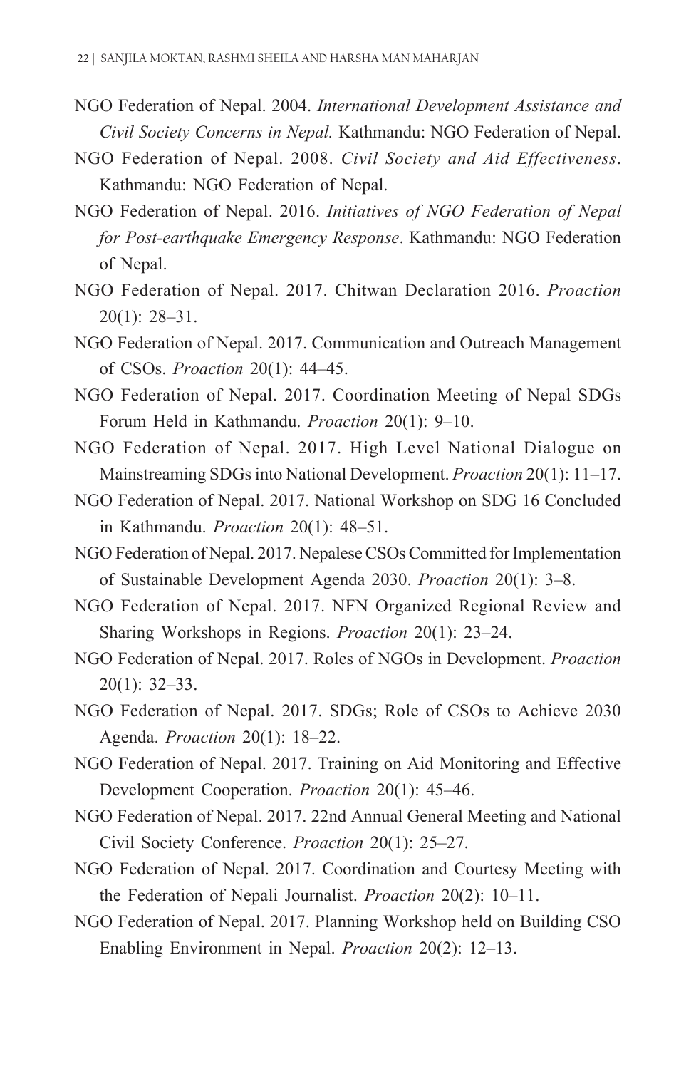NGO Federation of Nepal. 2004. *International Development Assistance and Civil Society Concerns in Nepal.* Kathmandu: NGO Federation of Nepal.

NGO Federation of Nepal. 2008. *Civil Society and Aid Effectiveness*. Kathmandu: NGO Federation of Nepal.

NGO Federation of Nepal. 2016. *Initiatives of NGO Federation of Nepal for Post-earthquake Emergency Response*. Kathmandu: NGO Federation of Nepal.

NGO Federation of Nepal. 2017. Chitwan Declaration 2016. *Proaction* 20(1): 28–31.

NGO Federation of Nepal. 2017. Communication and Outreach Management of CSOs. *Proaction* 20(1): 44–45.

NGO Federation of Nepal. 2017. Coordination Meeting of Nepal SDGs Forum Held in Kathmandu. *Proaction* 20(1): 9–10.

NGO Federation of Nepal. 2017. High Level National Dialogue on Mainstreaming SDGs into National Development. *Proaction* 20(1): 11–17.

NGO Federation of Nepal. 2017. National Workshop on SDG 16 Concluded in Kathmandu. *Proaction* 20(1): 48–51.

NGO Federation of Nepal. 2017. Nepalese CSOs Committed for Implementation of Sustainable Development Agenda 2030. *Proaction* 20(1): 3–8.

NGO Federation of Nepal. 2017. NFN Organized Regional Review and Sharing Workshops in Regions. *Proaction* 20(1): 23–24.

NGO Federation of Nepal. 2017. Roles of NGOs in Development. *Proaction* 20(1): 32–33.

NGO Federation of Nepal. 2017. SDGs; Role of CSOs to Achieve 2030 Agenda. *Proaction* 20(1): 18–22.

NGO Federation of Nepal. 2017. Training on Aid Monitoring and Effective Development Cooperation. *Proaction* 20(1): 45–46.

NGO Federation of Nepal. 2017. 22nd Annual General Meeting and National Civil Society Conference. *Proaction* 20(1): 25–27.

NGO Federation of Nepal. 2017. Coordination and Courtesy Meeting with the Federation of Nepali Journalist. *Proaction* 20(2): 10–11.

NGO Federation of Nepal. 2017. Planning Workshop held on Building CSO Enabling Environment in Nepal. *Proaction* 20(2): 12–13.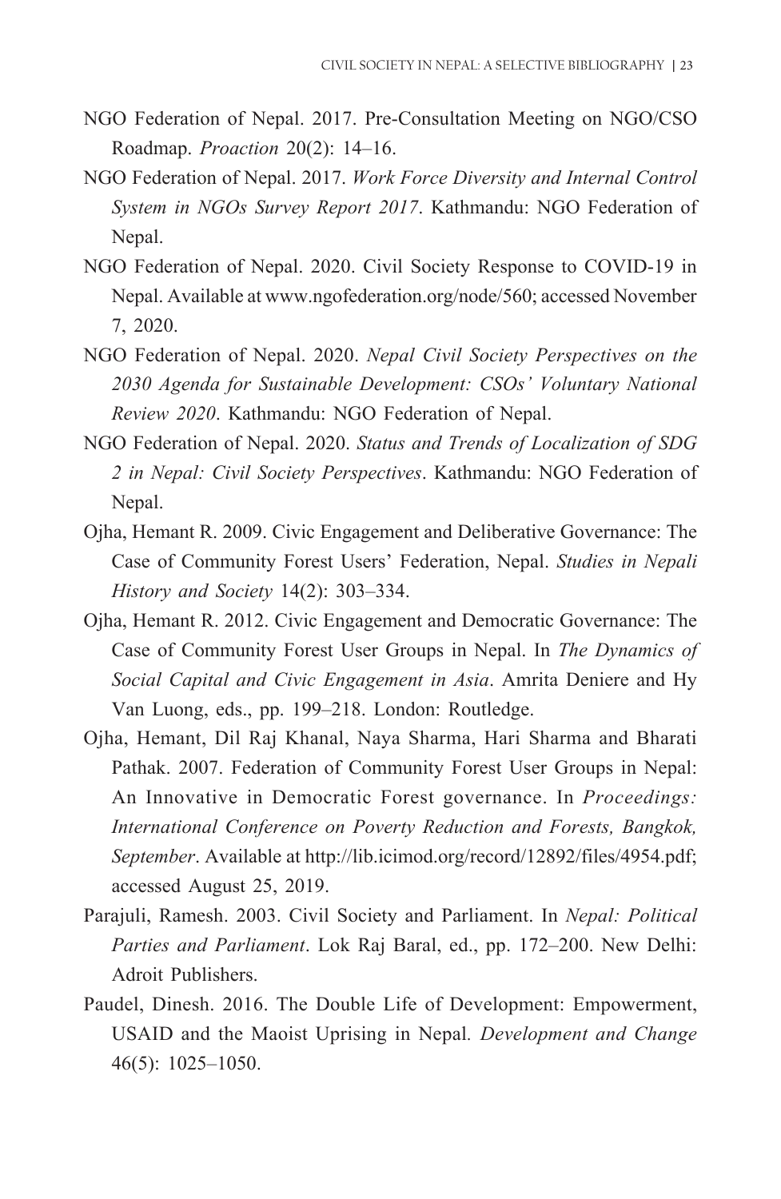NGO Federation of Nepal. 2017. Pre-Consultation Meeting on NGO/CSO Roadmap. *Proaction* 20(2): 14–16.

NGO Federation of Nepal. 2017. *Work Force Diversity and Internal Control System in NGOs Survey Report 2017*. Kathmandu: NGO Federation of Nepal.

NGO Federation of Nepal. 2020. Civil Society Response to COVID-19 in Nepal. Available at www.ngofederation.org/node/560; accessed November 7, 2020.

NGO Federation of Nepal. 2020. *Nepal Civil Society Perspectives on the 2030 Agenda for Sustainable Development: CSOs' Voluntary National Review 2020*. Kathmandu: NGO Federation of Nepal.

NGO Federation of Nepal. 2020. *Status and Trends of Localization of SDG 2 in Nepal: Civil Society Perspectives*. Kathmandu: NGO Federation of Nepal.

Ojha, Hemant R. 2009. Civic Engagement and Deliberative Governance: The Case of Community Forest Users' Federation, Nepal. *Studies in Nepali History and Society* 14(2): 303–334.

Ojha, Hemant R. 2012. Civic Engagement and Democratic Governance: The Case of Community Forest User Groups in Nepal. In *The Dynamics of Social Capital and Civic Engagement in Asia*. Amrita Deniere and Hy Van Luong, eds., pp. 199–218. London: Routledge.

Ojha, Hemant, Dil Raj Khanal, Naya Sharma, Hari Sharma and Bharati Pathak. 2007. Federation of Community Forest User Groups in Nepal: An Innovative in Democratic Forest governance. In *Proceedings: International Conference on Poverty Reduction and Forests, Bangkok, September*. Available at http://lib.icimod.org/record/12892/files/4954.pdf; accessed August 25, 2019.

Parajuli, Ramesh. 2003. Civil Society and Parliament. In *Nepal: Political Parties and Parliament*. Lok Raj Baral, ed., pp. 172–200. New Delhi: Adroit Publishers.

Paudel, Dinesh. 2016. The Double Life of Development: Empowerment, USAID and the Maoist Uprising in Nepal. *Development and Change* 46(5): 1025–1050.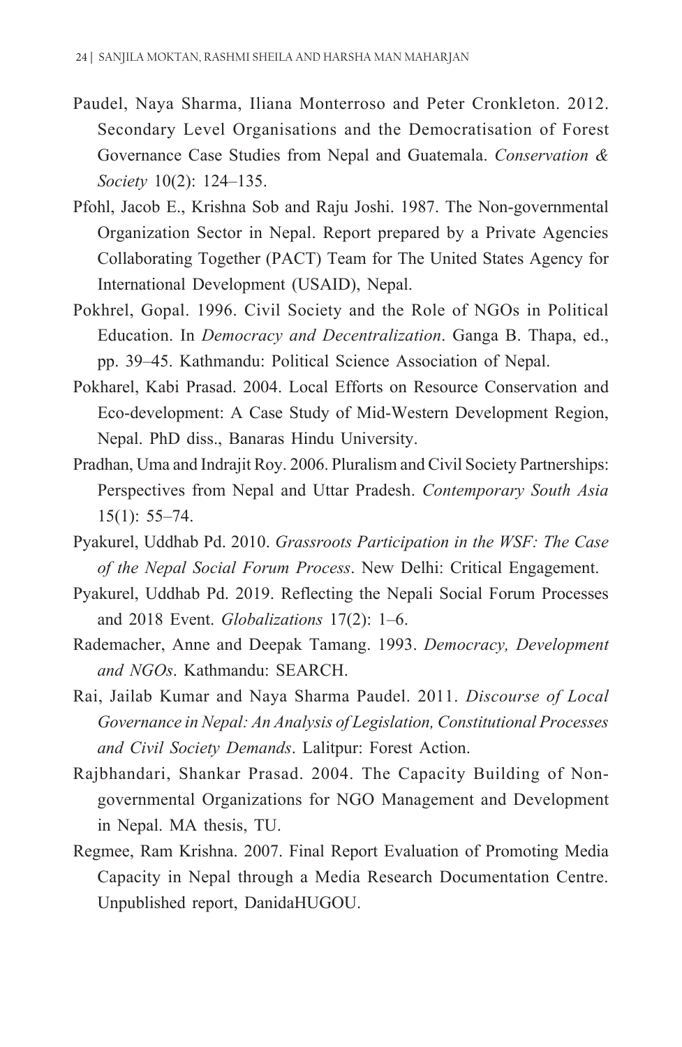Paudel, Naya Sharma, Iliana Monterroso and Peter Cronkleton. 2012. Secondary Level Organisations and the Democratisation of Forest Governance Case Studies from Nepal and Guatemala. *Conservation & Society* 10(2): 124–135.

Pfohl, Jacob E., Krishna Sob and Raju Joshi. 1987. The Non-governmental Organization Sector in Nepal. Report prepared by a Private Agencies Collaborating Together (PACT) Team for The United States Agency for International Development (USAID), Nepal.

Pokhrel, Gopal. 1996. Civil Society and the Role of NGOs in Political Education. In *Democracy and Decentralization*. Ganga B. Thapa, ed., pp. 39–45. Kathmandu: Political Science Association of Nepal.

Pokharel, Kabi Prasad. 2004. Local Efforts on Resource Conservation and Eco-development: A Case Study of Mid-Western Development Region, Nepal. PhD diss., Banaras Hindu University.

Pradhan, Uma and Indrajit Roy. 2006. Pluralism and Civil Society Partnerships: Perspectives from Nepal and Uttar Pradesh. *Contemporary South Asia* 15(1): 55–74.

Pyakurel, Uddhab Pd. 2010. *Grassroots Participation in the WSF: The Case of the Nepal Social Forum Process*. New Delhi: Critical Engagement.

Pyakurel, Uddhab Pd. 2019. Reflecting the Nepali Social Forum Processes and 2018 Event. *Globalizations* 17(2): 1–6.

Rademacher, Anne and Deepak Tamang. 1993. *Democracy, Development and NGOs*. Kathmandu: SEARCH.

Rai, Jailab Kumar and Naya Sharma Paudel. 2011. *Discourse of Local Governance in Nepal: An Analysis of Legislation, Constitutional Processes and Civil Society Demands*. Lalitpur: Forest Action.

Rajbhandari, Shankar Prasad. 2004. The Capacity Building of Non-governmental Organizations for NGO Management and Development in Nepal. MA thesis, TU.

Regmee, Ram Krishna. 2007. Final Report Evaluation of Promoting Media Capacity in Nepal through a Media Research Documentation Centre. Unpublished report, DanidaHUGOU.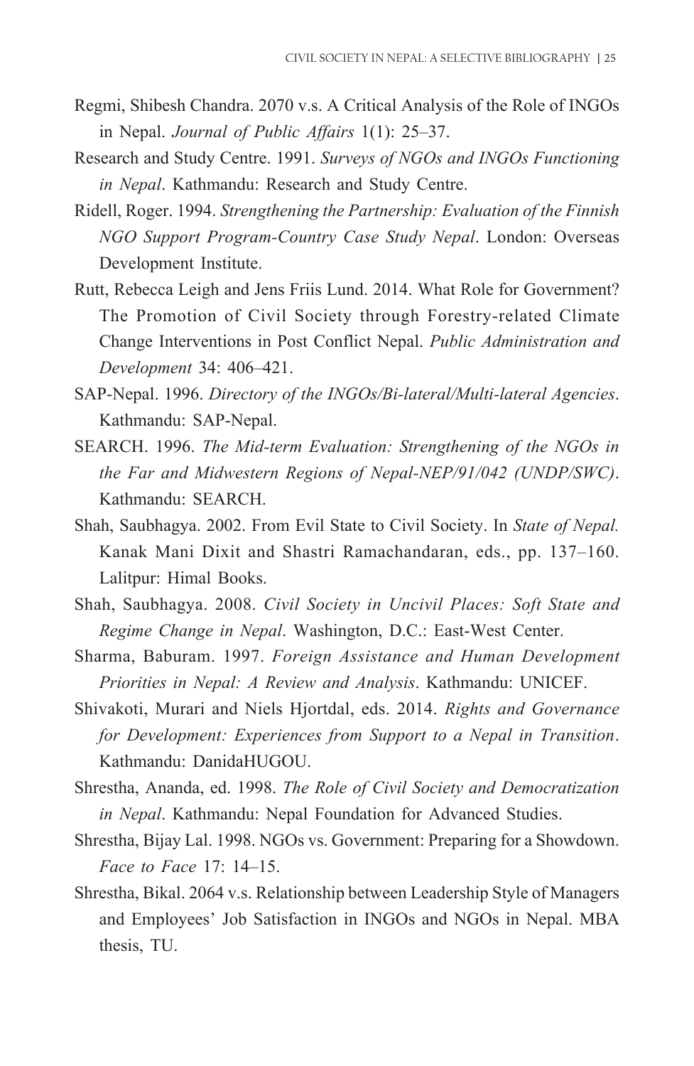Regmi, Shibesh Chandra. 2070 v.s. A Critical Analysis of the Role of INGOs in Nepal. *Journal of Public Affairs* 1(1): 25–37.

Research and Study Centre. 1991. *Surveys of NGOs and INGOs Functioning in Nepal*. Kathmandu: Research and Study Centre.

Ridell, Roger. 1994. *Strengthening the Partnership: Evaluation of the Finnish NGO Support Program-Country Case Study Nepal*. London: Overseas Development Institute.

Rutt, Rebecca Leigh and Jens Friis Lund. 2014. What Role for Government? The Promotion of Civil Society through Forestry-related Climate Change Interventions in Post Conflict Nepal. *Public Administration and Development* 34: 406–421.

SAP-Nepal. 1996. *Directory of the INGOs/Bi-lateral/Multi-lateral Agencies*. Kathmandu: SAP-Nepal.

SEARCH. 1996. *The Mid-term Evaluation: Strengthening of the NGOs in the Far and Midwestern Regions of Nepal-NEP/91/042 (UNDP/SWC)*. Kathmandu: SEARCH.

Shah, Saubhagya. 2002. From Evil State to Civil Society. In *State of Nepal.* Kanak Mani Dixit and Shastri Ramachandaran, eds., pp. 137–160. Lalitpur: Himal Books.

Shah, Saubhagya. 2008. *Civil Society in Uncivil Places: Soft State and Regime Change in Nepal*. Washington, D.C.: East-West Center.

Sharma, Baburam. 1997. *Foreign Assistance and Human Development Priorities in Nepal: A Review and Analysis*. Kathmandu: UNICEF.

Shivakoti, Murari and Niels Hjortdal, eds. 2014. *Rights and Governance for Development: Experiences from Support to a Nepal in Transition*. Kathmandu: DanidaHUGOU.

Shrestha, Ananda, ed. 1998. *The Role of Civil Society and Democratization in Nepal*. Kathmandu: Nepal Foundation for Advanced Studies.

Shrestha, Bijay Lal. 1998. NGOs vs. Government: Preparing for a Showdown. *Face to Face* 17: 14–15.

Shrestha, Bikal. 2064 v.s. Relationship between Leadership Style of Managers and Employees' Job Satisfaction in INGOs and NGOs in Nepal. MBA thesis, TU.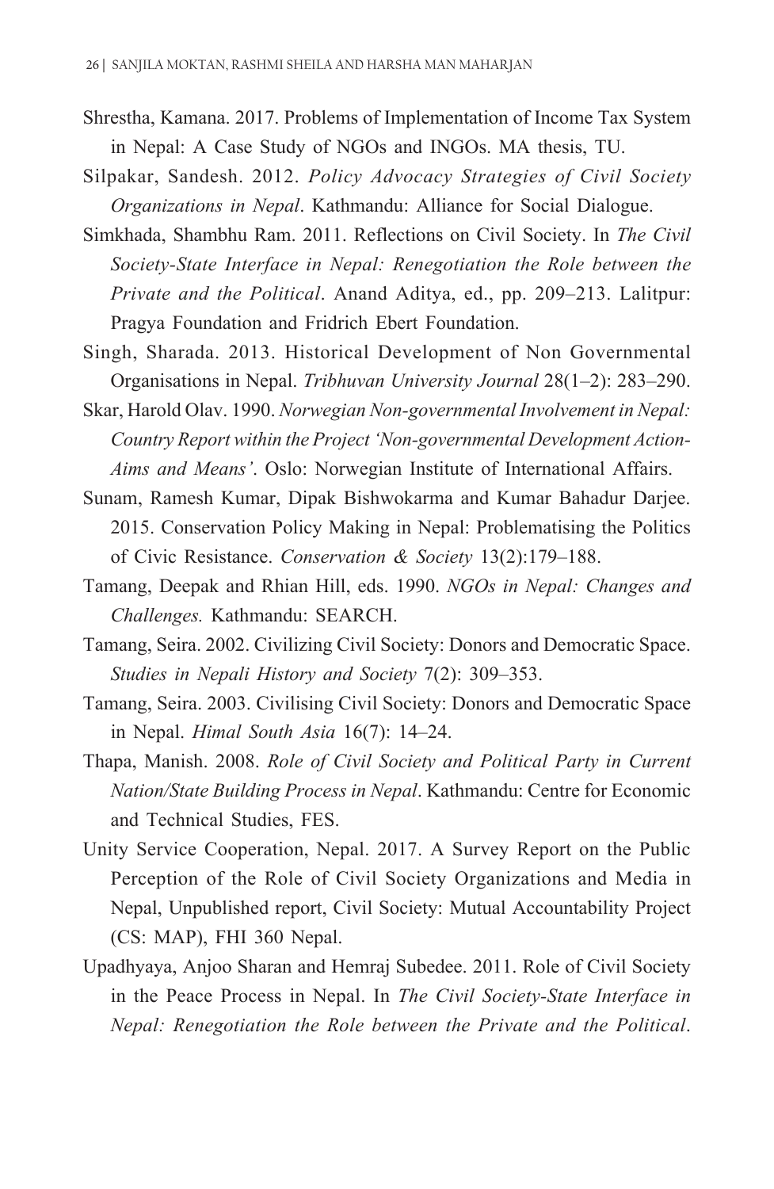Shrestha, Kamana. 2017. Problems of Implementation of Income Tax System in Nepal: A Case Study of NGOs and INGOs. MA thesis, TU.

Silpakar, Sandesh. 2012. *Policy Advocacy Strategies of Civil Society Organizations in Nepal*. Kathmandu: Alliance for Social Dialogue.

Simkhada, Shambhu Ram. 2011. Reflections on Civil Society. In *The Civil Society-State Interface in Nepal: Renegotiation the Role between the Private and the Political*. Anand Aditya, ed., pp. 209–213. Lalitpur: Pragya Foundation and Fridrich Ebert Foundation.

Singh, Sharada. 2013. Historical Development of Non Governmental Organisations in Nepal. *Tribhuvan University Journal* 28(1–2): 283–290.

Skar, Harold Olav. 1990. *Norwegian Non-governmental Involvement in Nepal: Country Report within the Project 'Non-governmental Development Action-Aims and Means'*. Oslo: Norwegian Institute of International Affairs.

Sunam, Ramesh Kumar, Dipak Bishwokarma and Kumar Bahadur Darjee. 2015. Conservation Policy Making in Nepal: Problematising the Politics of Civic Resistance. *Conservation & Society* 13(2):179–188.

Tamang, Deepak and Rhian Hill, eds. 1990. *NGOs in Nepal: Changes and Challenges.* Kathmandu: SEARCH.

Tamang, Seira. 2002. Civilizing Civil Society: Donors and Democratic Space. *Studies in Nepali History and Society* 7(2): 309–353.

Tamang, Seira. 2003. Civilising Civil Society: Donors and Democratic Space in Nepal. *Himal South Asia* 16(7): 14–24.

Thapa, Manish. 2008. *Role of Civil Society and Political Party in Current Nation/State Building Process in Nepal*. Kathmandu: Centre for Economic and Technical Studies, FES.

Unity Service Cooperation, Nepal. 2017. A Survey Report on the Public Perception of the Role of Civil Society Organizations and Media in Nepal, Unpublished report, Civil Society: Mutual Accountability Project (CS: MAP), FHI 360 Nepal.

Upadhyaya, Anjoo Sharan and Hemraj Subedee. 2011. Role of Civil Society in the Peace Process in Nepal. In *The Civil Society-State Interface in Nepal: Renegotiation the Role between the Private and the Political*.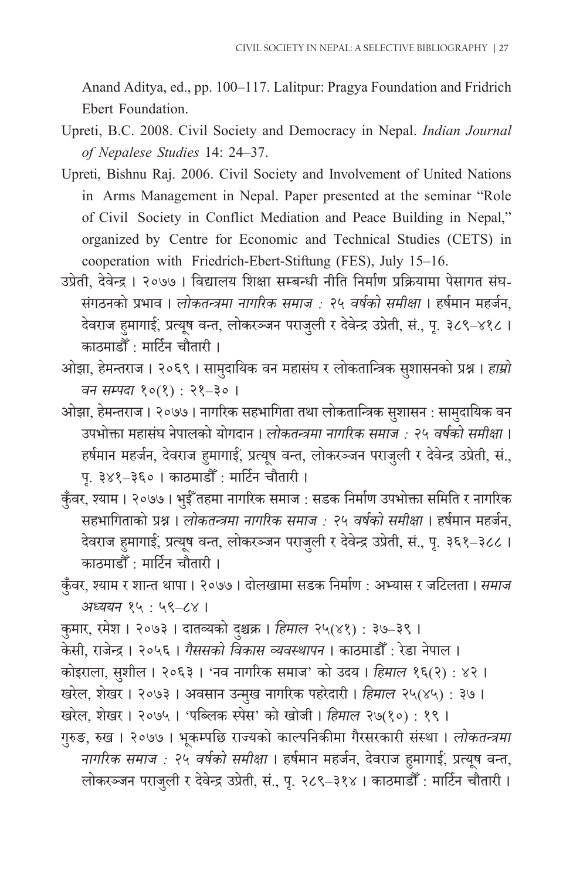Anand Aditya, ed., pp. 100–117. Lalitpur: Pragya Foundation and Fridrich Ebert Foundation.

Upreti, B.C. 2008. Civil Society and Democracy in Nepal. *Indian Journal of Nepalese Studies* 14: 24–37.

Upreti, Bishnu Raj. 2006. Civil Society and Involvement of United Nations in Arms Management in Nepal. Paper presented at the seminar "Role of Civil Society in Conflict Mediation and Peace Building in Nepal," organized by Centre for Economic and Technical Studies (CETS) in cooperation with Friedrich-Ebert-Stiftung (FES), July 15–16.

उप्रेती, देवेन्द्र । २०७७ । विद्यालय शिक्षा सम्बन्धी नीति निर्माण प्रक्रियामा पेसागत संघ-संगठनको प्रभाव । *लोकतन्त्रमा नागरिक समाज : २५ वर्षको समीक्षा* । हर्षमान महर्जन, देवराज हुमागाईं, प्रत्यूष वन्त, लोकरञ्जन पराजुली र देवेन्द्र उप्रेती, सं., पृ. ३८९–४१८ । काठमाडौँ : मार्टिन चौतारी ।

ओझा, हेमन्तराज । २०६९ । सामुदायिक वन महासंघ र लोकतान्त्रिक सुशासनको प्रश्न । *हाम्रो वन सम्पदा* १०(१) : २१–३० ।

ओझा, हेमन्तराज । २०७७ । नागरिक सहभागिता तथा लोकतान्त्रिक सुशासन : सामुदायिक वन उपभोक्ता महासंघ नेपालको योगदान । *लोकतन्त्रमा नागरिक समाज : २५ वर्षको समीक्षा* । हर्षमान महर्जन, देवराज हुमागाईं, प्रत्यूष वन्त, लोकरञ्जन पराजुली र देवेन्द्र उप्रेती, सं., पृ. ३४१–३६० । काठमाडौँ : मार्टिन चौतारी ।

कुँवर, श्याम । २०७७ । भुइँतहमा नागरिक समाज : सडक निर्माण उपभोक्ता समिति र नागरिक सहभागिताको प्रश्न । *लोकतन्त्रमा नागरिक समाज : २५ वर्षको समीक्षा* । हर्षमान महर्जन, देवराज हुमागाईं, प्रत्यूष वन्त, लोकरञ्जन पराजुली र देवेन्द्र उप्रेती, सं., पृ. ३६१–३८८ । काठमाडौँ : मार्टिन चौतारी ।

कुँवर, श्याम र शान्त थापा । २०७७ । दोलखामा सडक निर्माण : अभ्यास र जटिलता । *समाज अध्ययन* १५ : ५९–८४ ।

कुमार, रमेश । २०७३ । दातव्यको दुश्चक्र । *हिमाल* २५(४१) : ३७–३९ ।

केसी, राजेन्द्र । २०५६ । *गैससको विकास व्यवस्थापन* । काठमाडौँ : रेडा नेपाल ।

कोइराला, सुशील । २०६३ । 'नव नागरिक समाज' को उदय । *हिमाल* १६(२) : ४२ ।

खरेल, शेखर । २०७३ । अवसान उन्मुख नागरिक पहरेदारी । *हिमाल* २५(४५) : ३७ ।

खरेल, शेखर । २०७५ । 'पब्लिक स्पेस' को खोजी । *हिमाल* २७(१०) : १९ ।

गुरुङ, रुख । २०७७ । भूकम्पछि राज्यको काल्पनिकीमा गैरसरकारी संस्था । *लोकतन्त्रमा नागरिक समाज : २५ वर्षको समीक्षा* । हर्षमान महर्जन, देवराज हुमागाईं, प्रत्यूष वन्त, लोकरञ्जन पराजुली र देवेन्द्र उप्रेती, सं., पृ. २८९–३१४ । काठमाडौँ : मार्टिन चौतारी ।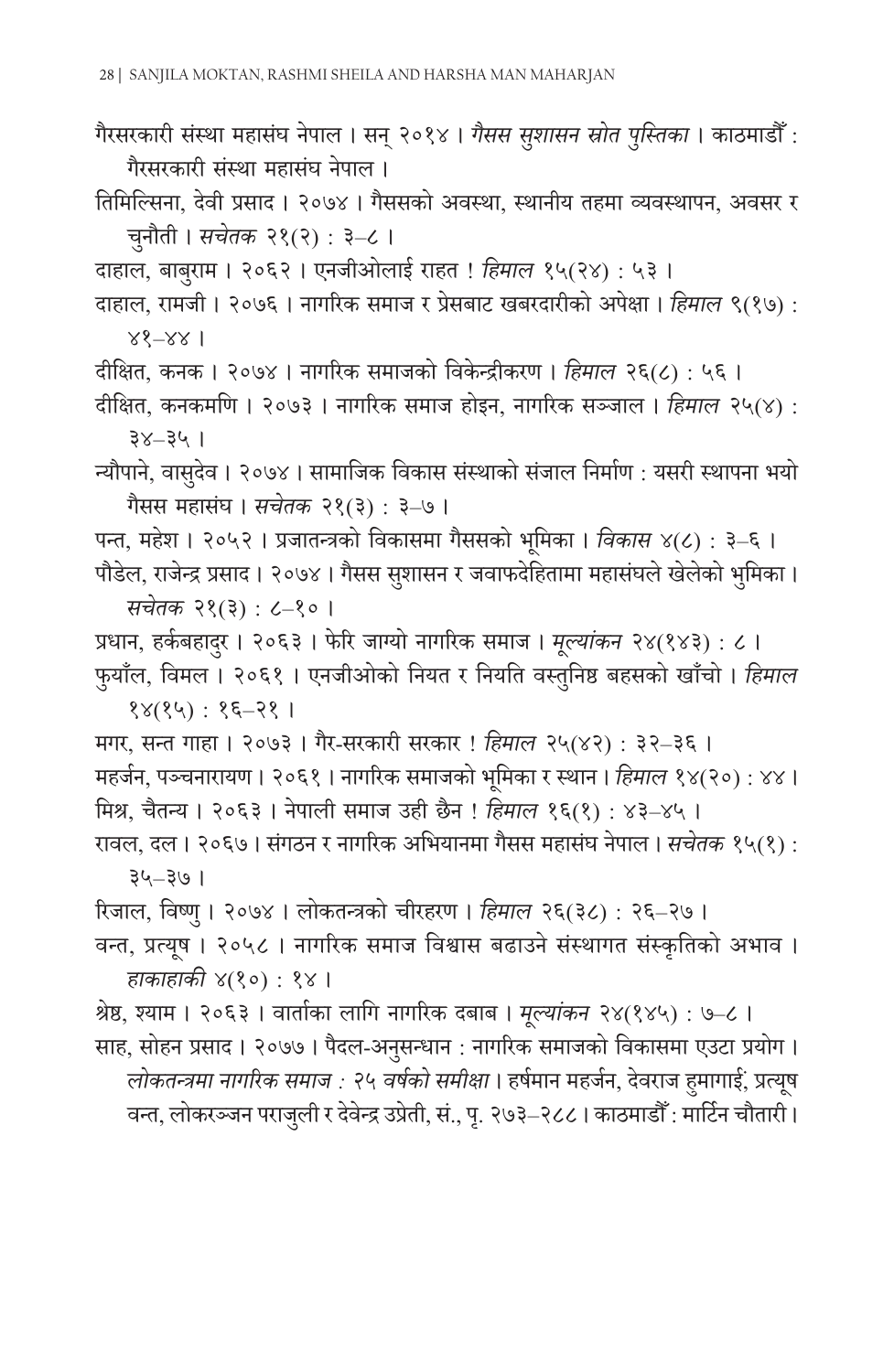गैरसरकारी संस्था महासंघ नेपाल । सन् २०१४ । *गैसस सुशासन स्रोत पुस्तिका* । काठमाडौँ : गैरसरकारी संस्था महासंघ नेपाल ।

तिमिल्सिना, देवी प्रसाद । २०७४ । गैससको अवस्था, स्थानीय तहमा व्यवस्थापन, अवसर र चुनौती । *सचेतक* २१(२) : ३–८ ।

दाहाल, बाबुराम । २०६२ । एनजीओलाई राहत ! *हिमाल* १५(२४) : ५३ ।

दाहाल, रामजी । २०७६ । नागरिक समाज र प्रेसबाट खबरदारीको अपेक्षा । *हिमाल* ९(१७) : ४१–४४ ।

दीक्षित, कनक । २०७४ । नागरिक समाजको विकेन्द्रीकरण । *हिमाल* २६(८) : ५६ ।

दीक्षित, कनकमणि । २०७३ । नागरिक समाज होइन, नागरिक सञ्जाल । *हिमाल* २५(४) : ३४–३५ ।

न्यौपाने, वासुदेव । २०७४ । सामाजिक विकास संस्थाको संजाल निर्माण : यसरी स्थापना भयो गैसस महासंघ । *सचेतक* २१(३) : ३–७ ।

पन्त, महेश । २०५२ । प्रजातन्त्रको विकासमा गैससको भूमिका । *विकास* ४(८) : ३–६ ।

पौडेल, राजेन्द्र प्रसाद । २०७४ । गैसस सुशासन र जवाफदेहितामा महासंघले खेलेको भुमिका । *सचेतक* २१(३) : ८–१० ।

प्रधान, हर्कबहादुर । २०६३ । फेरि जाग्यो नागरिक समाज । *मूल्यांकन* २४(१४३) : ८ ।

फुयाँल, विमल । २०६१ । एनजीओको नियत र नियति वस्तुनिष्ठ बहसको खाँचो । *हिमाल* १४(१५) : १६–२१ ।

मगर, सन्त गाहा । २०७३ । गैर-सरकारी सरकार ! *हिमाल* २५(४२) : ३२–३६ ।

महर्जन, पञ्चनारायण । २०६१ । नागरिक समाजको भूमिका र स्थान । *हिमाल* १४(२०) : ४४ ।

मिश्र, चैतन्य । २०६३ । नेपाली समाज उही छैन ! *हिमाल* १६(१) : ४३–४५ ।

रावल, दल । २०६७ । संगठन र नागरिक अभियानमा गैसस महासंघ नेपाल । *सचेतक* १५(१) : ३५–३७ ।

रिजाल, विष्णु । २०७४ । लोकतन्त्रको चीरहरण । *हिमाल* २६(३८) : २६–२७ ।

वन्त, प्रत्यूष । २०५८ । नागरिक समाज विश्वास बढाउने संस्थागत संस्कृतिको अभाव । *हाकाहाकी* ४(१०) : १४ ।

श्रेष्ठ, श्याम । २०६३ । वार्ताका लागि नागरिक दबाब । *मूल्यांकन* २४(१४५) : ७–८ ।

साह, सोहन प्रसाद । २०७७ । पैदल-अनुसन्धान : नागरिक समाजको विकासमा एउटा प्रयोग । *लोकतन्त्रमा नागरिक समाज : २५ वर्षको समीक्षा* । हर्षमान महर्जन, देवराज हुमागाईं, प्रत्यूष वन्त, लोकरञ्जन पराजुली र देवेन्द्र उप्रेती, सं., पृ. २७३–२८८ । काठमाडौँ : मार्टिन चौतारी ।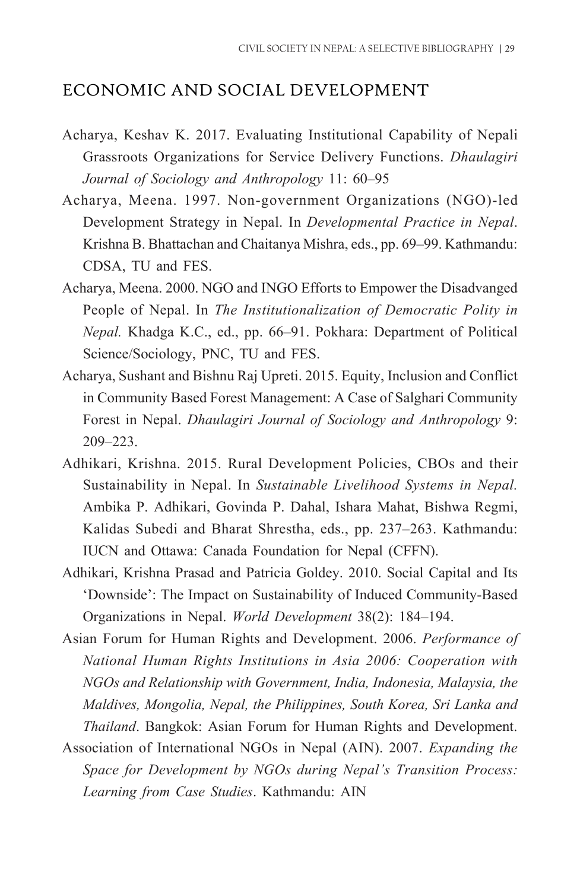## ECONOMIC AND SOCIAL DEVELOPMENT

Acharya, Keshav K. 2017. Evaluating Institutional Capability of Nepali Grassroots Organizations for Service Delivery Functions. *Dhaulagiri Journal of Sociology and Anthropology* 11: 60–95

Acharya, Meena. 1997. Non-government Organizations (NGO)-led Development Strategy in Nepal. In *Developmental Practice in Nepal*. Krishna B. Bhattachan and Chaitanya Mishra, eds., pp. 69–99. Kathmandu: CDSA, TU and FES.

Acharya, Meena. 2000. NGO and INGO Efforts to Empower the Disadvanged People of Nepal. In *The Institutionalization of Democratic Polity in Nepal.* Khadga K.C., ed., pp. 66–91. Pokhara: Department of Political Science/Sociology, PNC, TU and FES.

Acharya, Sushant and Bishnu Raj Upreti. 2015. Equity, Inclusion and Conflict in Community Based Forest Management: A Case of Salghari Community Forest in Nepal. *Dhaulagiri Journal of Sociology and Anthropology* 9: 209–223.

Adhikari, Krishna. 2015. Rural Development Policies, CBOs and their Sustainability in Nepal. In *Sustainable Livelihood Systems in Nepal.* Ambika P. Adhikari, Govinda P. Dahal, Ishara Mahat, Bishwa Regmi, Kalidas Subedi and Bharat Shrestha, eds., pp. 237–263. Kathmandu: IUCN and Ottawa: Canada Foundation for Nepal (CFFN).

Adhikari, Krishna Prasad and Patricia Goldey. 2010. Social Capital and Its 'Downside': The Impact on Sustainability of Induced Community-Based Organizations in Nepal. *World Development* 38(2): 184–194.

Asian Forum for Human Rights and Development. 2006. *Performance of National Human Rights Institutions in Asia 2006: Cooperation with NGOs and Relationship with Government, India, Indonesia, Malaysia, the Maldives, Mongolia, Nepal, the Philippines, South Korea, Sri Lanka and Thailand*. Bangkok: Asian Forum for Human Rights and Development.

Association of International NGOs in Nepal (AIN). 2007. *Expanding the Space for Development by NGOs during Nepal's Transition Process: Learning from Case Studies*. Kathmandu: AIN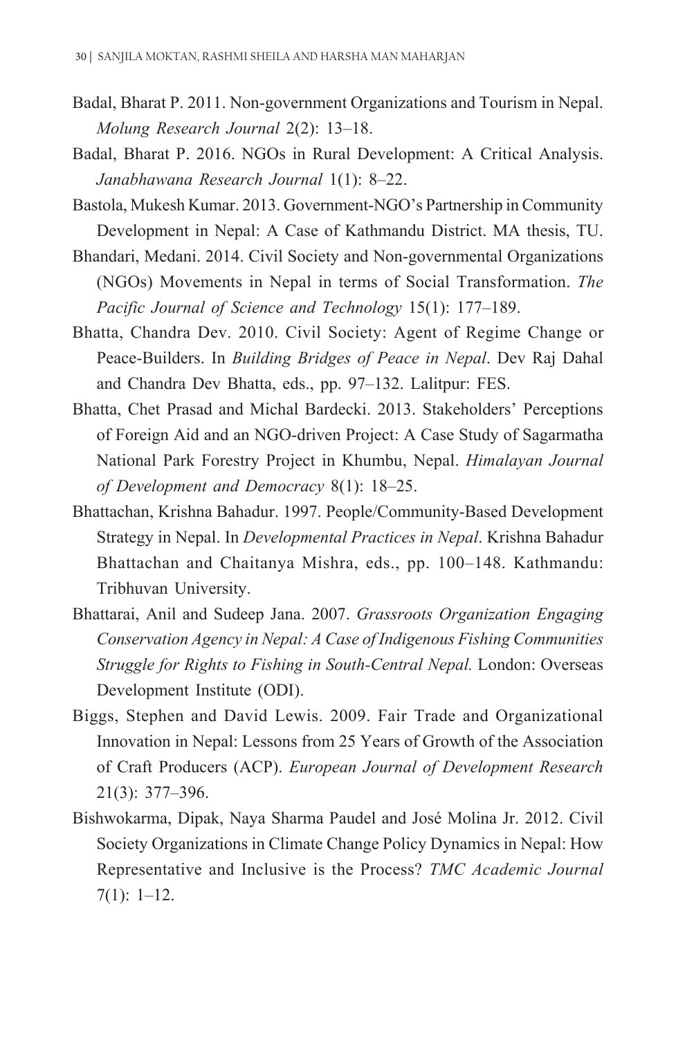Badal, Bharat P. 2011. Non-government Organizations and Tourism in Nepal. *Molung Research Journal* 2(2): 13–18.

Badal, Bharat P. 2016. NGOs in Rural Development: A Critical Analysis. *Janabhawana Research Journal* 1(1): 8–22.

Bastola, Mukesh Kumar. 2013. Government-NGO's Partnership in Community Development in Nepal: A Case of Kathmandu District. MA thesis, TU.

Bhandari, Medani. 2014. Civil Society and Non-governmental Organizations (NGOs) Movements in Nepal in terms of Social Transformation. *The Pacific Journal of Science and Technology* 15(1): 177–189.

Bhatta, Chandra Dev. 2010. Civil Society: Agent of Regime Change or Peace-Builders. In *Building Bridges of Peace in Nepal*. Dev Raj Dahal and Chandra Dev Bhatta, eds., pp. 97–132. Lalitpur: FES.

Bhatta, Chet Prasad and Michal Bardecki. 2013. Stakeholders' Perceptions of Foreign Aid and an NGO-driven Project: A Case Study of Sagarmatha National Park Forestry Project in Khumbu, Nepal. *Himalayan Journal of Development and Democracy* 8(1): 18–25.

Bhattachan, Krishna Bahadur. 1997. People/Community-Based Development Strategy in Nepal. In *Developmental Practices in Nepal*. Krishna Bahadur Bhattachan and Chaitanya Mishra, eds., pp. 100–148. Kathmandu: Tribhuvan University.

Bhattarai, Anil and Sudeep Jana. 2007. *Grassroots Organization Engaging Conservation Agency in Nepal: A Case of Indigenous Fishing Communities Struggle for Rights to Fishing in South-Central Nepal.* London: Overseas Development Institute (ODI).

Biggs, Stephen and David Lewis. 2009. Fair Trade and Organizational Innovation in Nepal: Lessons from 25 Years of Growth of the Association of Craft Producers (ACP). *European Journal of Development Research* 21(3): 377–396.

Bishwokarma, Dipak, Naya Sharma Paudel and José Molina Jr. 2012. Civil Society Organizations in Climate Change Policy Dynamics in Nepal: How Representative and Inclusive is the Process? *TMC Academic Journal* 7(1): 1–12.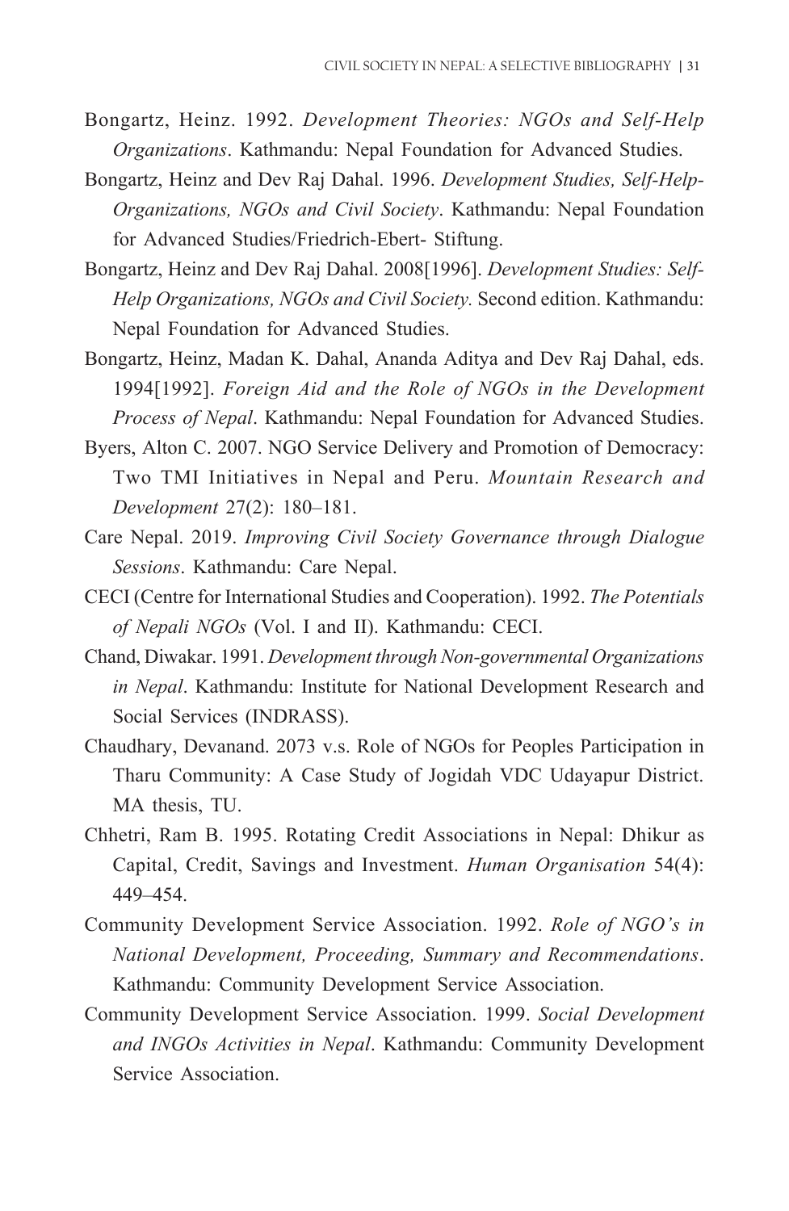Bongartz, Heinz. 1992. *Development Theories: NGOs and Self-Help Organizations*. Kathmandu: Nepal Foundation for Advanced Studies.

Bongartz, Heinz and Dev Raj Dahal. 1996. *Development Studies, Self-Help-Organizations, NGOs and Civil Society*. Kathmandu: Nepal Foundation for Advanced Studies/Friedrich-Ebert- Stiftung.

Bongartz, Heinz and Dev Raj Dahal. 2008[1996]. *Development Studies: Self-Help Organizations, NGOs and Civil Society.* Second edition. Kathmandu: Nepal Foundation for Advanced Studies.

Bongartz, Heinz, Madan K. Dahal, Ananda Aditya and Dev Raj Dahal, eds. 1994[1992]. *Foreign Aid and the Role of NGOs in the Development Process of Nepal*. Kathmandu: Nepal Foundation for Advanced Studies.

Byers, Alton C. 2007. NGO Service Delivery and Promotion of Democracy: Two TMI Initiatives in Nepal and Peru. *Mountain Research and Development* 27(2): 180–181.

Care Nepal. 2019. *Improving Civil Society Governance through Dialogue Sessions*. Kathmandu: Care Nepal.

CECI (Centre for International Studies and Cooperation). 1992. *The Potentials of Nepali NGOs* (Vol. I and II). Kathmandu: CECI.

Chand, Diwakar. 1991. *Development through Non-governmental Organizations in Nepal*. Kathmandu: Institute for National Development Research and Social Services (INDRASS).

Chaudhary, Devanand. 2073 v.s. Role of NGOs for Peoples Participation in Tharu Community: A Case Study of Jogidah VDC Udayapur District. MA thesis, TU.

Chhetri, Ram B. 1995. Rotating Credit Associations in Nepal: Dhikur as Capital, Credit, Savings and Investment. *Human Organisation* 54(4): 449–454.

Community Development Service Association. 1992. *Role of NGO's in National Development, Proceeding, Summary and Recommendations*. Kathmandu: Community Development Service Association.

Community Development Service Association. 1999. *Social Development and INGOs Activities in Nepal*. Kathmandu: Community Development Service Association.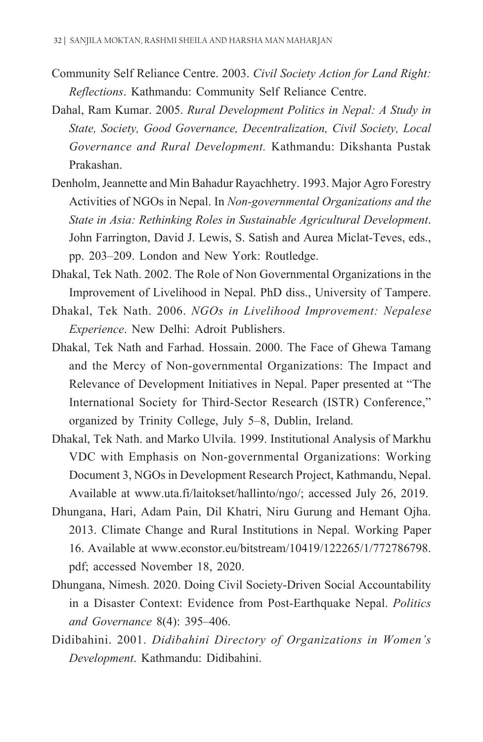Community Self Reliance Centre. 2003. *Civil Society Action for Land Right: Reflections*. Kathmandu: Community Self Reliance Centre.

Dahal, Ram Kumar. 2005. *Rural Development Politics in Nepal: A Study in State, Society, Good Governance, Decentralization, Civil Society, Local Governance and Rural Development.* Kathmandu: Dikshanta Pustak Prakashan.

Denholm, Jeannette and Min Bahadur Rayachhetry. 1993. Major Agro Forestry Activities of NGOs in Nepal. In *Non-governmental Organizations and the State in Asia: Rethinking Roles in Sustainable Agricultural Development*. John Farrington, David J. Lewis, S. Satish and Aurea Miclat-Teves, eds., pp. 203–209. London and New York: Routledge.

Dhakal, Tek Nath. 2002. The Role of Non Governmental Organizations in the Improvement of Livelihood in Nepal. PhD diss., University of Tampere.

Dhakal, Tek Nath. 2006. *NGOs in Livelihood Improvement: Nepalese Experience*. New Delhi: Adroit Publishers.

Dhakal, Tek Nath and Farhad. Hossain. 2000. The Face of Ghewa Tamang and the Mercy of Non-governmental Organizations: The Impact and Relevance of Development Initiatives in Nepal. Paper presented at "The International Society for Third-Sector Research (ISTR) Conference," organized by Trinity College, July 5–8, Dublin, Ireland.

Dhakal, Tek Nath. and Marko Ulvila. 1999. Institutional Analysis of Markhu VDC with Emphasis on Non-governmental Organizations: Working Document 3, NGOs in Development Research Project, Kathmandu, Nepal. Available at www.uta.fi/laitokset/hallinto/ngo/; accessed July 26, 2019.

Dhungana, Hari, Adam Pain, Dil Khatri, Niru Gurung and Hemant Ojha. 2013. Climate Change and Rural Institutions in Nepal. Working Paper 16. Available at www.econstor.eu/bitstream/10419/122265/1/772786798.pdf; accessed November 18, 2020.

Dhungana, Nimesh. 2020. Doing Civil Society-Driven Social Accountability in a Disaster Context: Evidence from Post-Earthquake Nepal. *Politics and Governance* 8(4): 395–406.

Didibahini. 2001. *Didibahini Directory of Organizations in Women's Development*. Kathmandu: Didibahini.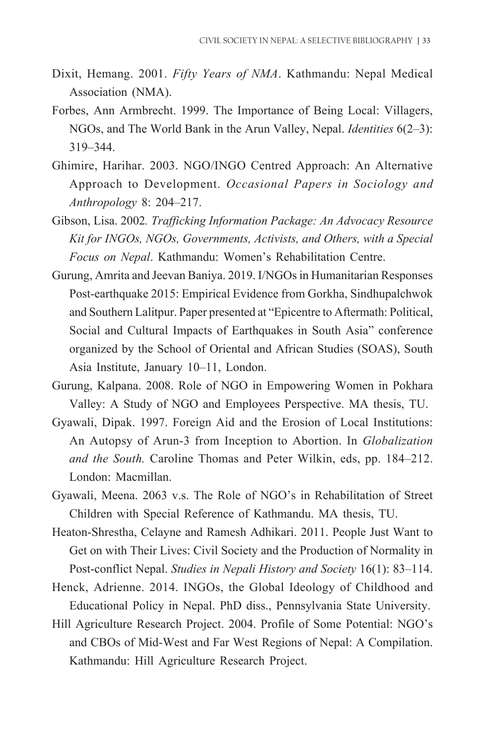Dixit, Hemang. 2001. *Fifty Years of NMA*. Kathmandu: Nepal Medical Association (NMA).

Forbes, Ann Armbrecht. 1999. The Importance of Being Local: Villagers, NGOs, and The World Bank in the Arun Valley, Nepal. *Identities* 6(2–3): 319–344.

Ghimire, Harihar. 2003. NGO/INGO Centred Approach: An Alternative Approach to Development. *Occasional Papers in Sociology and Anthropology* 8: 204–217.

Gibson, Lisa. 2002. *Trafficking Information Package: An Advocacy Resource Kit for INGOs, NGOs, Governments, Activists, and Others, with a Special Focus on Nepal*. Kathmandu: Women's Rehabilitation Centre.

Gurung, Amrita and Jeevan Baniya. 2019. I/NGOs in Humanitarian Responses Post-earthquake 2015: Empirical Evidence from Gorkha, Sindhupalchwok and Southern Lalitpur. Paper presented at "Epicentre to Aftermath: Political, Social and Cultural Impacts of Earthquakes in South Asia" conference organized by the School of Oriental and African Studies (SOAS), South Asia Institute, January 10–11, London.

Gurung, Kalpana. 2008. Role of NGO in Empowering Women in Pokhara Valley: A Study of NGO and Employees Perspective. MA thesis, TU.

Gyawali, Dipak. 1997. Foreign Aid and the Erosion of Local Institutions: An Autopsy of Arun-3 from Inception to Abortion. In *Globalization and the South.* Caroline Thomas and Peter Wilkin, eds, pp. 184–212. London: Macmillan.

Gyawali, Meena. 2063 v.s. The Role of NGO's in Rehabilitation of Street Children with Special Reference of Kathmandu. MA thesis, TU.

Heaton-Shrestha, Celayne and Ramesh Adhikari. 2011. People Just Want to Get on with Their Lives: Civil Society and the Production of Normality in Post-conflict Nepal. *Studies in Nepali History and Society* 16(1): 83–114.

Henck, Adrienne. 2014. INGOs, the Global Ideology of Childhood and Educational Policy in Nepal. PhD diss., Pennsylvania State University.

Hill Agriculture Research Project. 2004. Profile of Some Potential: NGO's and CBOs of Mid-West and Far West Regions of Nepal: A Compilation. Kathmandu: Hill Agriculture Research Project.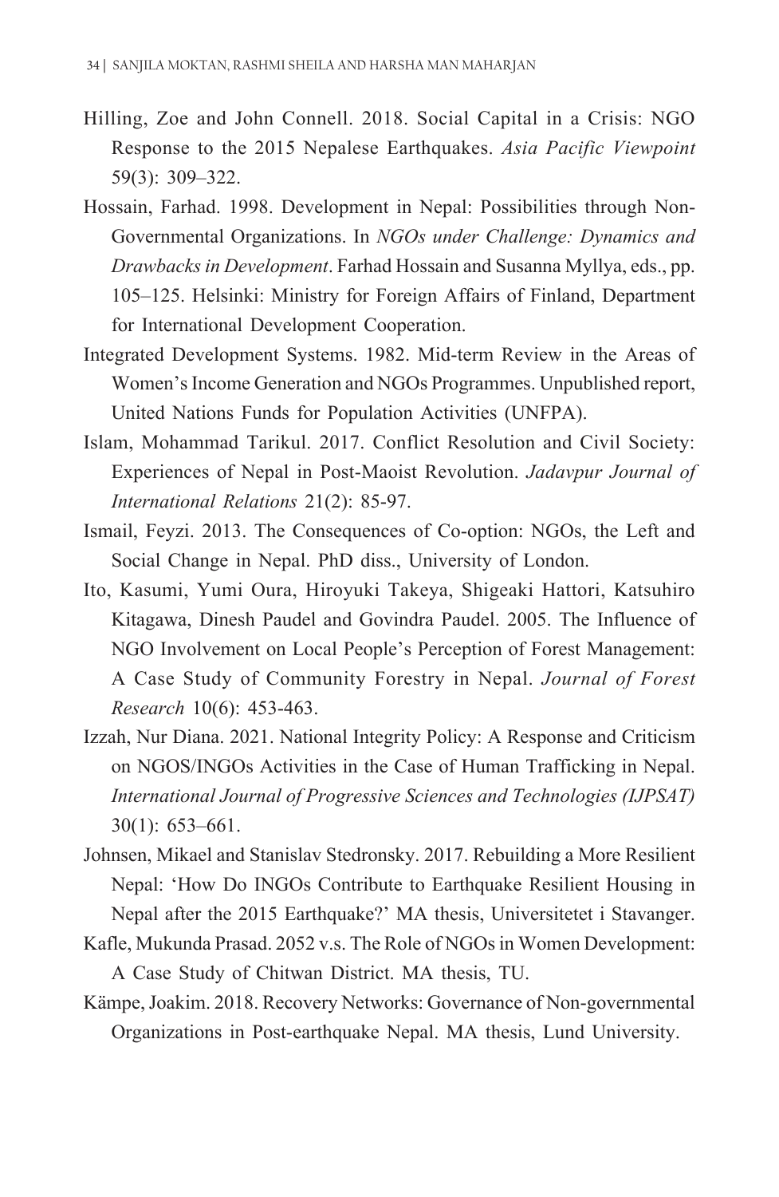Hilling, Zoe and John Connell. 2018. Social Capital in a Crisis: NGO Response to the 2015 Nepalese Earthquakes. *Asia Pacific Viewpoint* 59(3): 309–322.

Hossain, Farhad. 1998. Development in Nepal: Possibilities through Non-Governmental Organizations. In *NGOs under Challenge: Dynamics and Drawbacks in Development*. Farhad Hossain and Susanna Myllya, eds., pp. 105–125. Helsinki: Ministry for Foreign Affairs of Finland, Department for International Development Cooperation.

Integrated Development Systems. 1982. Mid-term Review in the Areas of Women's Income Generation and NGOs Programmes. Unpublished report, United Nations Funds for Population Activities (UNFPA).

Islam, Mohammad Tarikul. 2017. Conflict Resolution and Civil Society: Experiences of Nepal in Post-Maoist Revolution. *Jadavpur Journal of International Relations* 21(2): 85-97.

Ismail, Feyzi. 2013. The Consequences of Co-option: NGOs, the Left and Social Change in Nepal. PhD diss., University of London.

Ito, Kasumi, Yumi Oura, Hiroyuki Takeya, Shigeaki Hattori, Katsuhiro Kitagawa, Dinesh Paudel and Govindra Paudel. 2005. The Influence of NGO Involvement on Local People's Perception of Forest Management: A Case Study of Community Forestry in Nepal. *Journal of Forest Research* 10(6): 453-463.

Izzah, Nur Diana. 2021. National Integrity Policy: A Response and Criticism on NGOS/INGOs Activities in the Case of Human Trafficking in Nepal. *International Journal of Progressive Sciences and Technologies (IJPSAT)* 30(1): 653–661.

Johnsen, Mikael and Stanislav Stedronsky. 2017. Rebuilding a More Resilient Nepal: 'How Do INGOs Contribute to Earthquake Resilient Housing in Nepal after the 2015 Earthquake?' MA thesis, Universitetet i Stavanger.

Kafle, Mukunda Prasad. 2052 v.s. The Role of NGOs in Women Development: A Case Study of Chitwan District. MA thesis, TU.

Kämpe, Joakim. 2018. Recovery Networks: Governance of Non-governmental Organizations in Post-earthquake Nepal. MA thesis, Lund University.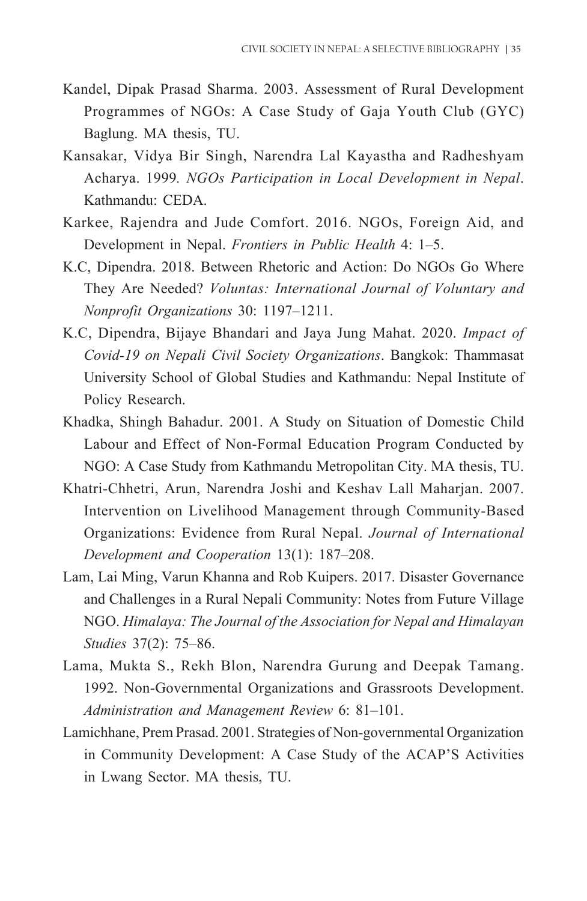Kandel, Dipak Prasad Sharma. 2003. Assessment of Rural Development Programmes of NGOs: A Case Study of Gaja Youth Club (GYC) Baglung. MA thesis, TU.

Kansakar, Vidya Bir Singh, Narendra Lal Kayastha and Radheshyam Acharya. 1999. *NGOs Participation in Local Development in Nepal*. Kathmandu: CEDA.

Karkee, Rajendra and Jude Comfort. 2016. NGOs, Foreign Aid, and Development in Nepal. *Frontiers in Public Health* 4: 1–5.

K.C, Dipendra. 2018. Between Rhetoric and Action: Do NGOs Go Where They Are Needed? *Voluntas: International Journal of Voluntary and Nonprofit Organizations* 30: 1197–1211.

K.C, Dipendra, Bijaye Bhandari and Jaya Jung Mahat. 2020. *Impact of Covid-19 on Nepali Civil Society Organizations*. Bangkok: Thammasat University School of Global Studies and Kathmandu: Nepal Institute of Policy Research.

Khadka, Shingh Bahadur. 2001. A Study on Situation of Domestic Child Labour and Effect of Non-Formal Education Program Conducted by NGO: A Case Study from Kathmandu Metropolitan City. MA thesis, TU.

Khatri-Chhetri, Arun, Narendra Joshi and Keshav Lall Maharjan. 2007. Intervention on Livelihood Management through Community-Based Organizations: Evidence from Rural Nepal. *Journal of International Development and Cooperation* 13(1): 187–208.

Lam, Lai Ming, Varun Khanna and Rob Kuipers. 2017. Disaster Governance and Challenges in a Rural Nepali Community: Notes from Future Village NGO. *Himalaya: The Journal of the Association for Nepal and Himalayan Studies* 37(2): 75–86.

Lama, Mukta S., Rekh Blon, Narendra Gurung and Deepak Tamang. 1992. Non-Governmental Organizations and Grassroots Development. *Administration and Management Review* 6: 81–101.

Lamichhane, Prem Prasad. 2001. Strategies of Non-governmental Organization in Community Development: A Case Study of the ACAP'S Activities in Lwang Sector. MA thesis, TU.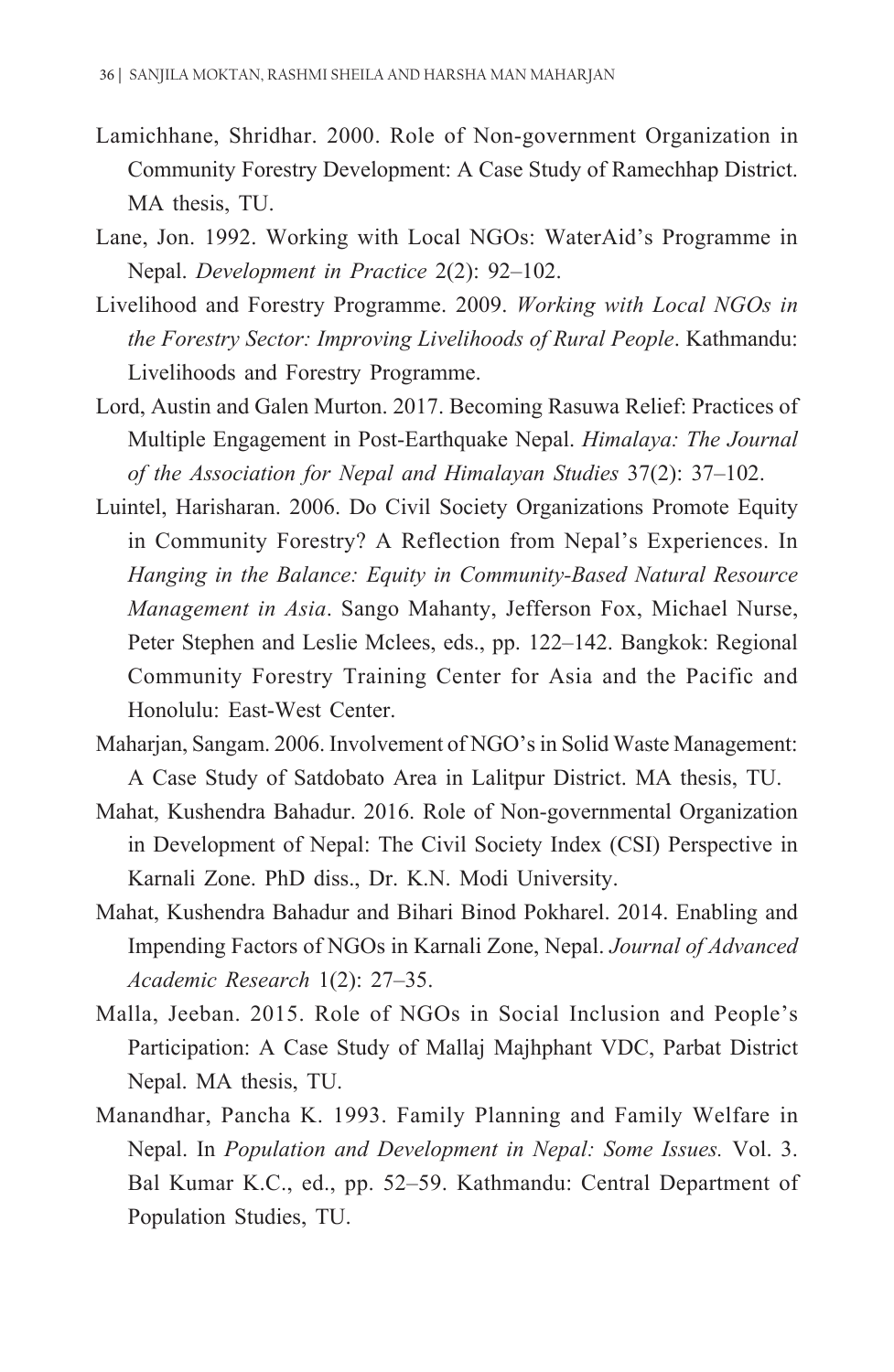Lamichhane, Shridhar. 2000. Role of Non-government Organization in Community Forestry Development: A Case Study of Ramechhap District. MA thesis, TU.

Lane, Jon. 1992. Working with Local NGOs: WaterAid's Programme in Nepal. *Development in Practice* 2(2): 92–102.

Livelihood and Forestry Programme. 2009. *Working with Local NGOs in the Forestry Sector: Improving Livelihoods of Rural People*. Kathmandu: Livelihoods and Forestry Programme.

Lord, Austin and Galen Murton. 2017. Becoming Rasuwa Relief: Practices of Multiple Engagement in Post-Earthquake Nepal. *Himalaya: The Journal of the Association for Nepal and Himalayan Studies* 37(2): 37–102.

Luintel, Harisharan. 2006. Do Civil Society Organizations Promote Equity in Community Forestry? A Reflection from Nepal's Experiences. In *Hanging in the Balance: Equity in Community-Based Natural Resource Management in Asia*. Sango Mahanty, Jefferson Fox, Michael Nurse, Peter Stephen and Leslie Mclees, eds., pp. 122–142. Bangkok: Regional Community Forestry Training Center for Asia and the Pacific and Honolulu: East-West Center.

Maharjan, Sangam. 2006. Involvement of NGO's in Solid Waste Management: A Case Study of Satdobato Area in Lalitpur District. MA thesis, TU.

Mahat, Kushendra Bahadur. 2016. Role of Non-governmental Organization in Development of Nepal: The Civil Society Index (CSI) Perspective in Karnali Zone. PhD diss., Dr. K.N. Modi University.

Mahat, Kushendra Bahadur and Bihari Binod Pokharel. 2014. Enabling and Impending Factors of NGOs in Karnali Zone, Nepal. *Journal of Advanced Academic Research* 1(2): 27–35.

Malla, Jeeban. 2015. Role of NGOs in Social Inclusion and People's Participation: A Case Study of Mallaj Majhphant VDC, Parbat District Nepal. MA thesis, TU.

Manandhar, Pancha K. 1993. Family Planning and Family Welfare in Nepal. In *Population and Development in Nepal: Some Issues.* Vol. 3. Bal Kumar K.C., ed., pp. 52–59. Kathmandu: Central Department of Population Studies, TU.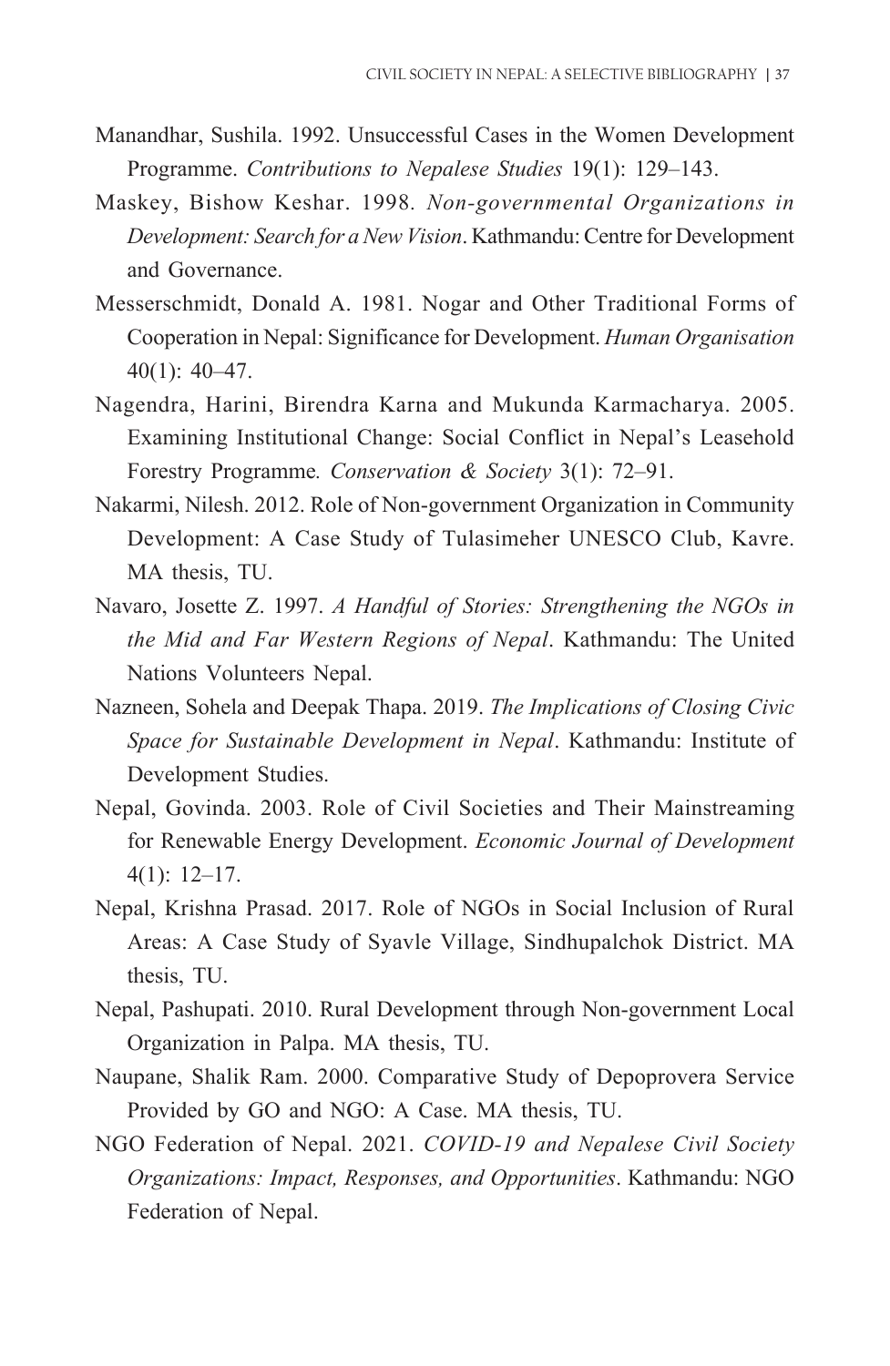Manandhar, Sushila. 1992. Unsuccessful Cases in the Women Development Programme. *Contributions to Nepalese Studies* 19(1): 129–143.

Maskey, Bishow Keshar. 1998. *Non-governmental Organizations in Development: Search for a New Vision*. Kathmandu: Centre for Development and Governance.

Messerschmidt, Donald A. 1981. Nogar and Other Traditional Forms of Cooperation in Nepal: Significance for Development. *Human Organisation* 40(1): 40–47.

Nagendra, Harini, Birendra Karna and Mukunda Karmacharya. 2005. Examining Institutional Change: Social Conflict in Nepal's Leasehold Forestry Programme. *Conservation & Society* 3(1): 72–91.

Nakarmi, Nilesh. 2012. Role of Non-government Organization in Community Development: A Case Study of Tulasimeher UNESCO Club, Kavre. MA thesis, TU.

Navaro, Josette Z. 1997. *A Handful of Stories: Strengthening the NGOs in the Mid and Far Western Regions of Nepal*. Kathmandu: The United Nations Volunteers Nepal.

Nazneen, Sohela and Deepak Thapa. 2019. *The Implications of Closing Civic Space for Sustainable Development in Nepal*. Kathmandu: Institute of Development Studies.

Nepal, Govinda. 2003. Role of Civil Societies and Their Mainstreaming for Renewable Energy Development. *Economic Journal of Development* 4(1): 12–17.

Nepal, Krishna Prasad. 2017. Role of NGOs in Social Inclusion of Rural Areas: A Case Study of Syavle Village, Sindhupalchok District. MA thesis, TU.

Nepal, Pashupati. 2010. Rural Development through Non-government Local Organization in Palpa. MA thesis, TU.

Naupane, Shalik Ram. 2000. Comparative Study of Depoprovera Service Provided by GO and NGO: A Case. MA thesis, TU.

NGO Federation of Nepal. 2021. *COVID-19 and Nepalese Civil Society Organizations: Impact, Responses, and Opportunities*. Kathmandu: NGO Federation of Nepal.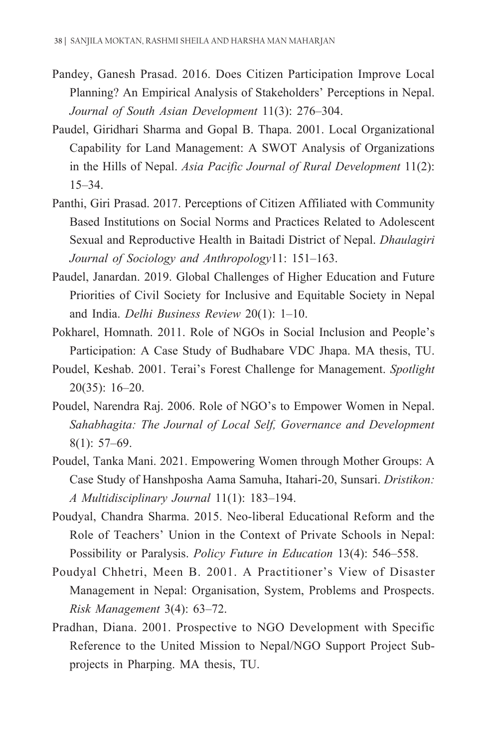Pandey, Ganesh Prasad. 2016. Does Citizen Participation Improve Local Planning? An Empirical Analysis of Stakeholders' Perceptions in Nepal. *Journal of South Asian Development* 11(3): 276–304.

Paudel, Giridhari Sharma and Gopal B. Thapa. 2001. Local Organizational Capability for Land Management: A SWOT Analysis of Organizations in the Hills of Nepal. *Asia Pacific Journal of Rural Development* 11(2): 15–34.

Panthi, Giri Prasad. 2017. Perceptions of Citizen Affiliated with Community Based Institutions on Social Norms and Practices Related to Adolescent Sexual and Reproductive Health in Baitadi District of Nepal. *Dhaulagiri Journal of Sociology and Anthropology*11: 151–163.

Paudel, Janardan. 2019. Global Challenges of Higher Education and Future Priorities of Civil Society for Inclusive and Equitable Society in Nepal and India. *Delhi Business Review* 20(1): 1–10.

Pokharel, Homnath. 2011. Role of NGOs in Social Inclusion and People's Participation: A Case Study of Budhabare VDC Jhapa. MA thesis, TU.

Poudel, Keshab. 2001. Terai's Forest Challenge for Management. *Spotlight* 20(35): 16–20.

Poudel, Narendra Raj. 2006. Role of NGO's to Empower Women in Nepal. *Sahabhagita: The Journal of Local Self, Governance and Development* 8(1): 57–69.

Poudel, Tanka Mani. 2021. Empowering Women through Mother Groups: A Case Study of Hanshposha Aama Samuha, Itahari-20, Sunsari. *Dristikon: A Multidisciplinary Journal* 11(1): 183–194.

Poudyal, Chandra Sharma. 2015. Neo-liberal Educational Reform and the Role of Teachers' Union in the Context of Private Schools in Nepal: Possibility or Paralysis. *Policy Future in Education* 13(4): 546–558.

Poudyal Chhetri, Meen B. 2001. A Practitioner's View of Disaster Management in Nepal: Organisation, System, Problems and Prospects. *Risk Management* 3(4): 63–72.

Pradhan, Diana. 2001. Prospective to NGO Development with Specific Reference to the United Mission to Nepal/NGO Support Project Sub-projects in Pharping. MA thesis, TU.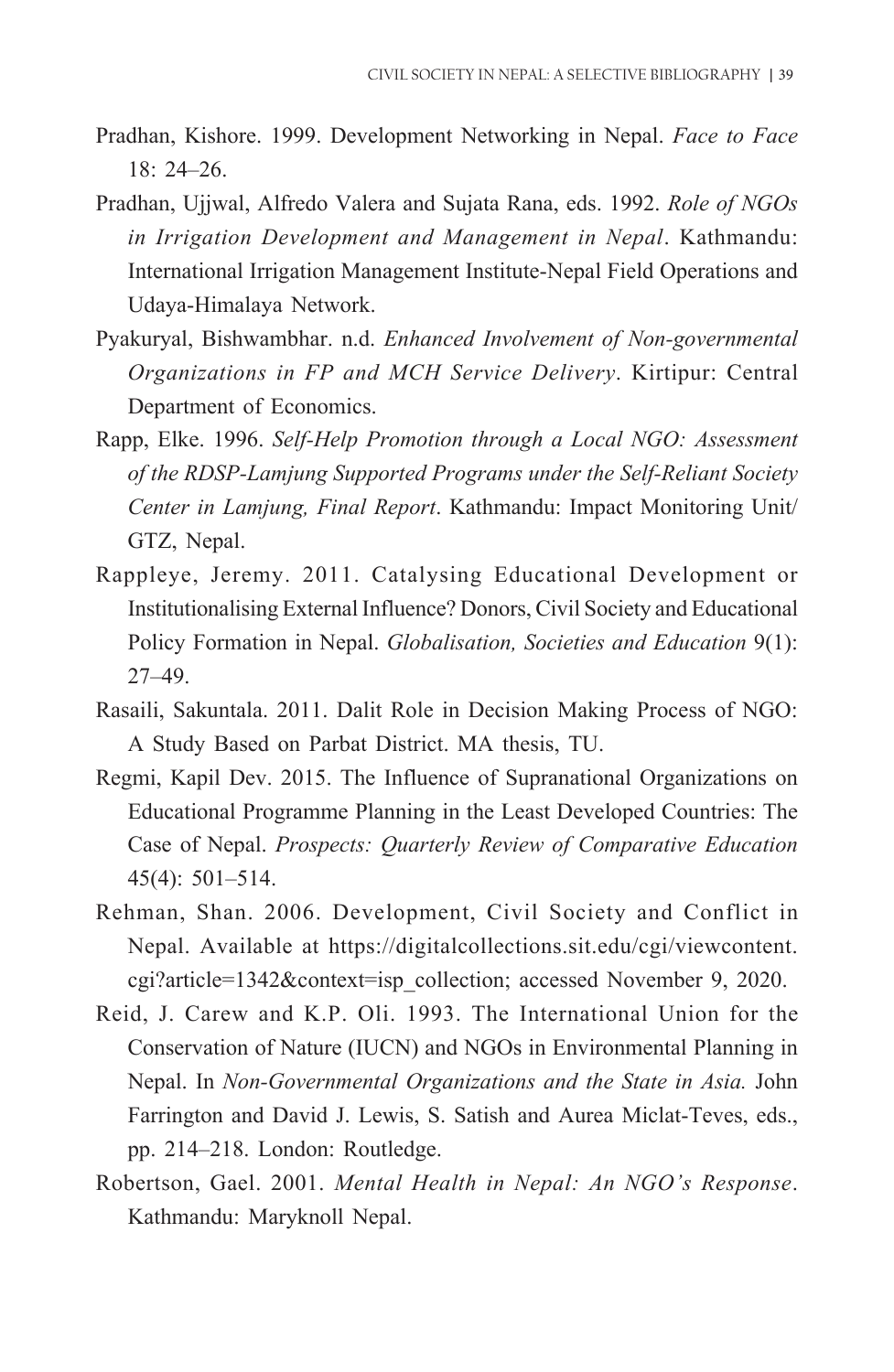Pradhan, Kishore. 1999. Development Networking in Nepal. *Face to Face* 18: 24–26.

Pradhan, Ujjwal, Alfredo Valera and Sujata Rana, eds. 1992. *Role of NGOs in Irrigation Development and Management in Nepal*. Kathmandu: International Irrigation Management Institute-Nepal Field Operations and Udaya-Himalaya Network.

Pyakuryal, Bishwambhar. n.d. *Enhanced Involvement of Non-governmental Organizations in FP and MCH Service Delivery*. Kirtipur: Central Department of Economics.

Rapp, Elke. 1996. *Self-Help Promotion through a Local NGO: Assessment of the RDSP-Lamjung Supported Programs under the Self-Reliant Society Center in Lamjung, Final Report*. Kathmandu: Impact Monitoring Unit/ GTZ, Nepal.

Rappleye, Jeremy. 2011. Catalysing Educational Development or Institutionalising External Influence? Donors, Civil Society and Educational Policy Formation in Nepal. *Globalisation, Societies and Education* 9(1): 27–49.

Rasaili, Sakuntala. 2011. Dalit Role in Decision Making Process of NGO: A Study Based on Parbat District. MA thesis, TU.

Regmi, Kapil Dev. 2015. The Influence of Supranational Organizations on Educational Programme Planning in the Least Developed Countries: The Case of Nepal. *Prospects: Quarterly Review of Comparative Education* 45(4): 501–514.

Rehman, Shan. 2006. Development, Civil Society and Conflict in Nepal. Available at https://digitalcollections.sit.edu/cgi/viewcontent.cgi?article=1342&context=isp_collection; accessed November 9, 2020.

Reid, J. Carew and K.P. Oli. 1993. The International Union for the Conservation of Nature (IUCN) and NGOs in Environmental Planning in Nepal. In *Non-Governmental Organizations and the State in Asia.* John Farrington and David J. Lewis, S. Satish and Aurea Miclat-Teves, eds., pp. 214–218. London: Routledge.

Robertson, Gael. 2001. *Mental Health in Nepal: An NGO's Response*. Kathmandu: Maryknoll Nepal.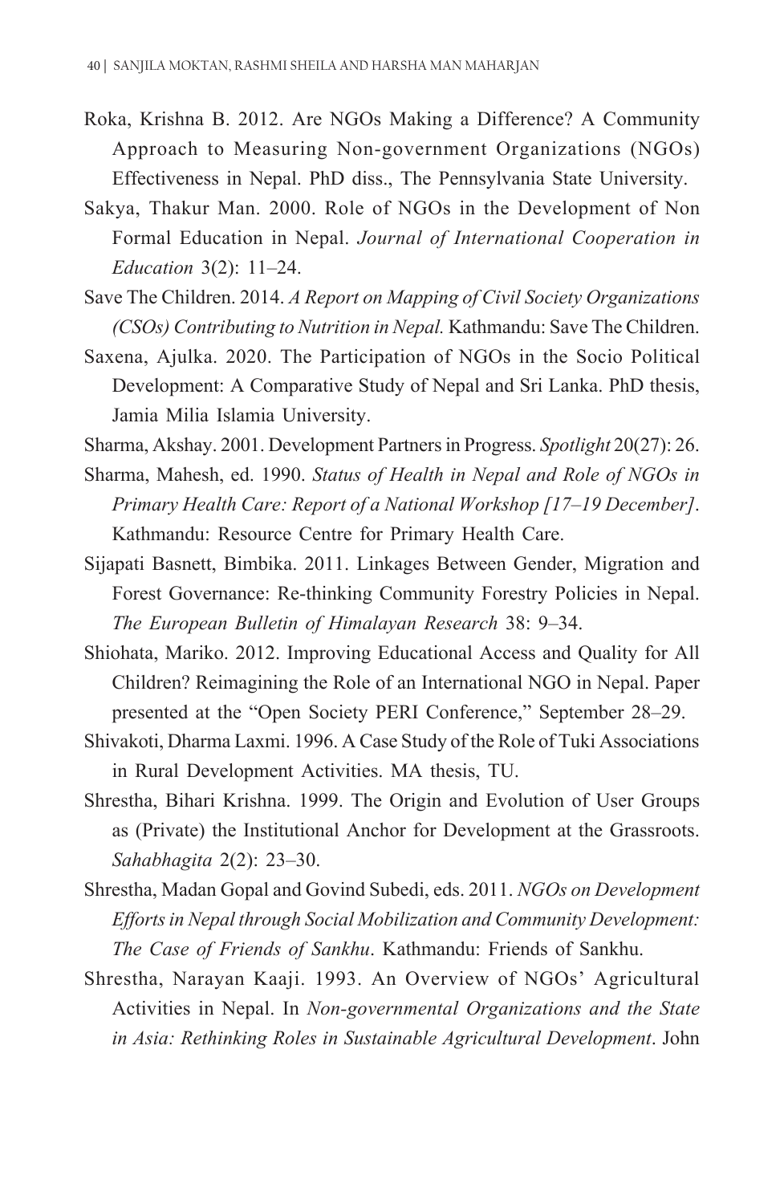Roka, Krishna B. 2012. Are NGOs Making a Difference? A Community Approach to Measuring Non-government Organizations (NGOs) Effectiveness in Nepal. PhD diss., The Pennsylvania State University.

Sakya, Thakur Man. 2000. Role of NGOs in the Development of Non Formal Education in Nepal. *Journal of International Cooperation in Education* 3(2): 11–24.

Save The Children. 2014. *A Report on Mapping of Civil Society Organizations (CSOs) Contributing to Nutrition in Nepal.* Kathmandu: Save The Children.

Saxena, Ajulka. 2020. The Participation of NGOs in the Socio Political Development: A Comparative Study of Nepal and Sri Lanka. PhD thesis, Jamia Milia Islamia University.

Sharma, Akshay. 2001. Development Partners in Progress. *Spotlight* 20(27): 26.

Sharma, Mahesh, ed. 1990. *Status of Health in Nepal and Role of NGOs in Primary Health Care: Report of a National Workshop [17–19 December]*. Kathmandu: Resource Centre for Primary Health Care.

Sijapati Basnett, Bimbika. 2011. Linkages Between Gender, Migration and Forest Governance: Re-thinking Community Forestry Policies in Nepal. *The European Bulletin of Himalayan Research* 38: 9–34.

Shiohata, Mariko. 2012. Improving Educational Access and Quality for All Children? Reimagining the Role of an International NGO in Nepal. Paper presented at the "Open Society PERI Conference," September 28–29.

Shivakoti, Dharma Laxmi. 1996. A Case Study of the Role of Tuki Associations in Rural Development Activities. MA thesis, TU.

Shrestha, Bihari Krishna. 1999. The Origin and Evolution of User Groups as (Private) the Institutional Anchor for Development at the Grassroots. *Sahabhagita* 2(2): 23–30.

Shrestha, Madan Gopal and Govind Subedi, eds. 2011. *NGOs on Development Efforts in Nepal through Social Mobilization and Community Development: The Case of Friends of Sankhu*. Kathmandu: Friends of Sankhu.

Shrestha, Narayan Kaaji. 1993. An Overview of NGOs' Agricultural Activities in Nepal. In *Non-governmental Organizations and the State in Asia: Rethinking Roles in Sustainable Agricultural Development*. John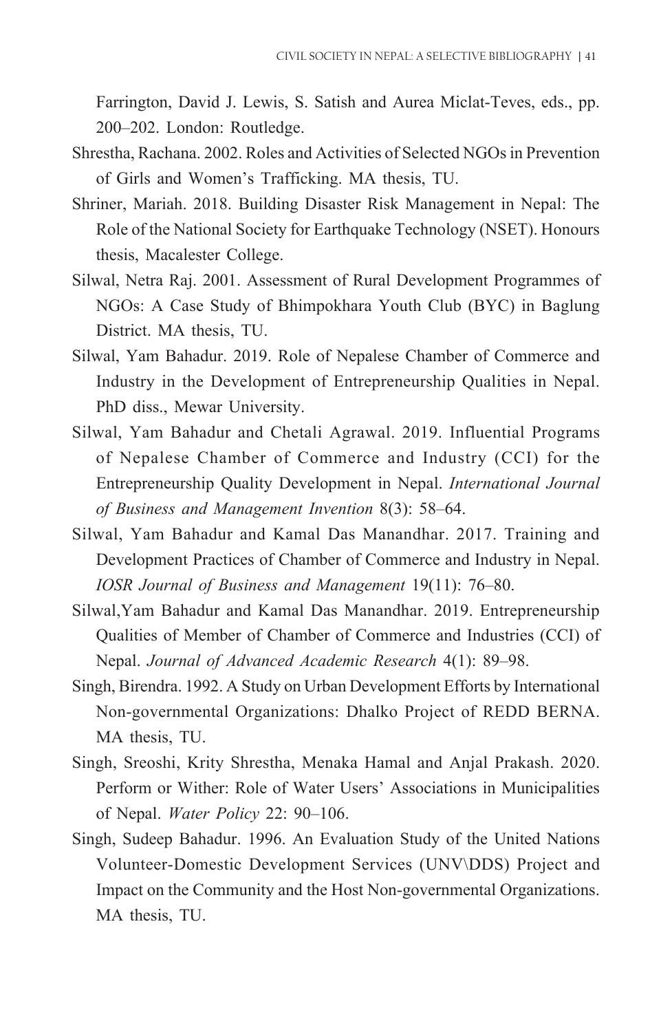Farrington, David J. Lewis, S. Satish and Aurea Miclat-Teves, eds., pp. 200–202. London: Routledge.

Shrestha, Rachana. 2002. Roles and Activities of Selected NGOs in Prevention of Girls and Women's Trafficking. MA thesis, TU.

Shriner, Mariah. 2018. Building Disaster Risk Management in Nepal: The Role of the National Society for Earthquake Technology (NSET). Honours thesis, Macalester College.

Silwal, Netra Raj. 2001. Assessment of Rural Development Programmes of NGOs: A Case Study of Bhimpokhara Youth Club (BYC) in Baglung District. MA thesis, TU.

Silwal, Yam Bahadur. 2019. Role of Nepalese Chamber of Commerce and Industry in the Development of Entrepreneurship Qualities in Nepal. PhD diss., Mewar University.

Silwal, Yam Bahadur and Chetali Agrawal. 2019. Influential Programs of Nepalese Chamber of Commerce and Industry (CCI) for the Entrepreneurship Quality Development in Nepal. *International Journal of Business and Management Invention* 8(3): 58–64.

Silwal, Yam Bahadur and Kamal Das Manandhar. 2017. Training and Development Practices of Chamber of Commerce and Industry in Nepal. *IOSR Journal of Business and Management* 19(11): 76–80.

Silwal,Yam Bahadur and Kamal Das Manandhar. 2019. Entrepreneurship Qualities of Member of Chamber of Commerce and Industries (CCI) of Nepal. *Journal of Advanced Academic Research* 4(1): 89–98.

Singh, Birendra. 1992. A Study on Urban Development Efforts by International Non-governmental Organizations: Dhalko Project of REDD BERNA. MA thesis, TU.

Singh, Sreoshi, Krity Shrestha, Menaka Hamal and Anjal Prakash. 2020. Perform or Wither: Role of Water Users' Associations in Municipalities of Nepal. *Water Policy* 22: 90–106.

Singh, Sudeep Bahadur. 1996. An Evaluation Study of the United Nations Volunteer-Domestic Development Services (UNV\DDS) Project and Impact on the Community and the Host Non-governmental Organizations. MA thesis, TU.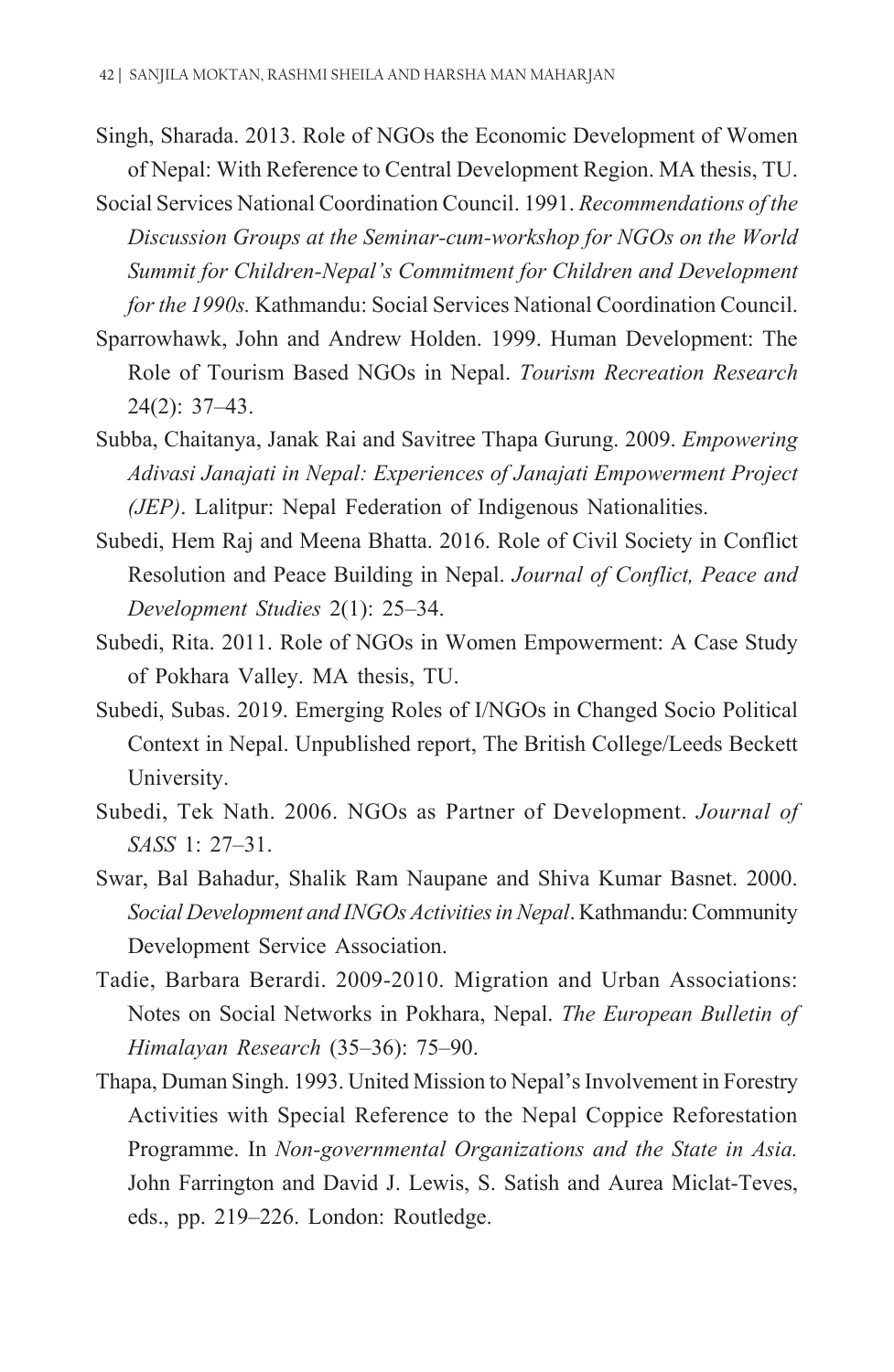Singh, Sharada. 2013. Role of NGOs the Economic Development of Women of Nepal: With Reference to Central Development Region. MA thesis, TU.

Social Services National Coordination Council. 1991. *Recommendations of the Discussion Groups at the Seminar-cum-workshop for NGOs on the World Summit for Children-Nepal's Commitment for Children and Development for the 1990s.* Kathmandu: Social Services National Coordination Council.

Sparrowhawk, John and Andrew Holden. 1999. Human Development: The Role of Tourism Based NGOs in Nepal. *Tourism Recreation Research* 24(2): 37–43.

Subba, Chaitanya, Janak Rai and Savitree Thapa Gurung. 2009. *Empowering Adivasi Janajati in Nepal: Experiences of Janajati Empowerment Project (JEP)*. Lalitpur: Nepal Federation of Indigenous Nationalities.

Subedi, Hem Raj and Meena Bhatta. 2016. Role of Civil Society in Conflict Resolution and Peace Building in Nepal. *Journal of Conflict, Peace and Development Studies* 2(1): 25–34.

Subedi, Rita. 2011. Role of NGOs in Women Empowerment: A Case Study of Pokhara Valley. MA thesis, TU.

Subedi, Subas. 2019. Emerging Roles of I/NGOs in Changed Socio Political Context in Nepal. Unpublished report, The British College/Leeds Beckett University.

Subedi, Tek Nath. 2006. NGOs as Partner of Development. *Journal of SASS* 1: 27–31.

Swar, Bal Bahadur, Shalik Ram Naupane and Shiva Kumar Basnet. 2000. *Social Development and INGOs Activities in Nepal*. Kathmandu: Community Development Service Association.

Tadie, Barbara Berardi. 2009-2010. Migration and Urban Associations: Notes on Social Networks in Pokhara, Nepal. *The European Bulletin of Himalayan Research* (35–36): 75–90.

Thapa, Duman Singh. 1993. United Mission to Nepal's Involvement in Forestry Activities with Special Reference to the Nepal Coppice Reforestation Programme. In *Non-governmental Organizations and the State in Asia.* John Farrington and David J. Lewis, S. Satish and Aurea Miclat-Teves, eds., pp. 219–226. London: Routledge.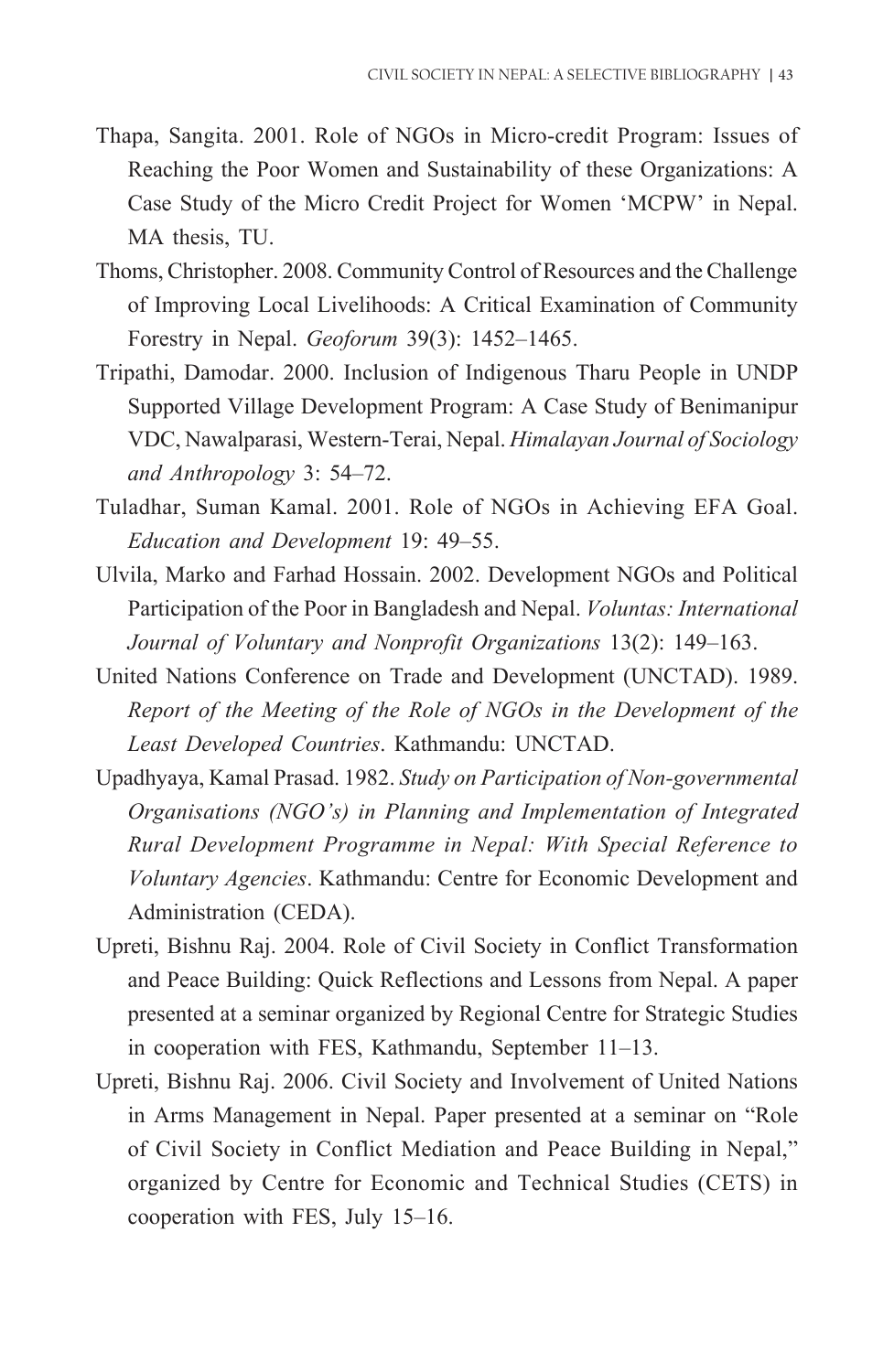Thapa, Sangita. 2001. Role of NGOs in Micro-credit Program: Issues of Reaching the Poor Women and Sustainability of these Organizations: A Case Study of the Micro Credit Project for Women 'MCPW' in Nepal. MA thesis, TU.

Thoms, Christopher. 2008. Community Control of Resources and the Challenge of Improving Local Livelihoods: A Critical Examination of Community Forestry in Nepal. *Geoforum* 39(3): 1452–1465.

Tripathi, Damodar. 2000. Inclusion of Indigenous Tharu People in UNDP Supported Village Development Program: A Case Study of Benimanipur VDC, Nawalparasi, Western-Terai, Nepal. *Himalayan Journal of Sociology and Anthropology* 3: 54–72.

Tuladhar, Suman Kamal. 2001. Role of NGOs in Achieving EFA Goal. *Education and Development* 19: 49–55.

Ulvila, Marko and Farhad Hossain. 2002. Development NGOs and Political Participation of the Poor in Bangladesh and Nepal. *Voluntas: International Journal of Voluntary and Nonprofit Organizations* 13(2): 149–163.

United Nations Conference on Trade and Development (UNCTAD). 1989. *Report of the Meeting of the Role of NGOs in the Development of the Least Developed Countries*. Kathmandu: UNCTAD.

Upadhyaya, Kamal Prasad. 1982. *Study on Participation of Non-governmental Organisations (NGO's) in Planning and Implementation of Integrated Rural Development Programme in Nepal: With Special Reference to Voluntary Agencies*. Kathmandu: Centre for Economic Development and Administration (CEDA).

Upreti, Bishnu Raj. 2004. Role of Civil Society in Conflict Transformation and Peace Building: Quick Reflections and Lessons from Nepal. A paper presented at a seminar organized by Regional Centre for Strategic Studies in cooperation with FES, Kathmandu, September 11–13.

Upreti, Bishnu Raj. 2006. Civil Society and Involvement of United Nations in Arms Management in Nepal. Paper presented at a seminar on "Role of Civil Society in Conflict Mediation and Peace Building in Nepal," organized by Centre for Economic and Technical Studies (CETS) in cooperation with FES, July 15–16.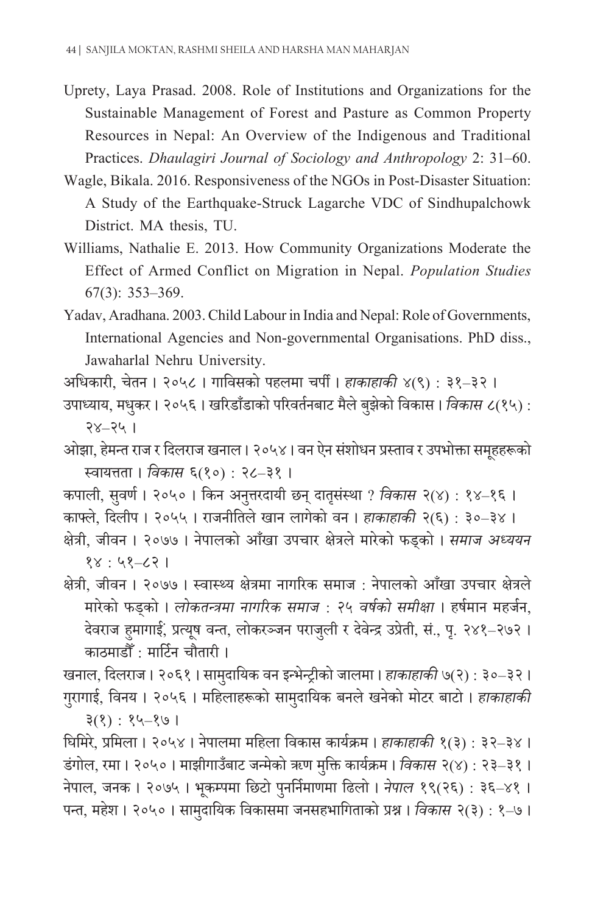Uprety, Laya Prasad. 2008. Role of Institutions and Organizations for the Sustainable Management of Forest and Pasture as Common Property Resources in Nepal: An Overview of the Indigenous and Traditional Practices. *Dhaulagiri Journal of Sociology and Anthropology* 2: 31–60.

Wagle, Bikala. 2016. Responsiveness of the NGOs in Post-Disaster Situation: A Study of the Earthquake-Struck Lagarche VDC of Sindhupalchowk District. MA thesis, TU.

Williams, Nathalie E. 2013. How Community Organizations Moderate the Effect of Armed Conflict on Migration in Nepal. *Population Studies* 67(3): 353–369.

Yadav, Aradhana. 2003. Child Labour in India and Nepal: Role of Governments, International Agencies and Non-governmental Organisations. PhD diss., Jawaharlal Nehru University.

अधिकारी, चेतन । २०५८ । गाविसको पहलमा चर्पी । *हाकाहाकी* ४(९) : ३१–३२ ।

उपाध्याय, मधुकर । २०५६ । खरिडाँडाको परिवर्तनबाट मैले बुझेको विकास । *विकास* ८(१५) : २४–२५ ।

ओझा, हेमन्त राज र दिलराज खनाल । २०५४ । वन ऐन संशोधन प्रस्ताव र उपभोक्ता समूहहरूको स्वायत्तता । *विकास* ६(१०) : २८–३१ ।

कपाली, सुवर्ण । २०५० । किन अनुत्तरदायी छन् दातृसंस्था ? *विकास* २(४) : १४–१६ ।

काफ्ले, दिलीप । २०५५ । राजनीतिले खान लागेको वन । *हाकाहाकी* २(६) : ३०–३४ ।

क्षेत्री, जीवन । २०७७ । नेपालको आँखा उपचार क्षेत्रले मारेको फड्को । *समाज अध्ययन* १४ : ५१–८२ ।

क्षेत्री, जीवन । २०७७ । स्वास्थ्य क्षेत्रमा नागरिक समाज : नेपालको आँखा उपचार क्षेत्रले मारेको फड्को । *लोकतन्त्रमा नागरिक समाज : २५ वर्षको समीक्षा* । हर्षमान महर्जन, देवराज हुमागाईं, प्रत्यूष वन्त, लोकरञ्जन पराजुली र देवेन्द्र उप्रेती, सं., पृ. २४१–२७२ । काठमाडौँ : मार्टिन चौतारी ।

खनाल, दिलराज । २०६१ । सामुदायिक वन इन्भेन्ट्रीको जालमा । *हाकाहाकी* ७(२) : ३०–३२ ।

गुरागाई, विनय । २०५६ । महिलाहरूको सामुदायिक बनले खनेको मोटर बाटो । *हाकाहाकी* ३(१) : १५–१७ ।

घिमिरे, प्रमिला । २०५४ । नेपालमा महिला विकास कार्यक्रम । *हाकाहाकी* १(३) : ३२–३४ ।

डंगोल, रमा । २०५० । माझीगाउँबाट जन्मेको ऋण मुक्ति कार्यक्रम । *विकास* २(४) : २३–३१ ।

नेपाल, जनक । २०७५ । भूकम्पमा छिटो पुनर्निमाणमा ढिलो । *नेपाल* १९(२६) : ३६–४१ ।

पन्त, महेश । २०५० । सामुदायिक विकासमा जनसहभागिताको प्रश्न । *विकास* २(३) : १–७ ।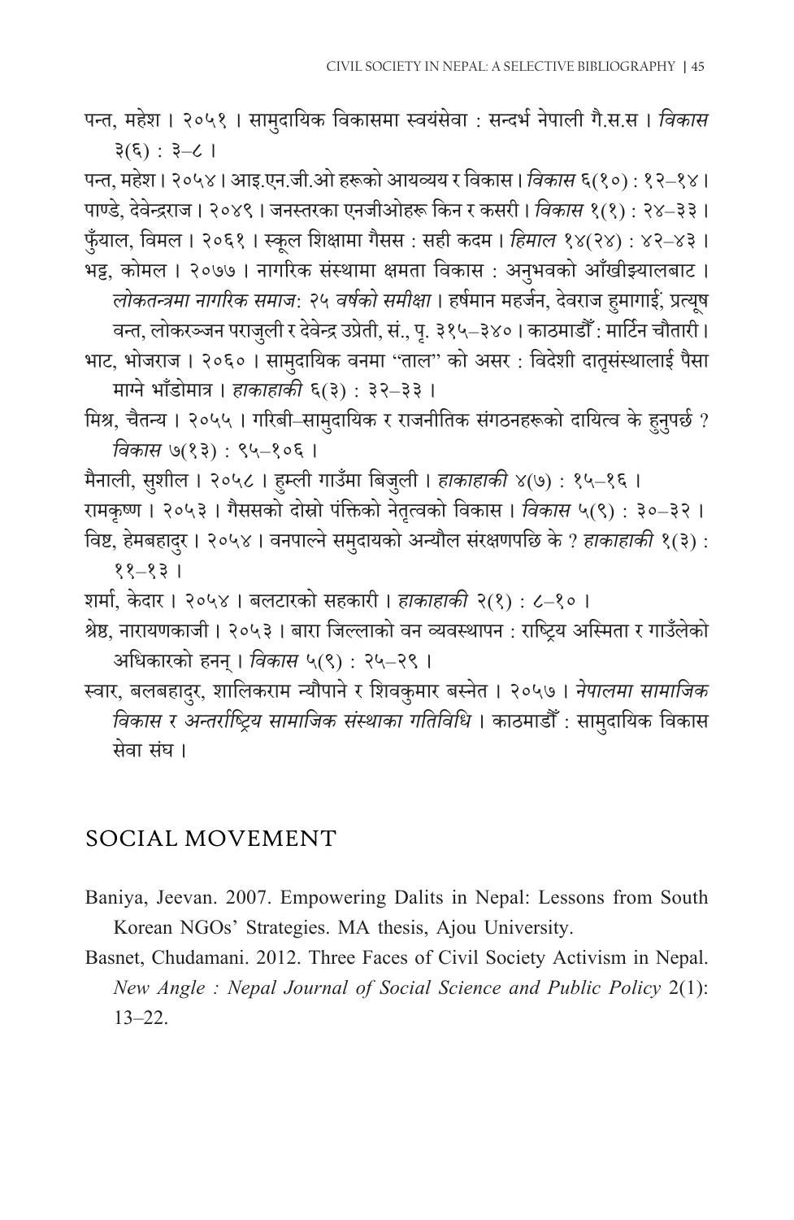पन्त, महेश । २०५१ । सामुदायिक विकासमा स्वयंसेवा : सन्दर्भ नेपाली गै.स.स । *विकास* ३(६) : ३–८ ।

पन्त, महेश । २०५४ । आइ.एन.जी.ओ हरूको आयव्यय र विकास । *विकास* ६(१०) : १२–१४ ।

पाण्डे, देवेन्द्रराज । २०४९ । जनस्तरका एनजीओहरू किन र कसरी । *विकास* १(१) : २४–३३ ।

फुँयाल, विमल । २०६१ । स्कूल शिक्षामा गैसस : सही कदम । *हिमाल* १४(२४) : ४२–४३ ।

भट्ट, कोमल । २०७७ । नागरिक संस्थामा क्षमता विकास : अनुभवको आँखीझ्यालबाट । *लोकतन्त्रमा नागरिक समाज: २५ वर्षको समीक्षा* । हर्षमान महर्जन, देवराज हुमागाईं, प्रत्यूष वन्त, लोकरञ्जन पराजुली र देवेन्द्र उप्रेती, सं., पृ. ३१५–३४० । काठमाडौँ : मार्टिन चौतारी ।

भाट, भोजराज । २०६० । सामुदायिक वनमा "ताल" को असर : विदेशी दातृसंस्थालाई पैसा माग्ने भाँडोमात्र । *हाकाहाकी* ६(३) : ३२–३३ ।

मिश्र, चैतन्य । २०५५ । गरिबी–सामुदायिक र राजनीतिक संगठनहरूको दायित्व के हुनुपर्छ ? *विकास* ७(१३) : ९५–१०६ ।

मैनाली, सुशील । २०५८ । हुम्ली गाउँमा बिजुली । *हाकाहाकी* ४(७) : १५–१६ ।

रामकृष्ण । २०५३ । गैससको दोस्रो पंक्तिको नेतृत्वको विकास । *विकास* ५(९) : ३०–३२ ।

विष्ट, हेमबहादुर । २०५४ । वनपाल्ने समुदायको अन्यौल संरक्षणपछि के ? *हाकाहाकी* १(३) : ११–१३ ।

शर्मा, केदार । २०५४ । बलटारको सहकारी । *हाकाहाकी* २(१) : ८–१० ।

श्रेष्ठ, नारायणकाजी । २०५३ । बारा जिल्लाको वन व्यवस्थापन : राष्ट्रिय अस्मिता र गाउँलेको अधिकारको हनन् । *विकास* ५(९) : २५–२९ ।

स्वार, बलबहादुर, शालिकराम न्यौपाने र शिवकुमार बस्नेत । २०५७ । *नेपालमा सामाजिक विकास र अन्तर्राष्ट्रिय सामाजिक संस्थाका गतिविधि* । काठमाडौँ : सामुदायिक विकास सेवा संघ ।

## SOCIAL MOVEMENT

Baniya, Jeevan. 2007. Empowering Dalits in Nepal: Lessons from South Korean NGOs' Strategies. MA thesis, Ajou University.

Basnet, Chudamani. 2012. Three Faces of Civil Society Activism in Nepal. *New Angle : Nepal Journal of Social Science and Public Policy* 2(1): 13–22.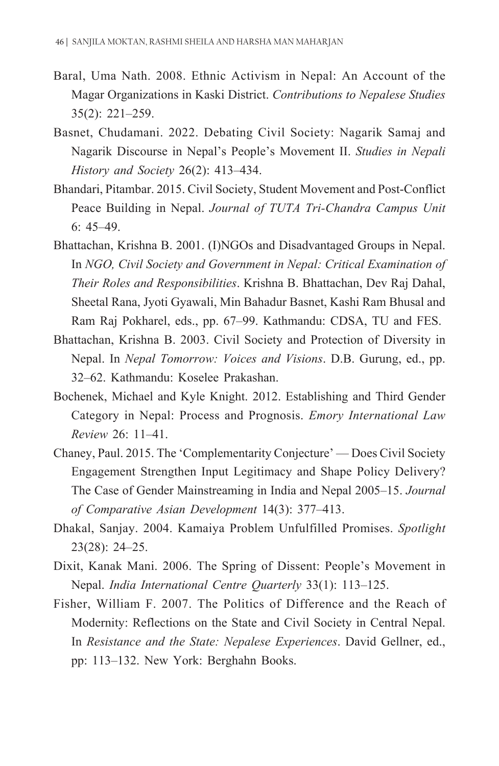Baral, Uma Nath. 2008. Ethnic Activism in Nepal: An Account of the Magar Organizations in Kaski District. *Contributions to Nepalese Studies* 35(2): 221–259.

Basnet, Chudamani. 2022. Debating Civil Society: Nagarik Samaj and Nagarik Discourse in Nepal's People's Movement II. *Studies in Nepali History and Society* 26(2): 413–434.

Bhandari, Pitambar. 2015. Civil Society, Student Movement and Post-Conflict Peace Building in Nepal. *Journal of TUTA Tri-Chandra Campus Unit* 6: 45–49.

Bhattachan, Krishna B. 2001. (I)NGOs and Disadvantaged Groups in Nepal. In *NGO, Civil Society and Government in Nepal: Critical Examination of Their Roles and Responsibilities*. Krishna B. Bhattachan, Dev Raj Dahal, Sheetal Rana, Jyoti Gyawali, Min Bahadur Basnet, Kashi Ram Bhusal and Ram Raj Pokharel, eds., pp. 67–99. Kathmandu: CDSA, TU and FES.

Bhattachan, Krishna B. 2003. Civil Society and Protection of Diversity in Nepal. In *Nepal Tomorrow: Voices and Visions*. D.B. Gurung, ed., pp. 32–62. Kathmandu: Koselee Prakashan.

Bochenek, Michael and Kyle Knight. 2012. Establishing and Third Gender Category in Nepal: Process and Prognosis. *Emory International Law Review* 26: 11–41.

Chaney, Paul. 2015. The 'Complementarity Conjecture' — Does Civil Society Engagement Strengthen Input Legitimacy and Shape Policy Delivery? The Case of Gender Mainstreaming in India and Nepal 2005–15. *Journal of Comparative Asian Development* 14(3): 377–413.

Dhakal, Sanjay. 2004. Kamaiya Problem Unfulfilled Promises. *Spotlight* 23(28): 24–25.

Dixit, Kanak Mani. 2006. The Spring of Dissent: People's Movement in Nepal. *India International Centre Quarterly* 33(1): 113–125.

Fisher, William F. 2007. The Politics of Difference and the Reach of Modernity: Reflections on the State and Civil Society in Central Nepal. In *Resistance and the State: Nepalese Experiences*. David Gellner, ed., pp: 113–132. New York: Berghahn Books.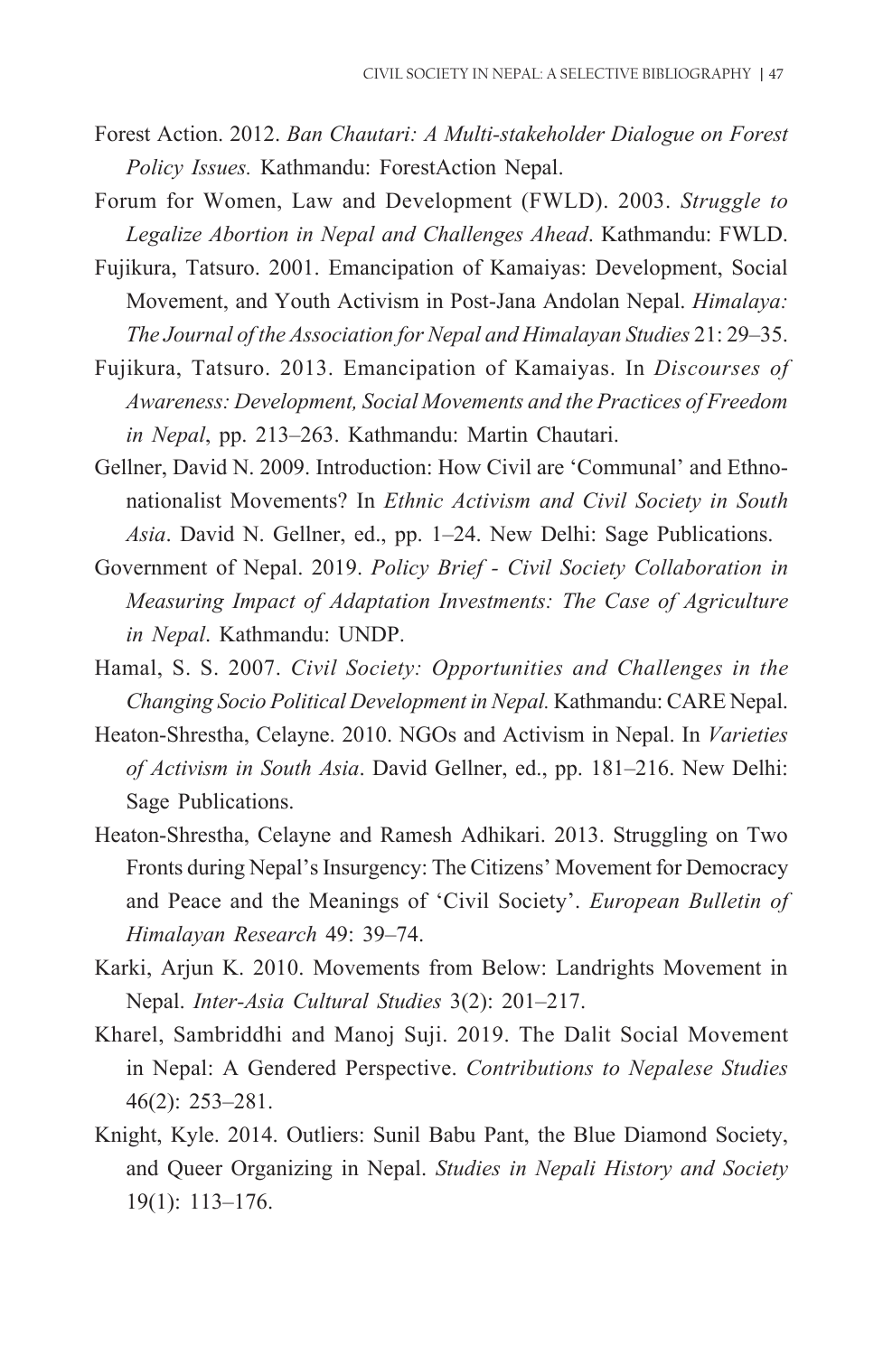Forest Action. 2012. *Ban Chautari: A Multi-stakeholder Dialogue on Forest Policy Issues.* Kathmandu: ForestAction Nepal.

Forum for Women, Law and Development (FWLD). 2003. *Struggle to Legalize Abortion in Nepal and Challenges Ahead*. Kathmandu: FWLD.

Fujikura, Tatsuro. 2001. Emancipation of Kamaiyas: Development, Social Movement, and Youth Activism in Post-Jana Andolan Nepal. *Himalaya: The Journal of the Association for Nepal and Himalayan Studies* 21: 29–35.

Fujikura, Tatsuro. 2013. Emancipation of Kamaiyas. In *Discourses of Awareness: Development, Social Movements and the Practices of Freedom in Nepal*, pp. 213–263. Kathmandu: Martin Chautari.

Gellner, David N. 2009. Introduction: How Civil are 'Communal' and Ethno-nationalist Movements? In *Ethnic Activism and Civil Society in South Asia*. David N. Gellner, ed., pp. 1–24. New Delhi: Sage Publications.

Government of Nepal. 2019. *Policy Brief - Civil Society Collaboration in Measuring Impact of Adaptation Investments: The Case of Agriculture in Nepal*. Kathmandu: UNDP.

Hamal, S. S. 2007. *Civil Society: Opportunities and Challenges in the Changing Socio Political Development in Nepal.* Kathmandu: CARE Nepal.

Heaton-Shrestha, Celayne. 2010. NGOs and Activism in Nepal. In *Varieties of Activism in South Asia*. David Gellner, ed., pp. 181–216. New Delhi: Sage Publications.

Heaton-Shrestha, Celayne and Ramesh Adhikari. 2013. Struggling on Two Fronts during Nepal's Insurgency: The Citizens' Movement for Democracy and Peace and the Meanings of 'Civil Society'. *European Bulletin of Himalayan Research* 49: 39–74.

Karki, Arjun K. 2010. Movements from Below: Landrights Movement in Nepal. *Inter-Asia Cultural Studies* 3(2): 201–217.

Kharel, Sambriddhi and Manoj Suji. 2019. The Dalit Social Movement in Nepal: A Gendered Perspective. *Contributions to Nepalese Studies* 46(2): 253–281.

Knight, Kyle. 2014. Outliers: Sunil Babu Pant, the Blue Diamond Society, and Queer Organizing in Nepal. *Studies in Nepali History and Society* 19(1): 113–176.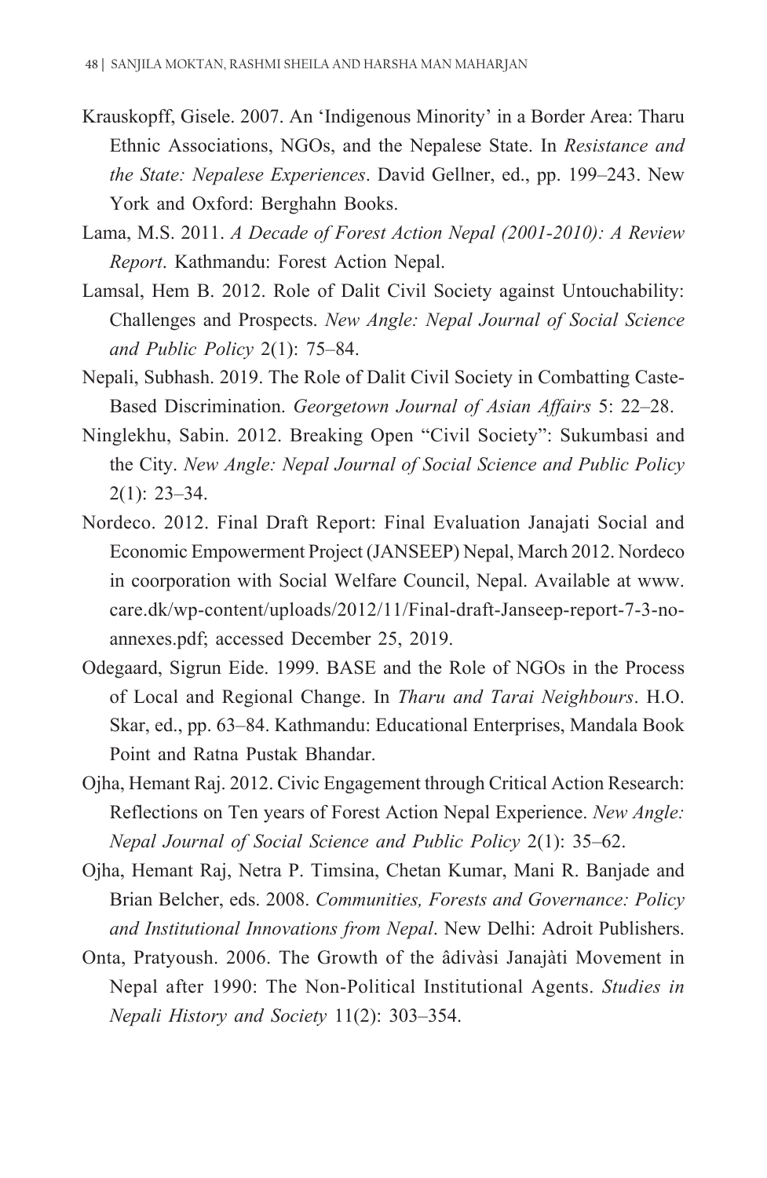Krauskopff, Gisele. 2007. An 'Indigenous Minority' in a Border Area: Tharu Ethnic Associations, NGOs, and the Nepalese State. In *Resistance and the State: Nepalese Experiences*. David Gellner, ed., pp. 199–243. New York and Oxford: Berghahn Books.

Lama, M.S. 2011. *A Decade of Forest Action Nepal (2001-2010): A Review Report*. Kathmandu: Forest Action Nepal.

Lamsal, Hem B. 2012. Role of Dalit Civil Society against Untouchability: Challenges and Prospects. *New Angle: Nepal Journal of Social Science and Public Policy* 2(1): 75–84.

Nepali, Subhash. 2019. The Role of Dalit Civil Society in Combatting Caste-Based Discrimination. *Georgetown Journal of Asian Affairs* 5: 22–28.

Ninglekhu, Sabin. 2012. Breaking Open "Civil Society": Sukumbasi and the City. *New Angle: Nepal Journal of Social Science and Public Policy* 2(1): 23–34.

Nordeco. 2012. Final Draft Report: Final Evaluation Janajati Social and Economic Empowerment Project (JANSEEP) Nepal, March 2012. Nordeco in coorporation with Social Welfare Council, Nepal. Available at www.care.dk/wp-content/uploads/2012/11/Final-draft-Janseep-report-7-3-no-annexes.pdf; accessed December 25, 2019.

Odegaard, Sigrun Eide. 1999. BASE and the Role of NGOs in the Process of Local and Regional Change. In *Tharu and Tarai Neighbours*. H.O. Skar, ed., pp. 63–84. Kathmandu: Educational Enterprises, Mandala Book Point and Ratna Pustak Bhandar.

Ojha, Hemant Raj. 2012. Civic Engagement through Critical Action Research: Reflections on Ten years of Forest Action Nepal Experience. *New Angle: Nepal Journal of Social Science and Public Policy* 2(1): 35–62.

Ojha, Hemant Raj, Netra P. Timsina, Chetan Kumar, Mani R. Banjade and Brian Belcher, eds. 2008. *Communities, Forests and Governance: Policy and Institutional Innovations from Nepal*. New Delhi: Adroit Publishers.

Onta, Pratyoush. 2006. The Growth of the âdivàsi Janajàti Movement in Nepal after 1990: The Non-Political Institutional Agents. *Studies in Nepali History and Society* 11(2): 303–354.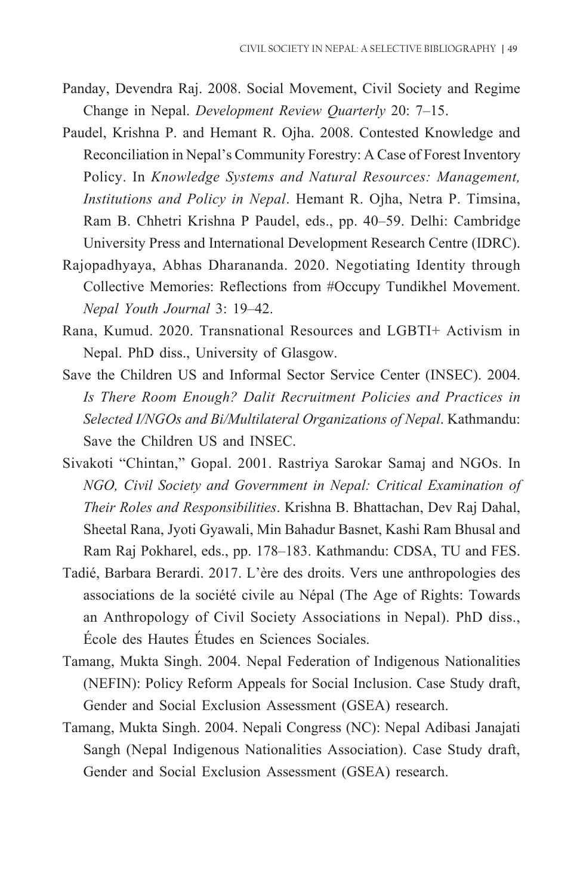Panday, Devendra Raj. 2008. Social Movement, Civil Society and Regime Change in Nepal. *Development Review Quarterly* 20: 7–15.

Paudel, Krishna P. and Hemant R. Ojha. 2008. Contested Knowledge and Reconciliation in Nepal's Community Forestry: A Case of Forest Inventory Policy. In *Knowledge Systems and Natural Resources: Management, Institutions and Policy in Nepal*. Hemant R. Ojha, Netra P. Timsina, Ram B. Chhetri Krishna P Paudel, eds., pp. 40–59. Delhi: Cambridge University Press and International Development Research Centre (IDRC).

Rajopadhyaya, Abhas Dharananda. 2020. Negotiating Identity through Collective Memories: Reflections from #Occupy Tundikhel Movement. *Nepal Youth Journal* 3: 19–42.

Rana, Kumud. 2020. Transnational Resources and LGBTI+ Activism in Nepal. PhD diss., University of Glasgow.

Save the Children US and Informal Sector Service Center (INSEC). 2004. *Is There Room Enough? Dalit Recruitment Policies and Practices in Selected I/NGOs and Bi/Multilateral Organizations of Nepal*. Kathmandu: Save the Children US and INSEC.

Sivakoti "Chintan," Gopal. 2001. Rastriya Sarokar Samaj and NGOs. In *NGO, Civil Society and Government in Nepal: Critical Examination of Their Roles and Responsibilities*. Krishna B. Bhattachan, Dev Raj Dahal, Sheetal Rana, Jyoti Gyawali, Min Bahadur Basnet, Kashi Ram Bhusal and Ram Raj Pokharel, eds., pp. 178–183. Kathmandu: CDSA, TU and FES.

Tadié, Barbara Berardi. 2017. L'ère des droits. Vers une anthropologies des associations de la société civile au Népal (The Age of Rights: Towards an Anthropology of Civil Society Associations in Nepal). PhD diss., École des Hautes Études en Sciences Sociales.

Tamang, Mukta Singh. 2004. Nepal Federation of Indigenous Nationalities (NEFIN): Policy Reform Appeals for Social Inclusion. Case Study draft, Gender and Social Exclusion Assessment (GSEA) research.

Tamang, Mukta Singh. 2004. Nepali Congress (NC): Nepal Adibasi Janajati Sangh (Nepal Indigenous Nationalities Association). Case Study draft, Gender and Social Exclusion Assessment (GSEA) research.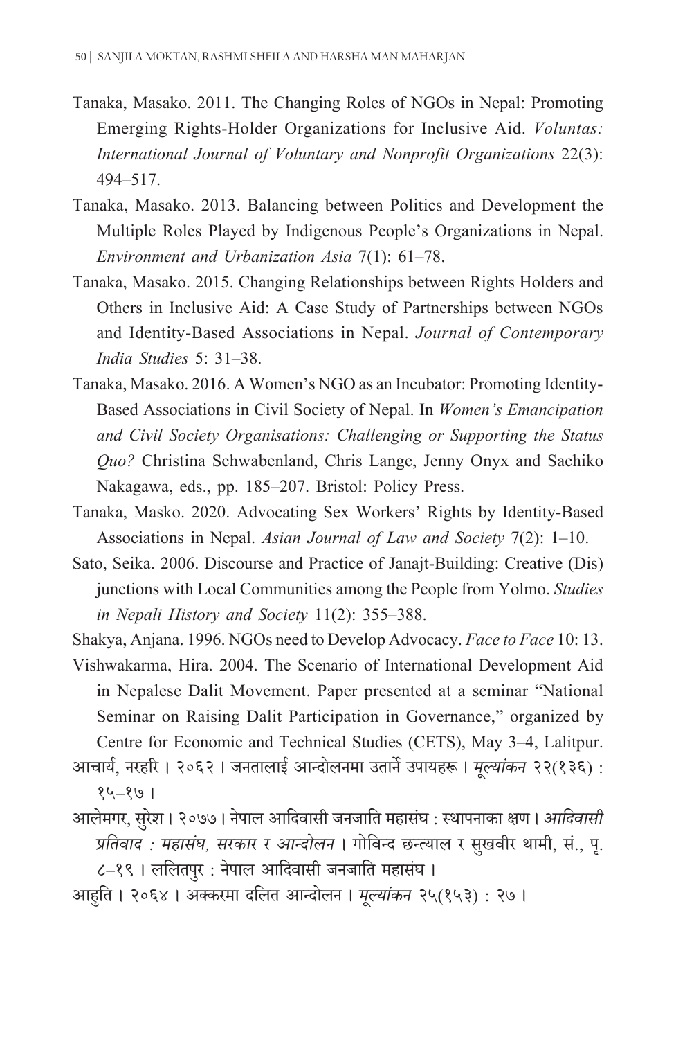Tanaka, Masako. 2011. The Changing Roles of NGOs in Nepal: Promoting Emerging Rights-Holder Organizations for Inclusive Aid. *Voluntas: International Journal of Voluntary and Nonprofit Organizations* 22(3): 494–517.

Tanaka, Masako. 2013. Balancing between Politics and Development the Multiple Roles Played by Indigenous People's Organizations in Nepal. *Environment and Urbanization Asia* 7(1): 61–78.

Tanaka, Masako. 2015. Changing Relationships between Rights Holders and Others in Inclusive Aid: A Case Study of Partnerships between NGOs and Identity-Based Associations in Nepal. *Journal of Contemporary India Studies* 5: 31–38.

Tanaka, Masako. 2016. A Women's NGO as an Incubator: Promoting Identity-Based Associations in Civil Society of Nepal. In *Women's Emancipation and Civil Society Organisations: Challenging or Supporting the Status Quo?* Christina Schwabenland, Chris Lange, Jenny Onyx and Sachiko Nakagawa, eds., pp. 185–207. Bristol: Policy Press.

Tanaka, Masko. 2020. Advocating Sex Workers' Rights by Identity-Based Associations in Nepal. *Asian Journal of Law and Society* 7(2): 1–10.

Sato, Seika. 2006. Discourse and Practice of Janajt-Building: Creative (Dis) junctions with Local Communities among the People from Yolmo. *Studies in Nepali History and Society* 11(2): 355–388.

Shakya, Anjana. 1996. NGOs need to Develop Advocacy. *Face to Face* 10: 13.

Vishwakarma, Hira. 2004. The Scenario of International Development Aid in Nepalese Dalit Movement. Paper presented at a seminar "National Seminar on Raising Dalit Participation in Governance," organized by Centre for Economic and Technical Studies (CETS), May 3–4, Lalitpur.

आचार्य, नरहरि । २०६२ । जनतालाई आन्दोलनमा उतार्ने उपायहरू । *मूल्यांकन* २२(१३६) : १५–१७ ।

आलेमगर, सुरेश । २०७७ । नेपाल आदिवासी जनजाति महासंघ : स्थापनाका क्षण । *आदिवासी प्रतिवाद : महासंघ, सरकार र आन्दोलन* । गोविन्द छन्त्याल र सुखवीर थामी, सं., पृ. ८–१९ । ललितपुर : नेपाल आदिवासी जनजाति महासंघ ।

आहुति । २०६४ । अक्करमा दलित आन्दोलन । *मूल्यांकन* २५(१५३) : २७ ।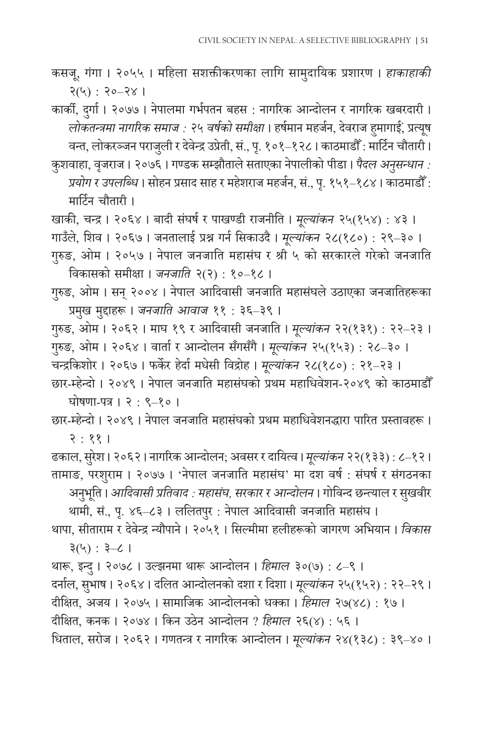कसजू, गंगा । २०५५ । महिला सशक्तीकरणका लागि सामुदायिक प्रशारण । *हाकाहाकी* २(५) : २०–२४ ।

कार्की, दुर्गा । २०७७ । नेपालमा गर्भपतन बहस : नागरिक आन्दोलन र नागरिक खबरदारी । *लोकतन्त्रमा नागरिक समाज : २५ वर्षको समीक्षा* । हर्षमान महर्जन, देवराज हुमागाईं, प्रत्यूष वन्त, लोकरञ्जन पराजुली र देवेन्द्र उप्रेती, सं., पृ. १०१–१२८ । काठमाडौँ : मार्टिन चौतारी ।

कुशवाहा, वृजराज । २०७६ । गण्डक सम्झौताले सताएका नेपालीको पीडा । *पैदल अनुसन्धान : प्रयोग र उपलब्धि* । सोहन प्रसाद साह र महेशराज महर्जन, सं., पृ. १५१–१८४ । काठमाडौँ : मार्टिन चौतारी ।

खाकी, चन्द्र । २०६४ । बादी संघर्ष र पाखण्डी राजनीति । *मूल्यांकन* २५(१५४) : ४३ ।

गाउँले, शिव । २०६७ । जनतालाई प्रश्न गर्न सिकाउदै । *मूल्यांकन* २८(१८०) : २९–३० ।

गुरुङ, ओम । २०५७ । नेपाल जनजाति महासंघ र श्री ५ को सरकारले गरेको जनजाति विकासको समीक्षा । *जनजाति* २(२) : १०–१८ ।

गुरुङ, ओम । सन् २००४ । नेपाल आदिवासी जनजाति महासंघले उठाएका जनजातिहरूका प्रमुख मुद्दाहरू । *जनजाति आवाज* ११ : ३६–३९ ।

गुरुङ, ओम । २०६२ । माघ १९ र आदिवासी जनजाति । *मूल्यांकन* २२(१३१) : २२–२३ ।

गुरुङ, ओम । २०६४ । वार्ता र आन्दोलन सँगसँगै । *मूल्यांकन* २५(१५३) : २८–३० ।

चन्द्रकिशोर । २०६७ । फर्केर हेर्दा मधेसी विद्रोह । *मूल्यांकन* २८(१८०) : २१–२३ ।

छार-म्हेन्दो । २०४९ । नेपाल जनजाति महासंघको प्रथम महाधिवेशन-२०४९ को काठमाडौँ घोषणा-पत्र । २ : ९–१० ।

छार-म्हेन्दो । २०४९ । नेपाल जनजाति महासंघको प्रथम महाधिवेशनद्धारा पारित प्रस्तावहरू । २ : ११ ।

ढकाल, सुरेश । २०६२ । नागरिक आन्दोलन; अवसर र दायित्व । *मूल्यांकन* २२(१३३) : ८–१२ ।

तामाङ, परशुराम । २०७७ । 'नेपाल जनजाति महासंघ' मा दश वर्ष : संघर्ष र संगठनका अनुभूति । *आदिवासी प्रतिवाद : महासंघ, सरकार र आन्दोलन* । गोविन्द छन्त्याल र सुखवीर थामी, सं., पृ. ४६–८३ । ललितपुर : नेपाल आदिवासी जनजाति महासंघ ।

थापा, सीताराम र देवेन्द्र न्यौपाने । २०५१ । सिल्मीमा हलीहरूको जागरण अभियान । *विकास* ३(५) : ३–८ ।

थारू, इन्दु । २०७८ । उल्झनमा थारू आन्दोलन । *हिमाल* ३०(७) : ८–९ ।

दर्नाल, सुभाष । २०६४ । दलित आन्दोलनको दशा र दिशा । *मूल्यांकन* २५(१५२) : २२–२९ ।

दीक्षित, अजय । २०७५ । सामाजिक आन्दोलनको धक्का । *हिमाल* २७(४८) : १७ ।

दीक्षित, कनक । २०७४ । किन उठेन आन्दोलन ? *हिमाल* २६(४) : ५६ ।

धिताल, सरोज । २०६२ । गणतन्त्र र नागरिक आन्दोलन । *मूल्यांकन* २४(१३८) : ३९–४० ।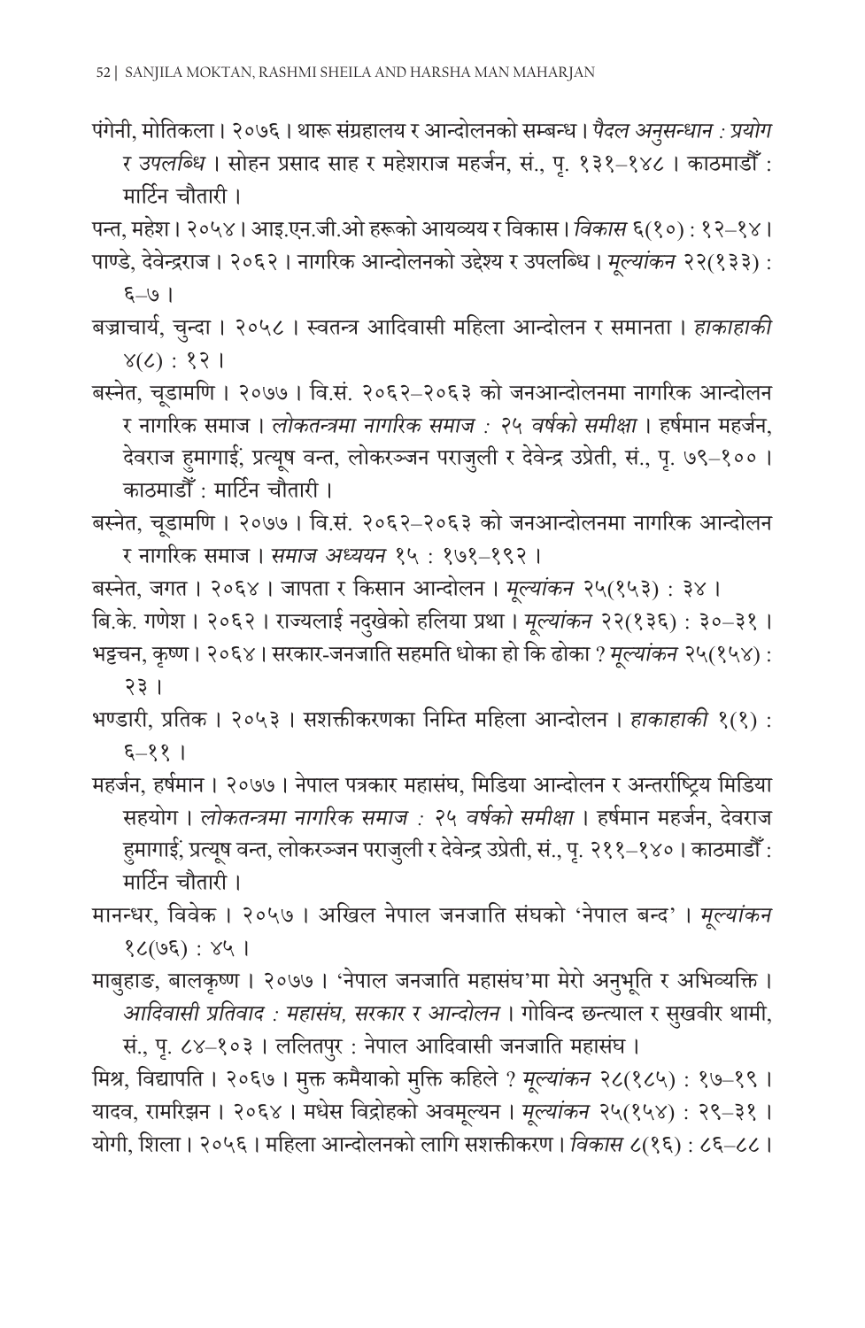पंगेनी, मोतिकला । २०७६ । थारू संग्रहालय र आन्दोलनको सम्बन्ध । *पैदल अनुसन्धान : प्रयोग र उपलब्धि* । सोहन प्रसाद साह र महेशराज महर्जन, सं., पृ. १३१–१४८ । काठमाडौँ : मार्टिन चौतारी ।

पन्त, महेश । २०५४ । आइ.एन.जी.ओ हरूको आयव्यय र विकास । *विकास* ६(१०) : १२–१४ ।

पाण्डे, देवेन्द्रराज । २०६२ । नागरिक आन्दोलनको उद्देश्य र उपलब्धि । *मूल्यांकन* २२(१३३) : ६–७ ।

बज्राचार्य, चुन्दा । २०५८ । स्वतन्त्र आदिवासी महिला आन्दोलन र समानता । *हाकाहाकी* ४(८) : १२ ।

बस्नेत, चूडामणि । २०७७ । वि.सं. २०६२–२०६३ को जनआन्दोलनमा नागरिक आन्दोलन र नागरिक समाज । *लोकतन्त्रमा नागरिक समाज : २५ वर्षको समीक्षा* । हर्षमान महर्जन, देवराज हुमागाईं, प्रत्यूष वन्त, लोकरञ्जन पराजुली र देवेन्द्र उप्रेती, सं., पृ. ७९–१०० । काठमाडौँ : मार्टिन चौतारी ।

बस्नेत, चूडामणि । २०७७ । वि.सं. २०६२–२०६३ को जनआन्दोलनमा नागरिक आन्दोलन र नागरिक समाज । *समाज अध्ययन* १५ : १७१–१९२ ।

बस्नेत, जगत । २०६४ । जापता र किसान आन्दोलन । *मूल्यांकन* २५(१५३) : ३४ ।

बि.के. गणेश । २०६२ । राज्यलाई नदुखेको हलिया प्रथा । *मूल्यांकन* २२(१३६) : ३०–३१ ।

भट्टचन, कृष्ण । २०६४ । सरकार-जनजाति सहमति धोका हो कि ढोका ? *मूल्यांकन* २५(१५४) : २३ ।

भण्डारी, प्रतिक । २०५३ । सशक्तीकरणका निम्ति महिला आन्दोलन । *हाकाहाकी* १(१) : ६–११ ।

महर्जन, हर्षमान । २०७७ । नेपाल पत्रकार महासंघ, मिडिया आन्दोलन र अन्तर्राष्ट्रिय मिडिया सहयोग । *लोकतन्त्रमा नागरिक समाज : २५ वर्षको समीक्षा* । हर्षमान महर्जन, देवराज हुमागाईं, प्रत्यूष वन्त, लोकरञ्जन पराजुली र देवेन्द्र उप्रेती, सं., पृ. २११–१४० । काठमाडौँ : मार्टिन चौतारी ।

मानन्धर, विवेक । २०५७ । अखिल नेपाल जनजाति संघको 'नेपाल बन्द' । *मूल्यांकन* १८(७६) : ४५ ।

माबुहाङ, बालकृष्ण । २०७७ । 'नेपाल जनजाति महासंघ'मा मेरो अनुभूति र अभिव्यक्ति । *आदिवासी प्रतिवाद : महासंघ, सरकार र आन्दोलन* । गोविन्द छन्त्याल र सुखवीर थामी, सं., पृ. ८४–१०३ । ललितपुर : नेपाल आदिवासी जनजाति महासंघ ।

मिश्र, विद्यापति । २०६७ । मुक्त कमैयाको मुक्ति कहिले ? *मूल्यांकन* २८(१८५) : १७–१९ ।

यादव, रामरिझन । २०६४ । मधेस विद्रोहको अवमूल्यन । *मूल्यांकन* २५(१५४) : २९–३१ ।

योगी, शिला । २०५६ । महिला आन्दोलनको लागि सशक्तीकरण । *विकास* ८(१६) : ८६–८८ ।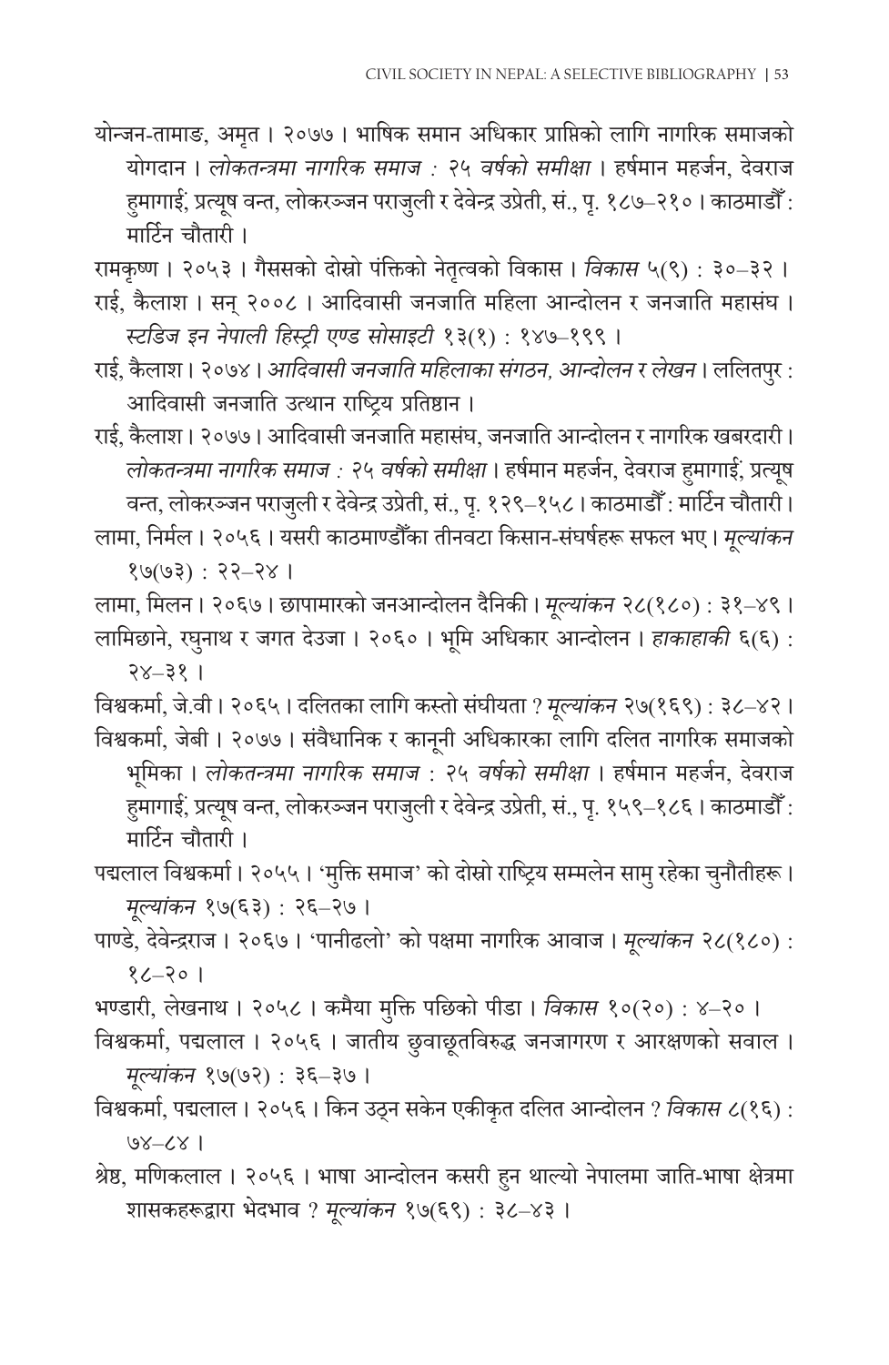योन्जन-तामाङ, अमृत । २०७७ । भाषिक समान अधिकार प्राप्तिको लागि नागरिक समाजको योगदान । *लोकतन्त्रमा नागरिक समाज : २५ वर्षको समीक्षा* । हर्षमान महर्जन, देवराज हुमागाईं, प्रत्यूष वन्त, लोकरञ्जन पराजुली र देवेन्द्र उप्रेती, सं., पृ. १८७–२१० । काठमाडौँ : मार्टिन चौतारी ।

रामकृष्ण । २०५३ । गैससको दोस्रो पंक्तिको नेतृत्वको विकास । *विकास* ५(९) : ३०–३२ ।

राई, कैलाश । सन् २००८ । आदिवासी जनजाति महिला आन्दोलन र जनजाति महासंघ । *स्टडिज इन नेपाली हिस्ट्री एण्ड सोसाइटी* १३(१) : १४७–१९९ ।

राई, कैलाश । २०७४ । *आदिवासी जनजाति महिलाका संगठन, आन्दोलन र लेखन* । ललितपुर : आदिवासी जनजाति उत्थान राष्ट्रिय प्रतिष्ठान ।

राई, कैलाश । २०७७ । आदिवासी जनजाति महासंघ, जनजाति आन्दोलन र नागरिक खबरदारी । *लोकतन्त्रमा नागरिक समाज : २५ वर्षको समीक्षा* । हर्षमान महर्जन, देवराज हुमागाईं, प्रत्यूष वन्त, लोकरञ्जन पराजुली र देवेन्द्र उप्रेती, सं., पृ. १२९–१५८ । काठमाडौँ : मार्टिन चौतारी ।

लामा, निर्मल । २०५६ । यसरी काठमाण्डौँका तीनवटा किसान-संघर्षहरू सफल भए । *मूल्यांकन* १७(७३) : २२–२४ ।

लामा, मिलन । २०६७ । छापामारको जनआन्दोलन दैनिकी । *मूल्यांकन* २८(१८०) : ३१–४९ ।

लामिछाने, रघुनाथ र जगत देउजा । २०६० । भूमि अधिकार आन्दोलन । *हाकाहाकी* ६(६) : २४–३१ ।

विश्वकर्मा, जे.वी । २०६५ । दलितका लागि कस्तो संघीयता ? *मूल्यांकन* २७(१६९) : ३८–४२ ।

विश्वकर्मा, जेबी । २०७७ । संवैधानिक र कानूनी अधिकारका लागि दलित नागरिक समाजको भूमिका । *लोकतन्त्रमा नागरिक समाज : २५ वर्षको समीक्षा* । हर्षमान महर्जन, देवराज हुमागाईं, प्रत्यूष वन्त, लोकरञ्जन पराजुली र देवेन्द्र उप्रेती, सं., पृ. १५९–१८६ । काठमाडौँ : मार्टिन चौतारी ।

पद्मलाल विश्वकर्मा । २०५५ । 'मुक्ति समाज' को दोस्रो राष्ट्रिय सम्मलेन सामु रहेका चुनौतीहरू । *मूल्यांकन* १७(६३) : २६–२७ ।

पाण्डे, देवेन्द्रराज । २०६७ । 'पानीढलो' को पक्षमा नागरिक आवाज । *मूल्यांकन* २८(१८०) : १८–२० ।

भण्डारी, लेखनाथ । २०५८ । कमैया मुक्ति पछिको पीडा । *विकास* १०(२०) : ४–२० ।

विश्वकर्मा, पद्मलाल । २०५६ । जातीय छुवाछूतविरुद्ध जनजागरण र आरक्षणको सवाल । *मूल्यांकन* १७(७२) : ३६–३७ ।

विश्वकर्मा, पद्मलाल । २०५६ । किन उठ्न सकेन एकीकृत दलित आन्दोलन ? *विकास* ८(१६) : ७४–८४ ।

श्रेष्ठ, मणिकलाल । २०५६ । भाषा आन्दोलन कसरी हुन थाल्यो नेपालमा जाति-भाषा क्षेत्रमा शासकहरूद्वारा भेदभाव ? *मूल्यांकन* १७(६९) : ३८–४३ ।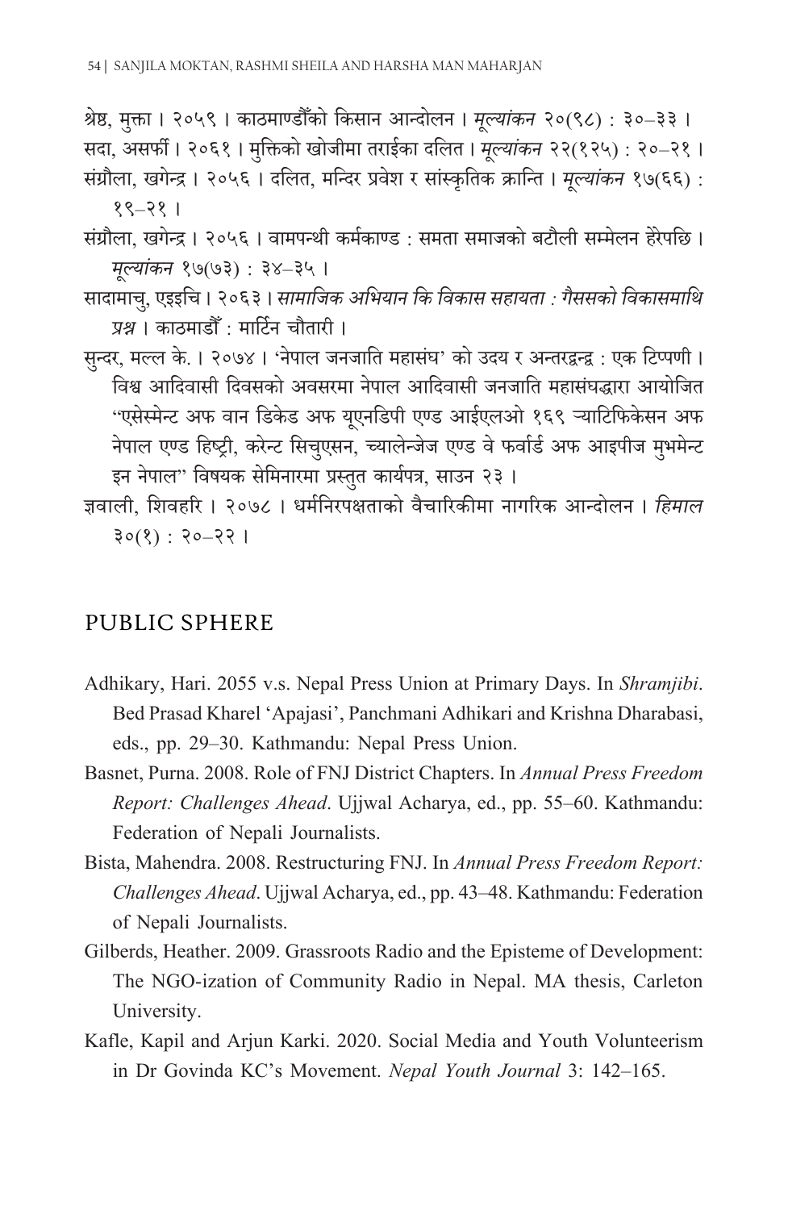श्रेष्ठ, मुक्ता । २०५९ । काठमाण्डौँको किसान आन्दोलन । *मूल्यांकन* २०(९८) : ३०–३३ ।

सदा, असर्फी । २०६१ । मुक्तिको खोजीमा तराईका दलित । *मूल्यांकन* २२(१२५) : २०–२१ ।

संग्रौला, खगेन्द्र । २०५६ । दलित, मन्दिर प्रवेश र सांस्कृतिक क्रान्ति । *मूल्यांकन* १७(६६) : १९–२१ ।

संग्रौला, खगेन्द्र । २०५६ । वामपन्थी कर्मकाण्ड : समता समाजको बटौली सम्मेलन हेरेपछि । *मूल्यांकन* १७(७३) : ३४–३५ ।

सादामाचु, एइइचि । २०६३ । *सामाजिक अभियान कि विकास सहायता : गैससको विकासमाथि प्रश्न* । काठमाडौँ : मार्टिन चौतारी ।

सुन्दर, मल्ल के. । २०७४ । 'नेपाल जनजाति महासंघ' को उदय र अन्तरद्वन्द्व : एक टिप्पणी । विश्व आदिवासी दिवसको अवसरमा नेपाल आदिवासी जनजाति महासंघद्धारा आयोजित "एसेस्मेन्ट अफ वान डिकेड अफ यूएनडिपी एण्ड आईएलओ १६९ ऱ्याटिफिकेसन अफ नेपाल एण्ड हिष्ट्री, करेन्ट सिचुएसन, च्यालेन्जेज एण्ड वे फर्वार्ड अफ आइपीज मुभमेन्ट इन नेपाल" विषयक सेमिनारमा प्रस्तुत कार्यपत्र, साउन २३ ।

ज्ञवाली, शिवहरि । २०७८ । धर्मनिरपक्षताको वैचारिकीमा नागरिक आन्दोलन । *हिमाल* ३०(१) : २०–२२ ।

## PUBLIC SPHERE

Adhikary, Hari. 2055 v.s. Nepal Press Union at Primary Days. In *Shramjibi*. Bed Prasad Kharel 'Apajasi', Panchmani Adhikari and Krishna Dharabasi, eds., pp. 29–30. Kathmandu: Nepal Press Union.

Basnet, Purna. 2008. Role of FNJ District Chapters. In *Annual Press Freedom Report: Challenges Ahead*. Ujjwal Acharya, ed., pp. 55–60. Kathmandu: Federation of Nepali Journalists.

Bista, Mahendra. 2008. Restructuring FNJ. In *Annual Press Freedom Report: Challenges Ahead*. Ujjwal Acharya, ed., pp. 43–48. Kathmandu: Federation of Nepali Journalists.

Gilberds, Heather. 2009. Grassroots Radio and the Episteme of Development: The NGO-ization of Community Radio in Nepal. MA thesis, Carleton University.

Kafle, Kapil and Arjun Karki. 2020. Social Media and Youth Volunteerism in Dr Govinda KC's Movement. *Nepal Youth Journal* 3: 142–165.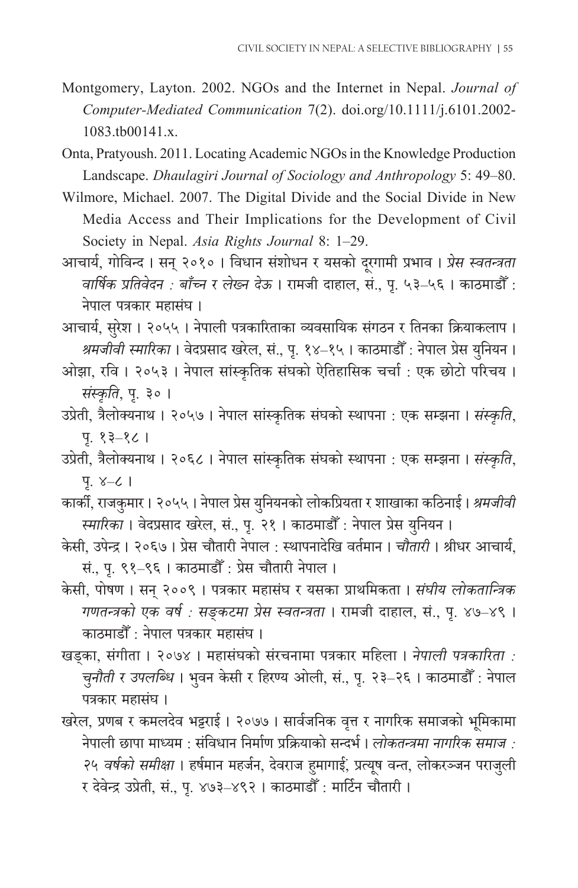Montgomery, Layton. 2002. NGOs and the Internet in Nepal. *Journal of Computer-Mediated Communication* 7(2). doi.org/10.1111/j.6101.2002-1083.tb00141.x.

Onta, Pratyoush. 2011. Locating Academic NGOs in the Knowledge Production Landscape. *Dhaulagiri Journal of Sociology and Anthropology* 5: 49–80.

Wilmore, Michael. 2007. The Digital Divide and the Social Divide in New Media Access and Their Implications for the Development of Civil Society in Nepal. *Asia Rights Journal* 8: 1–29.

आचार्य, गोविन्द । सन् २०१० । विधान संशोधन र यसको दूरगामी प्रभाव । *प्रेस स्वतन्त्रता वार्षिक प्रतिवेदन : बाँच्न र लेख्न* देऊ । रामजी दाहाल, सं., पृ. ५३–५६ । काठमाडौँ : नेपाल पत्रकार महासंघ ।

आचार्य, सुरेश । २०५५ । नेपाली पत्रकारिताका व्यवसायिक संगठन र तिनका क्रियाकलाप । *श्रमजीवी स्मारिका* । वेदप्रसाद खरेल, सं., पृ. १४–१५ । काठमाडौँ : नेपाल प्रेस युनियन ।

ओझा, रवि । २०५३ । नेपाल सांस्कृतिक संघको ऐतिहासिक चर्चा : एक छोटो परिचय । *संस्कृति*, पृ. ३० ।

उप्रेती, त्रैलोक्यनाथ । २०५७ । नेपाल सांस्कृतिक संघको स्थापना : एक सम्झना । *संस्कृति*, पृ. १३–१८ ।

उप्रेती, त्रैलोक्यनाथ । २०६८ । नेपाल सांस्कृतिक संघको स्थापना : एक सम्झना । *संस्कृति*, पृ. ४–८ ।

कार्की, राजकुमार । २०५५ । नेपाल प्रेस युनियनको लोकप्रियता र शाखाका कठिनाई । *श्रमजीवी स्मारिका* । वेदप्रसाद खरेल, सं., पृ. २१ । काठमाडौँ : नेपाल प्रेस युनियन ।

केसी, उपेन्द्र । २०६७ । प्रेस चौतारी नेपाल : स्थापनादेखि वर्तमान । *चौतारी* । श्रीधर आचार्य, सं., पृ. ९१–९६ । काठमाडौँ : प्रेस चौतारी नेपाल ।

केसी, पोषण । सन् २००९ । पत्रकार महासंघ र यसका प्राथमिकता । *संघीय लोकतान्त्रिक गणतन्त्रको एक वर्ष : सङ्कटमा प्रेस स्वतन्त्रता* । रामजी दाहाल, सं., पृ. ४७–४९ । काठमाडौँ : नेपाल पत्रकार महासंघ ।

खड्का, संगीता । २०७४ । महासंघको संरचनामा पत्रकार महिला । *नेपाली पत्रकारिता : चुनौती र उपलब्धि* । भुवन केसी र हिरण्य ओली, सं., पृ. २३–२६ । काठमाडौँ : नेपाल पत्रकार महासंघ ।

खरेल, प्रणब र कमलदेव भट्टराई । २०७७ । सार्वजनिक वृत्त र नागरिक समाजको भूमिकामा नेपाली छापा माध्यम : संविधान निर्माण प्रक्रियाको सन्दर्भ । *लोकतन्त्रमा नागरिक समाज : २५ वर्षको समीक्षा* । हर्षमान महर्जन, देवराज हुमागाईं, प्रत्यूष वन्त, लोकरञ्जन पराजुली र देवेन्द्र उप्रेती, सं., पृ. ४७३–४९२ । काठमाडौँ : मार्टिन चौतारी ।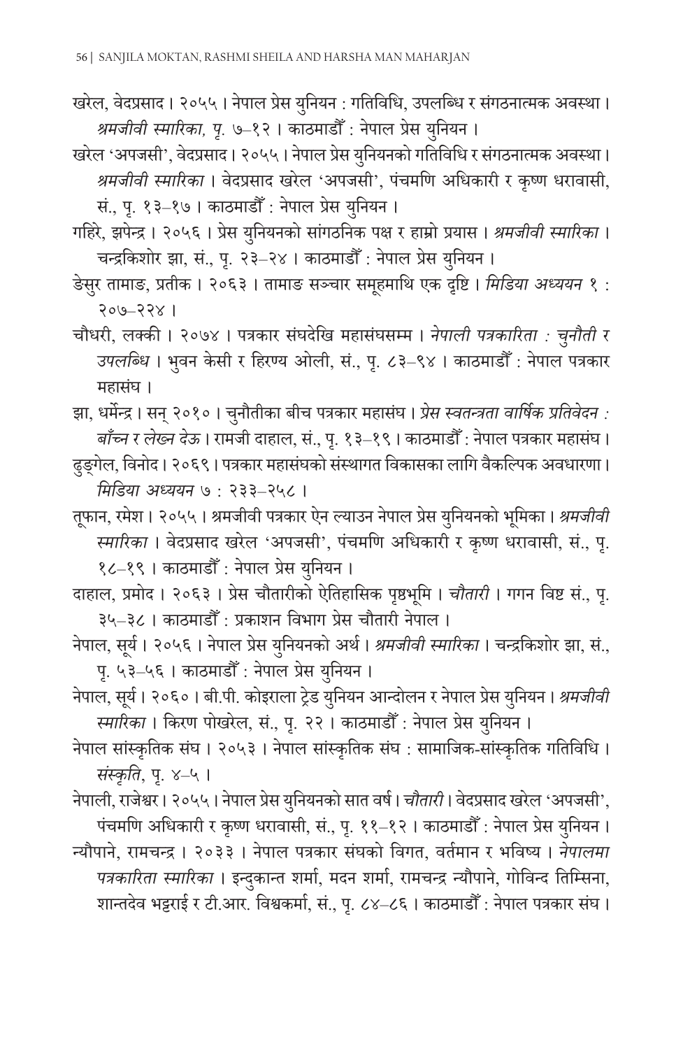खरेल, वेदप्रसाद । २०५५ । नेपाल प्रेस युनियन : गतिविधि, उपलब्धि र संगठनात्मक अवस्था । *श्रमजीवी स्मारिका, पृ.* ७–१२ । काठमाडौँ : नेपाल प्रेस युनियन ।

खरेल 'अपजसी', वेदप्रसाद । २०५५ । नेपाल प्रेस युनियनको गतिविधि र संगठनात्मक अवस्था । *श्रमजीवी स्मारिका* । वेदप्रसाद खरेल 'अपजसी', पंचमणि अधिकारी र कृष्ण धरावासी, सं., पृ. १३–१७ । काठमाडौँ : नेपाल प्रेस युनियन ।

गहिरे, झपेन्द्र । २०५६ । प्रेस युनियनको सांगठनिक पक्ष र हाम्रो प्रयास । *श्रमजीवी स्मारिका* । चन्द्रकिशोर झा, सं., पृ. २३–२४ । काठमाडौँ : नेपाल प्रेस युनियन ।

डेसुर तामाङ, प्रतीक । २०६३ । तामाङ सञ्चार समूहमाथि एक दृष्टि । *मिडिया अध्ययन* १ : २०७–२२४ ।

चौधरी, लक्की । २०७४ । पत्रकार संघदेखि महासंघसम्म । *नेपाली पत्रकारिता : चुनौती र उपलब्धि* । भुवन केसी र हिरण्य ओली, सं., पृ. ८३–९४ । काठमाडौँ : नेपाल पत्रकार महासंघ ।

झा, धर्मेन्द्र । सन् २०१० । चुनौतीका बीच पत्रकार महासंघ । *प्रेस स्वतन्त्रता वार्षिक प्रतिवेदन : बाँच्न र लेख्न देऊ* । रामजी दाहाल, सं., पृ. १३–१९ । काठमाडौँ : नेपाल पत्रकार महासंघ ।

ढुङ्गेल, विनोद । २०६९ । पत्रकार महासंघको संस्थागत विकासका लागि वैकल्पिक अवधारणा । *मिडिया अध्ययन* ७ : २३३–२५८ ।

तूफान, रमेश । २०५५ । श्रमजीवी पत्रकार ऐन ल्याउन नेपाल प्रेस युनियनको भूमिका । *श्रमजीवी स्मारिका* । वेदप्रसाद खरेल 'अपजसी', पंचमणि अधिकारी र कृष्ण धरावासी, सं., पृ. १८–१९ । काठमाडौँ : नेपाल प्रेस युनियन ।

दाहाल, प्रमोद । २०६३ । प्रेस चौतारीको ऐतिहासिक पृष्ठभूमि । *चौतारी* । गगन विष्ट सं., पृ. ३५–३८ । काठमाडौँ : प्रकाशन विभाग प्रेस चौतारी नेपाल ।

नेपाल, सूर्य । २०५६ । नेपाल प्रेस युनियनको अर्थ । *श्रमजीवी स्मारिका* । चन्द्रकिशोर झा, सं., पृ. ५३–५६ । काठमाडौँ : नेपाल प्रेस युनियन ।

नेपाल, सूर्य । २०६० । बी.पी. कोइराला ट्रेड युनियन आन्दोलन र नेपाल प्रेस युनियन । *श्रमजीवी स्मारिका* । किरण पोखरेल, सं., पृ. २२ । काठमाडौँ : नेपाल प्रेस युनियन ।

नेपाल सांस्कृतिक संघ । २०५३ । नेपाल सांस्कृतिक संघ : सामाजिक-सांस्कृतिक गतिविधि । *संस्कृति*, पृ. ४–५ ।

नेपाली, राजेश्वर । २०५५ । नेपाल प्रेस युनियनको सात वर्ष । *चौतारी* । वेदप्रसाद खरेल 'अपजसी', पंचमणि अधिकारी र कृष्ण धरावासी, सं., पृ. ११–१२ । काठमाडौँ : नेपाल प्रेस युनियन ।

न्यौपाने, रामचन्द्र । २०३३ । नेपाल पत्रकार संघको विगत, वर्तमान र भविष्य । *नेपालमा पत्रकारिता स्मारिका* । इन्दुकान्त शर्मा, मदन शर्मा, रामचन्द्र न्यौपाने, गोविन्द तिम्सिना, शान्तदेव भट्टराई र टी.आर. विश्वकर्मा, सं., पृ. ८४–८६ । काठमाडौँ : नेपाल पत्रकार संघ ।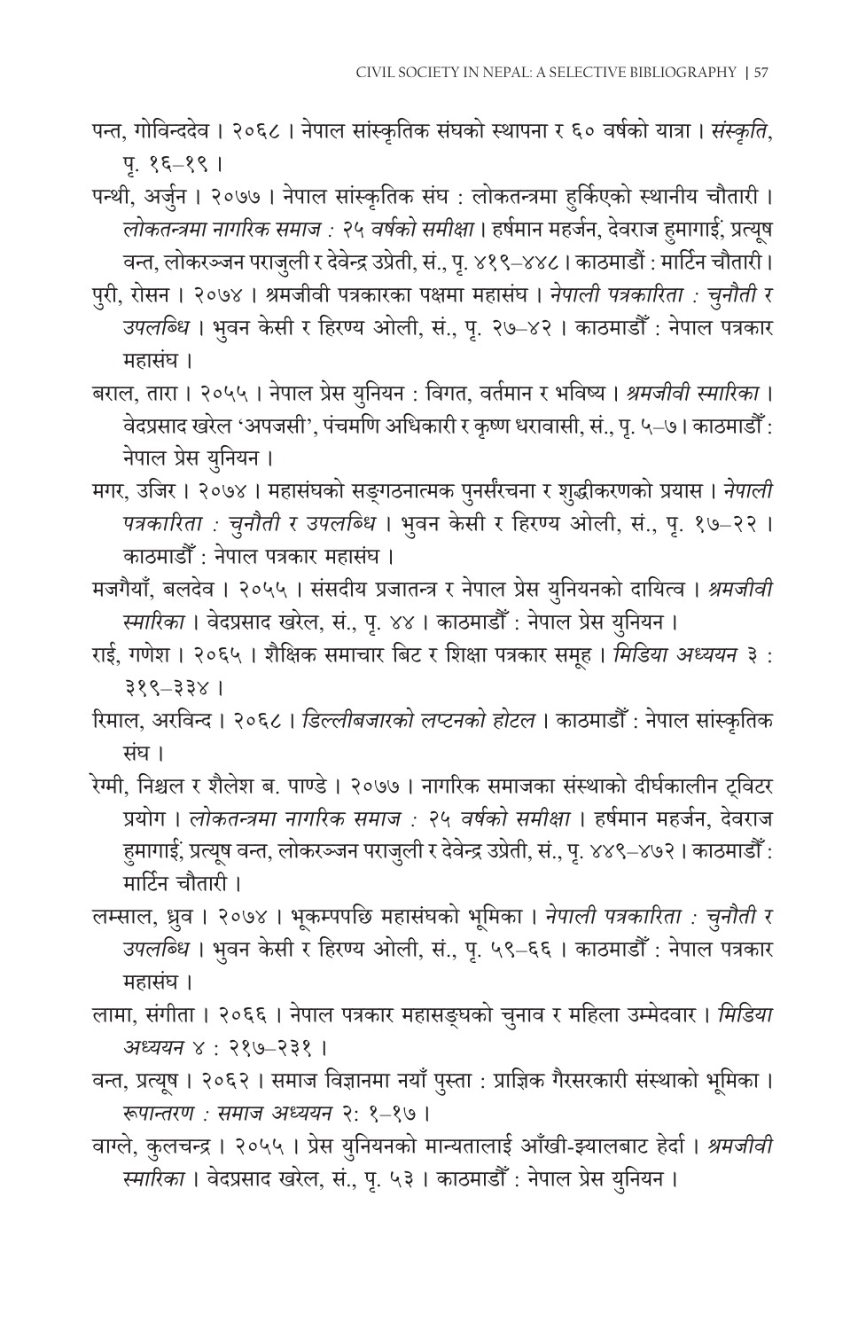पन्त, गोविन्ददेव । २०६८ । नेपाल सांस्कृतिक संघको स्थापना र ६० वर्षको यात्रा । *संस्कृति*, पृ. १६–१९ ।

पन्थी, अर्जुन । २०७७ । नेपाल सांस्कृतिक संघ : लोकतन्त्रमा हुर्किएको स्थानीय चौतारी । *लोकतन्त्रमा नागरिक समाज : २५ वर्षको समीक्षा* । हर्षमान महर्जन, देवराज हुमागाईं, प्रत्यूष वन्त, लोकरञ्जन पराजुली र देवेन्द्र उप्रेती, सं., पृ. ४१९–४४८ । काठमाडौँ : मार्टिन चौतारी ।

पुरी, रोसन । २०७४ । श्रमजीवी पत्रकारका पक्षमा महासंघ । *नेपाली पत्रकारिता : चुनौती र उपलब्धि* । भुवन केसी र हिरण्य ओली, सं., पृ. २७–४२ । काठमाडौँ : नेपाल पत्रकार महासंघ ।

बराल, तारा । २०५५ । नेपाल प्रेस युनियन : विगत, वर्तमान र भविष्य । *श्रमजीवी स्मारिका* । वेदप्रसाद खरेल 'अपजसी', पंचमणि अधिकारी र कृष्ण धरावासी, सं., पृ. ५–७ । काठमाडौँ : नेपाल प्रेस युनियन ।

मगर, उजिर । २०७४ । महासंघको सङ्गठनात्मक पुनर्संरचना र शुद्धीकरणको प्रयास । *नेपाली पत्रकारिता : चुनौती र उपलब्धि* । भुवन केसी र हिरण्य ओली, सं., पृ. १७–२२ । काठमाडौँ : नेपाल पत्रकार महासंघ ।

मजगैयाँ, बलदेव । २०५५ । संसदीय प्रजातन्त्र र नेपाल प्रेस युनियनको दायित्व । *श्रमजीवी स्मारिका* । वेदप्रसाद खरेल, सं., पृ. ४४ । काठमाडौँ : नेपाल प्रेस युनियन ।

राई, गणेश । २०६५ । शैक्षिक समाचार बिट र शिक्षा पत्रकार समूह । *मिडिया अध्ययन* ३ : ३१९–३३४ ।

रिमाल, अरविन्द । २०६८ । *डिल्लीबजारको लप्टनको होटल* । काठमाडौँ : नेपाल सांस्कृतिक संघ ।

रेग्मी, निश्चल र शैलेश ब. पाण्डे । २०७७ । नागरिक समाजका संस्थाको दीर्घकालीन ट्विटर प्रयोग । *लोकतन्त्रमा नागरिक समाज : २५ वर्षको समीक्षा* । हर्षमान महर्जन, देवराज हुमागाईं, प्रत्यूष वन्त, लोकरञ्जन पराजुली र देवेन्द्र उप्रेती, सं., पृ. ४४९–४७२ । काठमाडौँ : मार्टिन चौतारी ।

लम्साल, ध्रुव । २०७४ । भूकम्पपछि महासंघको भूमिका । *नेपाली पत्रकारिता : चुनौती र उपलब्धि* । भुवन केसी र हिरण्य ओली, सं., पृ. ५९–६६ । काठमाडौँ : नेपाल पत्रकार महासंघ ।

लामा, संगीता । २०६६ । नेपाल पत्रकार महासङ्घको चुनाव र महिला उम्मेदवार । *मिडिया अध्ययन* ४ : २१७–२३१ ।

वन्त, प्रत्यूष । २०६२ । समाज विज्ञानमा नयाँ पुस्ता : प्राज्ञिक गैरसरकारी संस्थाको भूमिका । *रूपान्तरण : समाज अध्ययन* २: १–१७ ।

वाग्ले, कुलचन्द्र । २०५५ । प्रेस युनियनको मान्यतालाई आँखी-झ्यालबाट हेर्दा । *श्रमजीवी स्मारिका* । वेदप्रसाद खरेल, सं., पृ. ५३ । काठमाडौँ : नेपाल प्रेस युनियन ।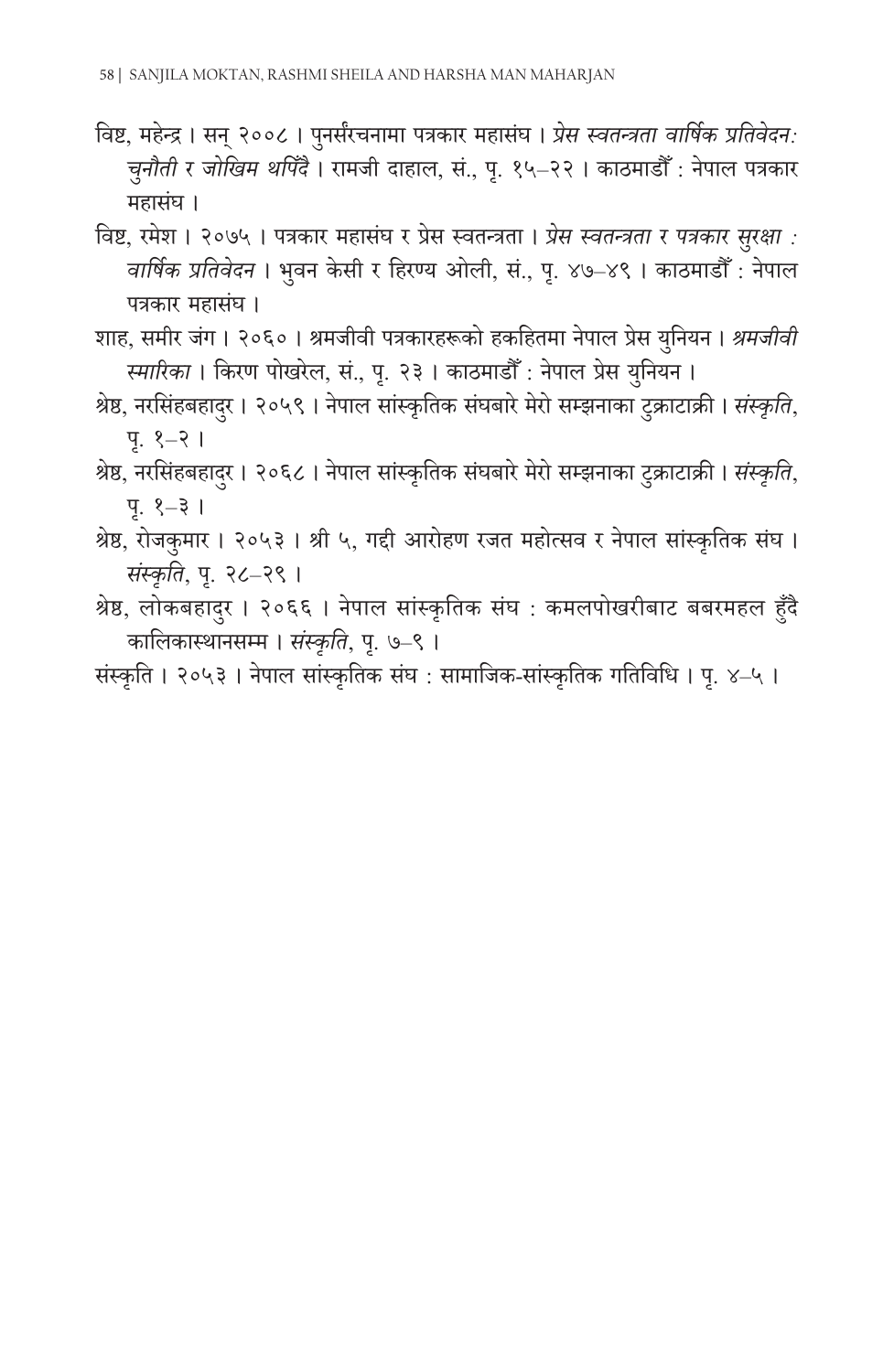विष्ट, महेन्द्र । सन् २००८ । पुनर्संरचनामा पत्रकार महासंघ । *प्रेस स्वतन्त्रता वार्षिक प्रतिवेदन: चुनौती र जोखिम थपिँदै* । रामजी दाहाल, सं., पृ. १५–२२ । काठमाडौँ : नेपाल पत्रकार महासंघ ।

विष्ट, रमेश । २०७५ । पत्रकार महासंघ र प्रेस स्वतन्त्रता । *प्रेस स्वतन्त्रता र पत्रकार सुरक्षा : वार्षिक प्रतिवेदन* । भुवन केसी र हिरण्य ओली, सं., पृ. ४७–४९ । काठमाडौँ : नेपाल पत्रकार महासंघ ।

शाह, समीर जंग । २०६० । श्रमजीवी पत्रकारहरूको हकहितमा नेपाल प्रेस युनियन । *श्रमजीवी स्मारिका* । किरण पोखरेल, सं., पृ. २३ । काठमाडौँ : नेपाल प्रेस युनियन ।

श्रेष्ठ, नरसिंहबहादुर । २०५९ । नेपाल सांस्कृतिक संघबारे मेरो सम्झनाका टुक्राटाक्री । *संस्कृति*, पृ. १–२ ।

श्रेष्ठ, नरसिंहबहादुर । २०६८ । नेपाल सांस्कृतिक संघबारे मेरो सम्झनाका टुक्राटाक्री । *संस्कृति*, पृ. १–३ ।

श्रेष्ठ, रोजकुमार । २०५३ । श्री ५, गद्दी आरोहण रजत महोत्सव र नेपाल सांस्कृतिक संघ । *संस्कृति*, पृ. २८–२९ ।

श्रेष्ठ, लोकबहादुर । २०६६ । नेपाल सांस्कृतिक संघ : कमलपोखरीबाट बबरमहल हुँदै कालिकास्थानसम्म । *संस्कृति*, पृ. ७–९ ।

संस्कृति । २०५३ । नेपाल सांस्कृतिक संघ : सामाजिक-सांस्कृतिक गतिविधि । पृ. ४–५ ।